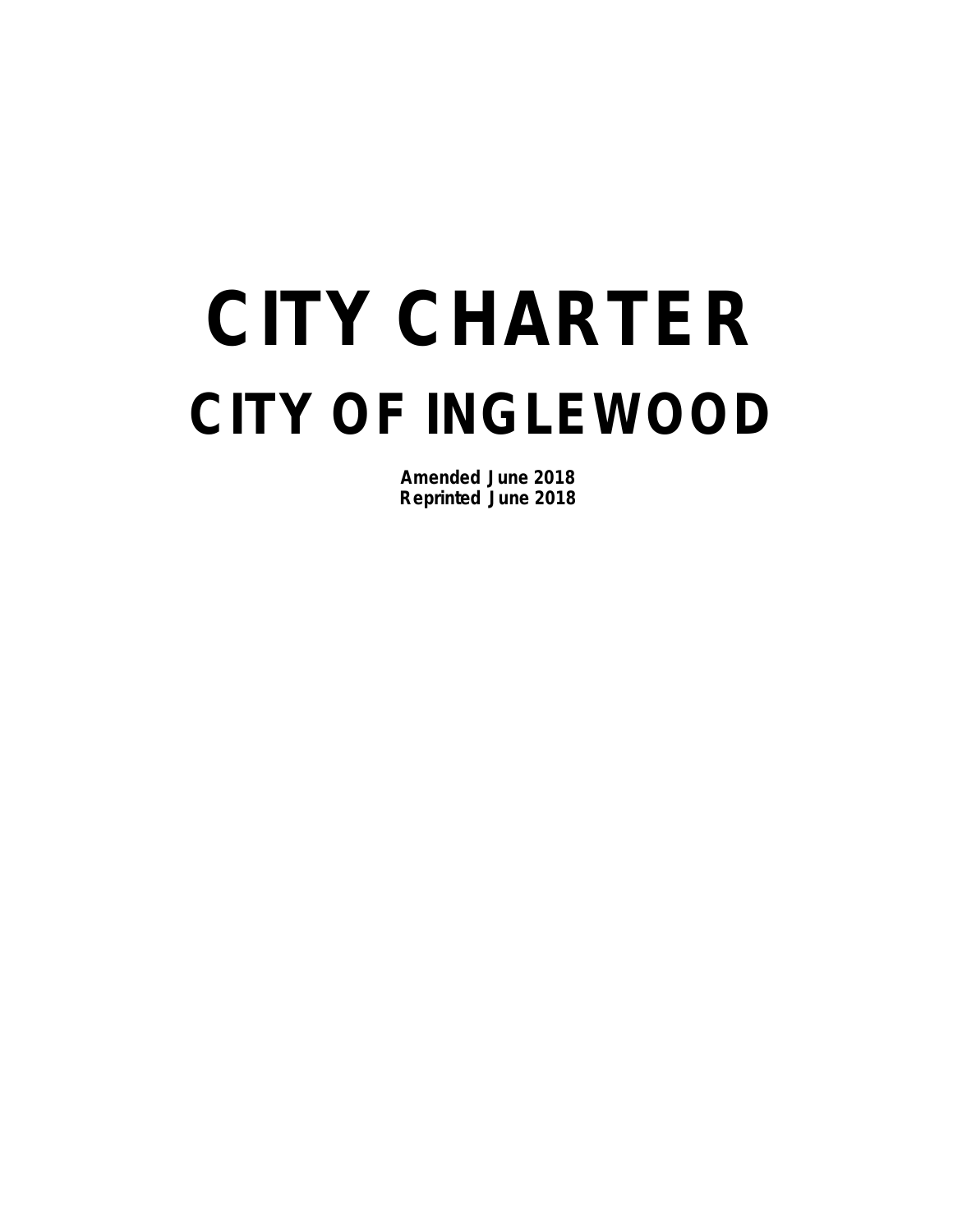# CITY CHARTER

## CITY OF INGLEWOOD

**Amended June 2018**
**Reprinted June 2018**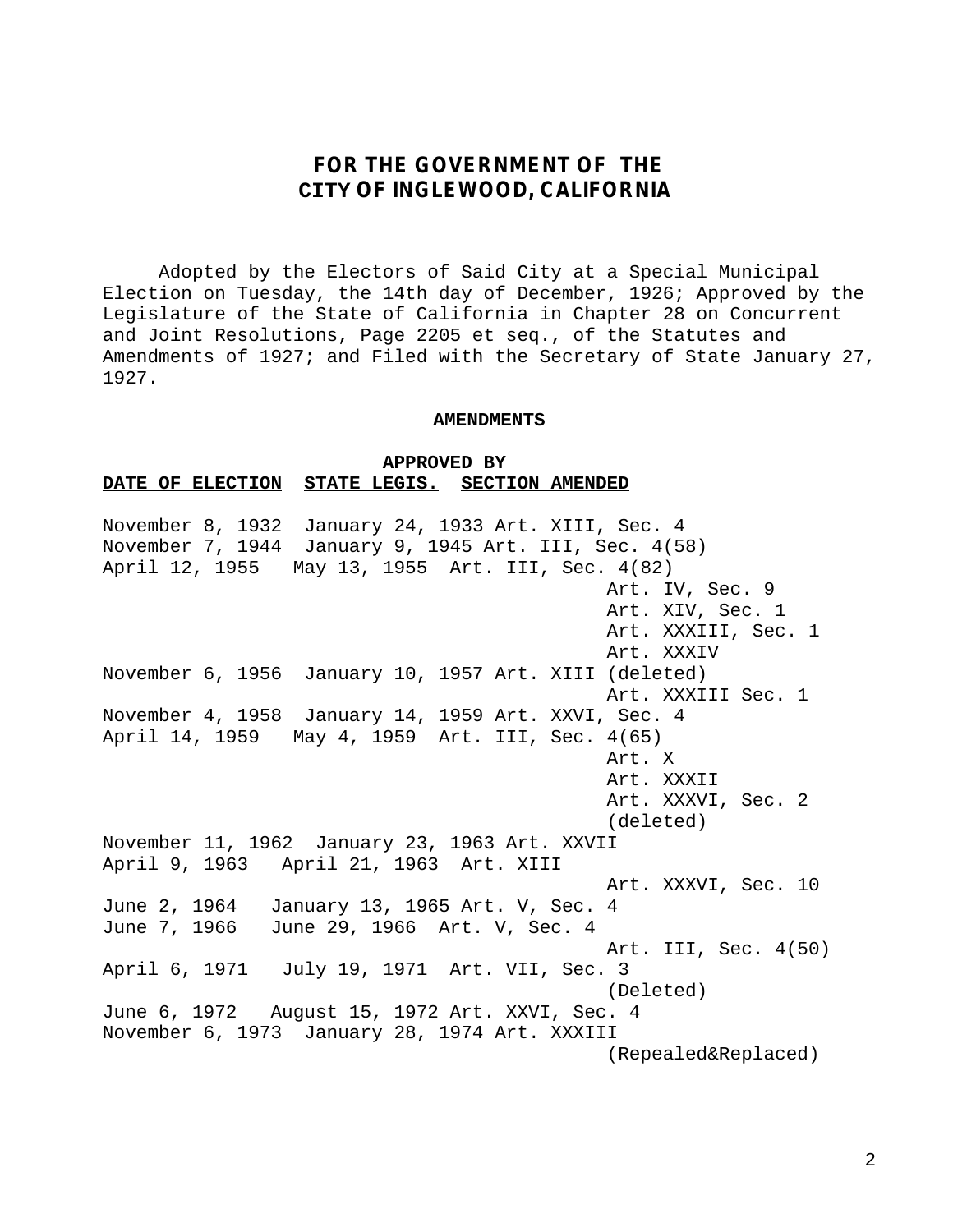## FOR THE GOVERNMENT OF THE CITY OF INGLEWOOD, CALIFORNIA

Adopted by the Electors of Said City at a Special Municipal Election on Tuesday, the 14th day of December, 1926; Approved by the Legislature of the State of California in Chapter 28 on Concurrent and Joint Resolutions, Page 2205 et seq., of the Statutes and Amendments of 1927; and Filed with the Secretary of State January 27, 1927.

**AMENDMENTS**

| DATE OF ELECTION | APPROVED BY STATE LEGIS. | SECTION AMENDED |
|---|---|---|
| November 8, 1932 | January 24, 1933 | Art. XIII, Sec. 4 |
| November 7, 1944 | January 9, 1945 | Art. III, Sec. 4(58) |
| April 12, 1955 | May 13, 1955 | Art. III, Sec. 4(82) |
| | | Art. IV, Sec. 9 |
| | | Art. XIV, Sec. 1 |
| | | Art. XXXIII, Sec. 1 |
| | | Art. XXXIV |
| November 6, 1956 | January 10, 1957 | Art. XIII (deleted) |
| | | Art. XXXIII Sec. 1 |
| November 4, 1958 | January 14, 1959 | Art. XXVI, Sec. 4 |
| April 14, 1959 | May 4, 1959 | Art. III, Sec. 4(65) |
| | | Art. X |
| | | Art. XXXII |
| | | Art. XXXVI, Sec. 2 (deleted) |
| November 11, 1962 | January 23, 1963 | Art. XXVII |
| April 9, 1963 | April 21, 1963 | Art. XIII |
| | | Art. XXXVI, Sec. 10 |
| June 2, 1964 | January 13, 1965 | Art. V, Sec. 4 |
| June 7, 1966 | June 29, 1966 | Art. V, Sec. 4 |
| | | Art. III, Sec. 4(50) |
| April 6, 1971 | July 19, 1971 | Art. VII, Sec. 3 (Deleted) |
| June 6, 1972 | August 15, 1972 | Art. XXVI, Sec. 4 |
| November 6, 1973 | January 28, 1974 | Art. XXXIII (Repealed&Replaced) |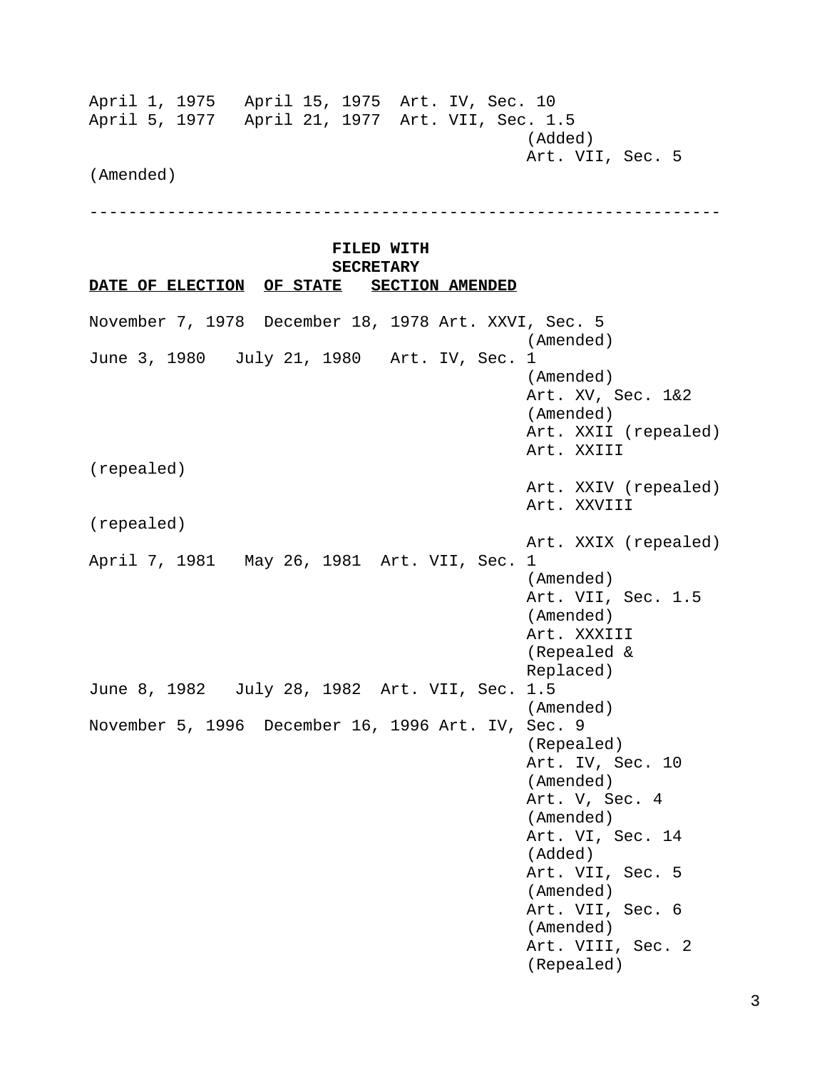| DATE OF ELECTION | FILED WITH SECRETARY OF STATE | SECTION AMENDED |
|---|---|---|
| April 1, 1975 | April 15, 1975 | Art. IV, Sec. 10 |
| April 5, 1977 | April 21, 1977 | Art. VII, Sec. 1.5 (Added) |
| | | Art. VII, Sec. 5 (Amended) |

---

| DATE OF ELECTION | FILED WITH SECRETARY OF STATE | SECTION AMENDED |
|---|---|---|
| November 7, 1978 | December 18, 1978 | Art. XXVI, Sec. 5 (Amended) |
| June 3, 1980 | July 21, 1980 | Art. IV, Sec. 1 (Amended) |
| | | Art. XV, Sec. 1&2 (Amended) |
| | | Art. XXII (repealed) |
| | | Art. XXIII (repealed) |
| | | Art. XXIV (repealed) |
| | | Art. XXVIII (repealed) |
| | | Art. XXIX (repealed) |
| April 7, 1981 | May 26, 1981 | Art. VII, Sec. 1 (Amended) |
| | | Art. VII, Sec. 1.5 (Amended) |
| | | Art. XXXIII (Repealed & Replaced) |
| June 8, 1982 | July 28, 1982 | Art. VII, Sec. 1.5 (Amended) |
| November 5, 1996 | December 16, 1996 | Art. IV, Sec. 9 (Repealed) |
| | | Art. IV, Sec. 10 (Amended) |
| | | Art. V, Sec. 4 (Amended) |
| | | Art. VI, Sec. 14 (Added) |
| | | Art. VII, Sec. 5 (Amended) |
| | | Art. VII, Sec. 6 (Amended) |
| | | Art. VIII, Sec. 2 (Repealed) |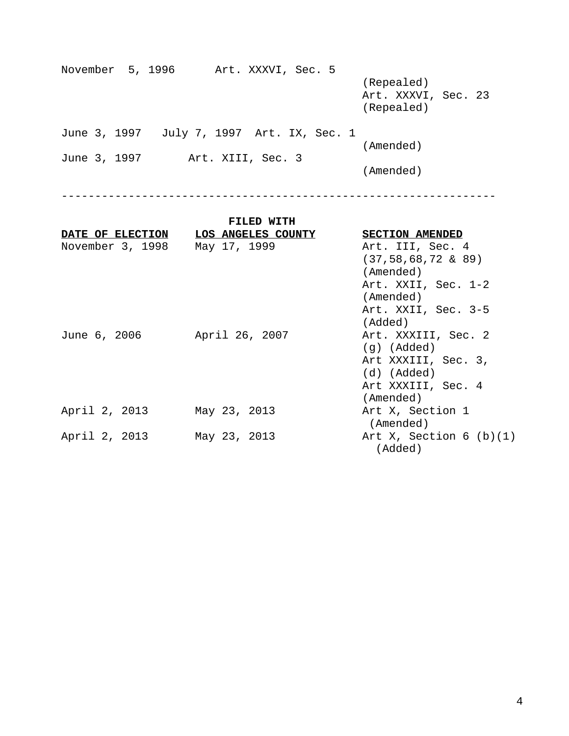| | | |
|---|---|---|
| November 5, 1996 | | Art. XXXVI, Sec. 5 (Repealed)<br>Art. XXXVI, Sec. 23 (Repealed) |
| June 3, 1997 | July 7, 1997 | Art. IX, Sec. 1 (Amended) |
| June 3, 1997 | | Art. XIII, Sec. 3 (Amended) |

---

| DATE OF ELECTION | FILED WITH LOS ANGELES COUNTY | SECTION AMENDED |
|---|---|---|
| November 3, 1998 | May 17, 1999 | Art. III, Sec. 4 (37,58,68,72 & 89) (Amended)<br>Art. XXII, Sec. 1-2 (Amended)<br>Art. XXII, Sec. 3-5 (Added) |
| June 6, 2006 | April 26, 2007 | Art. XXXIII, Sec. 2 (g) (Added)<br>Art XXXIII, Sec. 3, (d) (Added)<br>Art XXXIII, Sec. 4 (Amended) |
| April 2, 2013 | May 23, 2013 | Art X, Section 1 (Amended) |
| April 2, 2013 | May 23, 2013 | Art X, Section 6 (b)(1) (Added) |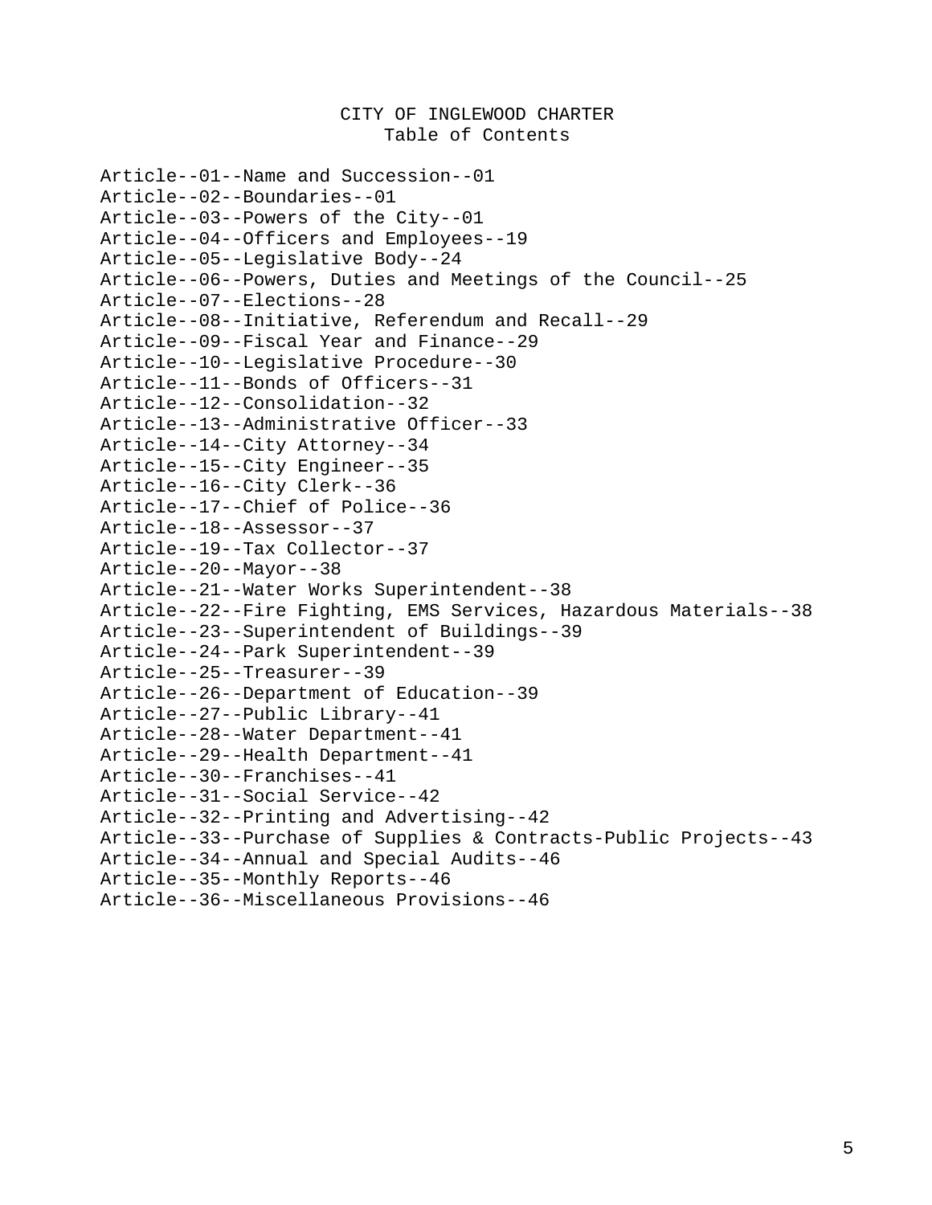# CITY OF INGLEWOOD CHARTER

## Table of Contents

Article--01--Name and Succession--01
Article--02--Boundaries--01
Article--03--Powers of the City--01
Article--04--Officers and Employees--19
Article--05--Legislative Body--24
Article--06--Powers, Duties and Meetings of the Council--25
Article--07--Elections--28
Article--08--Initiative, Referendum and Recall--29
Article--09--Fiscal Year and Finance--29
Article--10--Legislative Procedure--30
Article--11--Bonds of Officers--31
Article--12--Consolidation--32
Article--13--Administrative Officer--33
Article--14--City Attorney--34
Article--15--City Engineer--35
Article--16--City Clerk--36
Article--17--Chief of Police--36
Article--18--Assessor--37
Article--19--Tax Collector--37
Article--20--Mayor--38
Article--21--Water Works Superintendent--38
Article--22--Fire Fighting, EMS Services, Hazardous Materials--38
Article--23--Superintendent of Buildings--39
Article--24--Park Superintendent--39
Article--25--Treasurer--39
Article--26--Department of Education--39
Article--27--Public Library--41
Article--28--Water Department--41
Article--29--Health Department--41
Article--30--Franchises--41
Article--31--Social Service--42
Article--32--Printing and Advertising--42
Article--33--Purchase of Supplies & Contracts-Public Projects--43
Article--34--Annual and Special Audits--46
Article--35--Monthly Reports--46
Article--36--Miscellaneous Provisions--46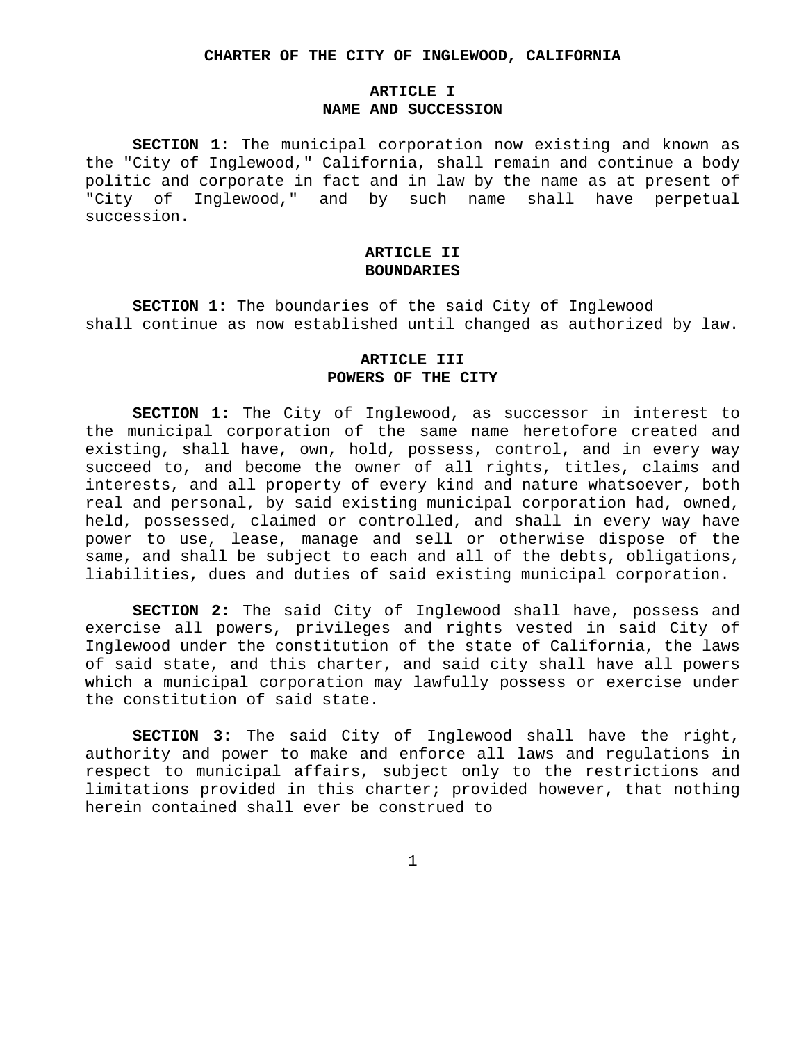# CHARTER OF THE CITY OF INGLEWOOD, CALIFORNIA

## ARTICLE I
## NAME AND SUCCESSION

**SECTION 1:** The municipal corporation now existing and known as the "City of Inglewood," California, shall remain and continue a body politic and corporate in fact and in law by the name as at present of "City of Inglewood," and by such name shall have perpetual succession.

## ARTICLE II
## BOUNDARIES

**SECTION 1:** The boundaries of the said City of Inglewood shall continue as now established until changed as authorized by law.

## ARTICLE III
## POWERS OF THE CITY

**SECTION 1:** The City of Inglewood, as successor in interest to the municipal corporation of the same name heretofore created and existing, shall have, own, hold, possess, control, and in every way succeed to, and become the owner of all rights, titles, claims and interests, and all property of every kind and nature whatsoever, both real and personal, by said existing municipal corporation had, owned, held, possessed, claimed or controlled, and shall in every way have power to use, lease, manage and sell or otherwise dispose of the same, and shall be subject to each and all of the debts, obligations, liabilities, dues and duties of said existing municipal corporation.

**SECTION 2:** The said City of Inglewood shall have, possess and exercise all powers, privileges and rights vested in said City of Inglewood under the constitution of the state of California, the laws of said state, and this charter, and said city shall have all powers which a municipal corporation may lawfully possess or exercise under the constitution of said state.

**SECTION 3:** The said City of Inglewood shall have the right, authority and power to make and enforce all laws and regulations in respect to municipal affairs, subject only to the restrictions and limitations provided in this charter; provided however, that nothing herein contained shall ever be construed to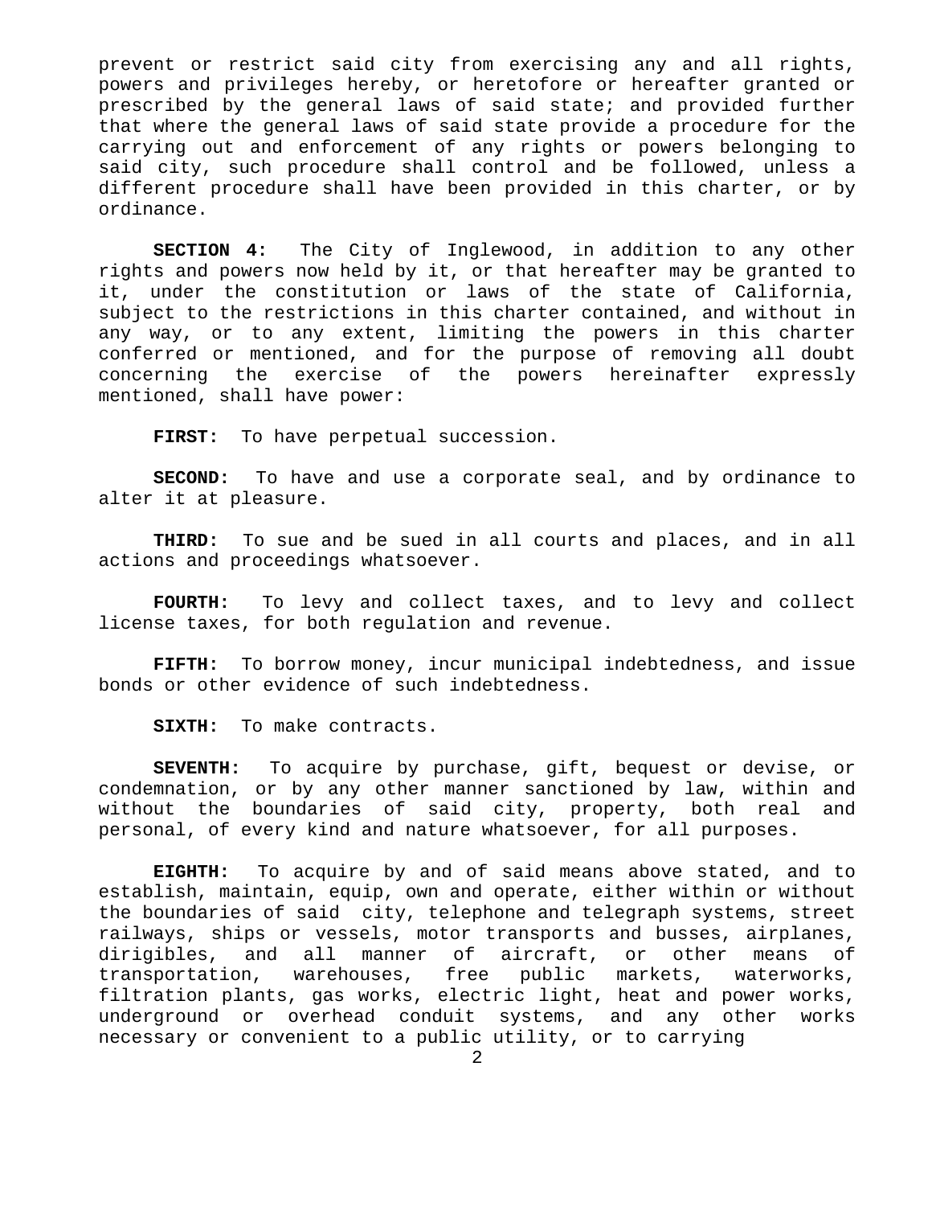prevent or restrict said city from exercising any and all rights, powers and privileges hereby, or heretofore or hereafter granted or prescribed by the general laws of said state; and provided further that where the general laws of said state provide a procedure for the carrying out and enforcement of any rights or powers belonging to said city, such procedure shall control and be followed, unless a different procedure shall have been provided in this charter, or by ordinance.

**SECTION 4:** The City of Inglewood, in addition to any other rights and powers now held by it, or that hereafter may be granted to it, under the constitution or laws of the state of California, subject to the restrictions in this charter contained, and without in any way, or to any extent, limiting the powers in this charter conferred or mentioned, and for the purpose of removing all doubt concerning the exercise of the powers hereinafter expressly mentioned, shall have power:

**FIRST:** To have perpetual succession.

**SECOND:** To have and use a corporate seal, and by ordinance to alter it at pleasure.

**THIRD:** To sue and be sued in all courts and places, and in all actions and proceedings whatsoever.

**FOURTH:** To levy and collect taxes, and to levy and collect license taxes, for both regulation and revenue.

**FIFTH:** To borrow money, incur municipal indebtedness, and issue bonds or other evidence of such indebtedness.

**SIXTH:** To make contracts.

**SEVENTH:** To acquire by purchase, gift, bequest or devise, or condemnation, or by any other manner sanctioned by law, within and without the boundaries of said city, property, both real and personal, of every kind and nature whatsoever, for all purposes.

**EIGHTH:** To acquire by and of said means above stated, and to establish, maintain, equip, own and operate, either within or without the boundaries of said city, telephone and telegraph systems, street railways, ships or vessels, motor transports and busses, airplanes, dirigibles, and all manner of aircraft, or other means of transportation, warehouses, free public markets, waterworks, filtration plants, gas works, electric light, heat and power works, underground or overhead conduit systems, and any other works necessary or convenient to a public utility, or to carrying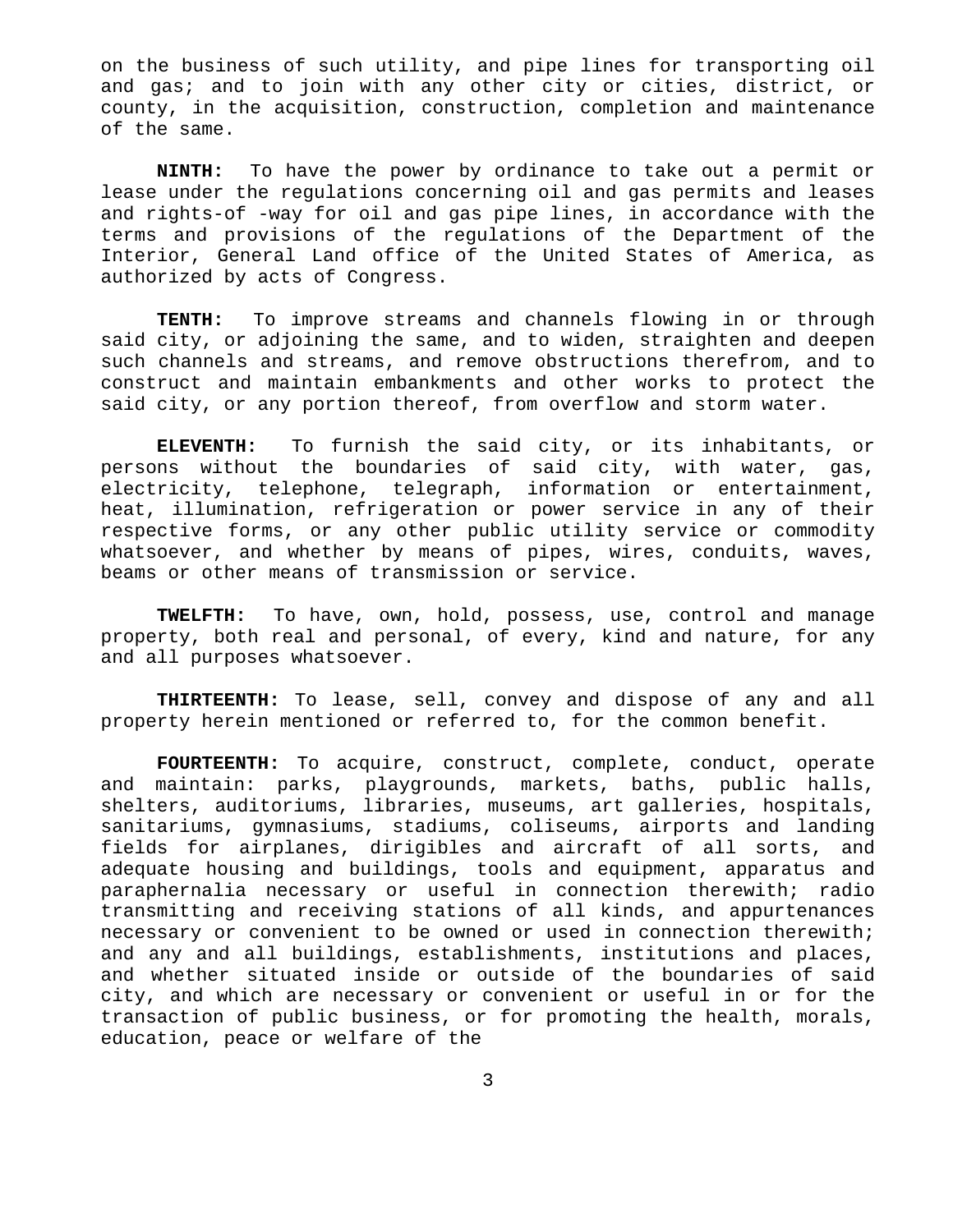on the business of such utility, and pipe lines for transporting oil and gas; and to join with any other city or cities, district, or county, in the acquisition, construction, completion and maintenance of the same.

**NINTH:** To have the power by ordinance to take out a permit or lease under the regulations concerning oil and gas permits and leases and rights-of -way for oil and gas pipe lines, in accordance with the terms and provisions of the regulations of the Department of the Interior, General Land office of the United States of America, as authorized by acts of Congress.

**TENTH:** To improve streams and channels flowing in or through said city, or adjoining the same, and to widen, straighten and deepen such channels and streams, and remove obstructions therefrom, and to construct and maintain embankments and other works to protect the said city, or any portion thereof, from overflow and storm water.

**ELEVENTH:** To furnish the said city, or its inhabitants, or persons without the boundaries of said city, with water, gas, electricity, telephone, telegraph, information or entertainment, heat, illumination, refrigeration or power service in any of their respective forms, or any other public utility service or commodity whatsoever, and whether by means of pipes, wires, conduits, waves, beams or other means of transmission or service.

**TWELFTH:** To have, own, hold, possess, use, control and manage property, both real and personal, of every, kind and nature, for any and all purposes whatsoever.

**THIRTEENTH:** To lease, sell, convey and dispose of any and all property herein mentioned or referred to, for the common benefit.

**FOURTEENTH:** To acquire, construct, complete, conduct, operate and maintain: parks, playgrounds, markets, baths, public halls, shelters, auditoriums, libraries, museums, art galleries, hospitals, sanitariums, gymnasiums, stadiums, coliseums, airports and landing fields for airplanes, dirigibles and aircraft of all sorts, and adequate housing and buildings, tools and equipment, apparatus and paraphernalia necessary or useful in connection therewith; radio transmitting and receiving stations of all kinds, and appurtenances necessary or convenient to be owned or used in connection therewith; and any and all buildings, establishments, institutions and places, and whether situated inside or outside of the boundaries of said city, and which are necessary or convenient or useful in or for the transaction of public business, or for promoting the health, morals, education, peace or welfare of the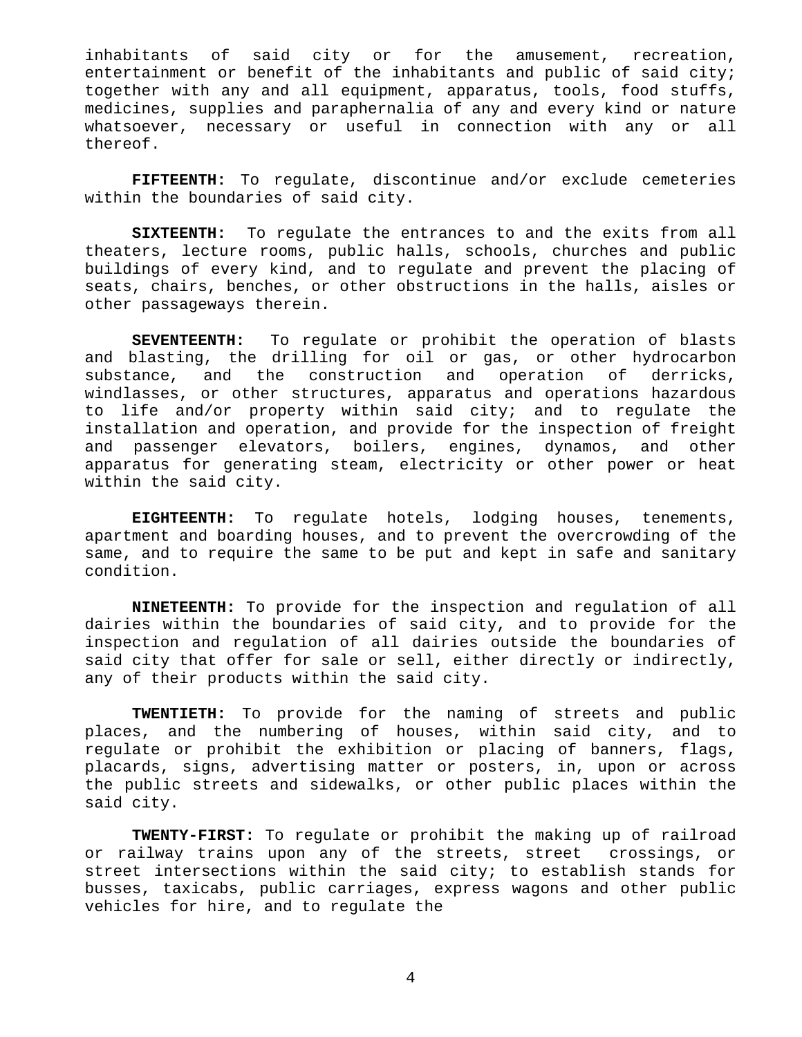inhabitants of said city or for the amusement, recreation, entertainment or benefit of the inhabitants and public of said city; together with any and all equipment, apparatus, tools, food stuffs, medicines, supplies and paraphernalia of any and every kind or nature whatsoever, necessary or useful in connection with any or all thereof.

**FIFTEENTH:** To regulate, discontinue and/or exclude cemeteries within the boundaries of said city.

**SIXTEENTH:** To regulate the entrances to and the exits from all theaters, lecture rooms, public halls, schools, churches and public buildings of every kind, and to regulate and prevent the placing of seats, chairs, benches, or other obstructions in the halls, aisles or other passageways therein.

**SEVENTEENTH:** To regulate or prohibit the operation of blasts and blasting, the drilling for oil or gas, or other hydrocarbon substance, and the construction and operation of derricks, windlasses, or other structures, apparatus and operations hazardous to life and/or property within said city; and to regulate the installation and operation, and provide for the inspection of freight and passenger elevators, boilers, engines, dynamos, and other apparatus for generating steam, electricity or other power or heat within the said city.

**EIGHTEENTH:** To regulate hotels, lodging houses, tenements, apartment and boarding houses, and to prevent the overcrowding of the same, and to require the same to be put and kept in safe and sanitary condition.

**NINETEENTH:** To provide for the inspection and regulation of all dairies within the boundaries of said city, and to provide for the inspection and regulation of all dairies outside the boundaries of said city that offer for sale or sell, either directly or indirectly, any of their products within the said city.

**TWENTIETH:** To provide for the naming of streets and public places, and the numbering of houses, within said city, and to regulate or prohibit the exhibition or placing of banners, flags, placards, signs, advertising matter or posters, in, upon or across the public streets and sidewalks, or other public places within the said city.

**TWENTY-FIRST:** To regulate or prohibit the making up of railroad or railway trains upon any of the streets, street crossings, or street intersections within the said city; to establish stands for busses, taxicabs, public carriages, express wagons and other public vehicles for hire, and to regulate the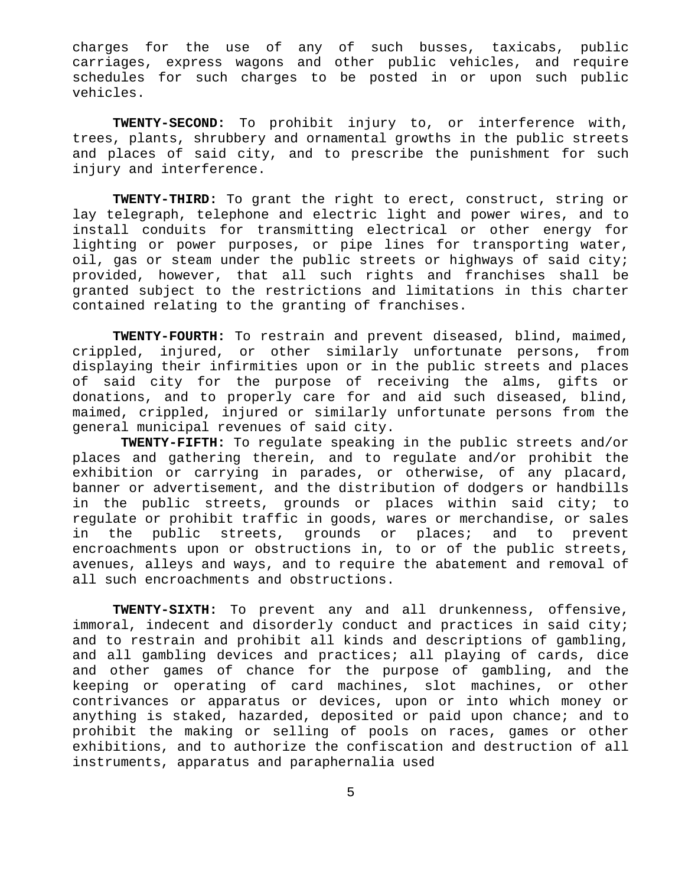charges for the use of any of such busses, taxicabs, public carriages, express wagons and other public vehicles, and require schedules for such charges to be posted in or upon such public vehicles.

**TWENTY-SECOND:** To prohibit injury to, or interference with, trees, plants, shrubbery and ornamental growths in the public streets and places of said city, and to prescribe the punishment for such injury and interference.

**TWENTY-THIRD:** To grant the right to erect, construct, string or lay telegraph, telephone and electric light and power wires, and to install conduits for transmitting electrical or other energy for lighting or power purposes, or pipe lines for transporting water, oil, gas or steam under the public streets or highways of said city; provided, however, that all such rights and franchises shall be granted subject to the restrictions and limitations in this charter contained relating to the granting of franchises.

**TWENTY-FOURTH:** To restrain and prevent diseased, blind, maimed, crippled, injured, or other similarly unfortunate persons, from displaying their infirmities upon or in the public streets and places of said city for the purpose of receiving the alms, gifts or donations, and to properly care for and aid such diseased, blind, maimed, crippled, injured or similarly unfortunate persons from the general municipal revenues of said city.

**TWENTY-FIFTH:** To regulate speaking in the public streets and/or places and gathering therein, and to regulate and/or prohibit the exhibition or carrying in parades, or otherwise, of any placard, banner or advertisement, and the distribution of dodgers or handbills in the public streets, grounds or places within said city; to regulate or prohibit traffic in goods, wares or merchandise, or sales in the public streets, grounds or places; and to prevent encroachments upon or obstructions in, to or of the public streets, avenues, alleys and ways, and to require the abatement and removal of all such encroachments and obstructions.

**TWENTY-SIXTH:** To prevent any and all drunkenness, offensive, immoral, indecent and disorderly conduct and practices in said city; and to restrain and prohibit all kinds and descriptions of gambling, and all gambling devices and practices; all playing of cards, dice and other games of chance for the purpose of gambling, and the keeping or operating of card machines, slot machines, or other contrivances or apparatus or devices, upon or into which money or anything is staked, hazarded, deposited or paid upon chance; and to prohibit the making or selling of pools on races, games or other exhibitions, and to authorize the confiscation and destruction of all instruments, apparatus and paraphernalia used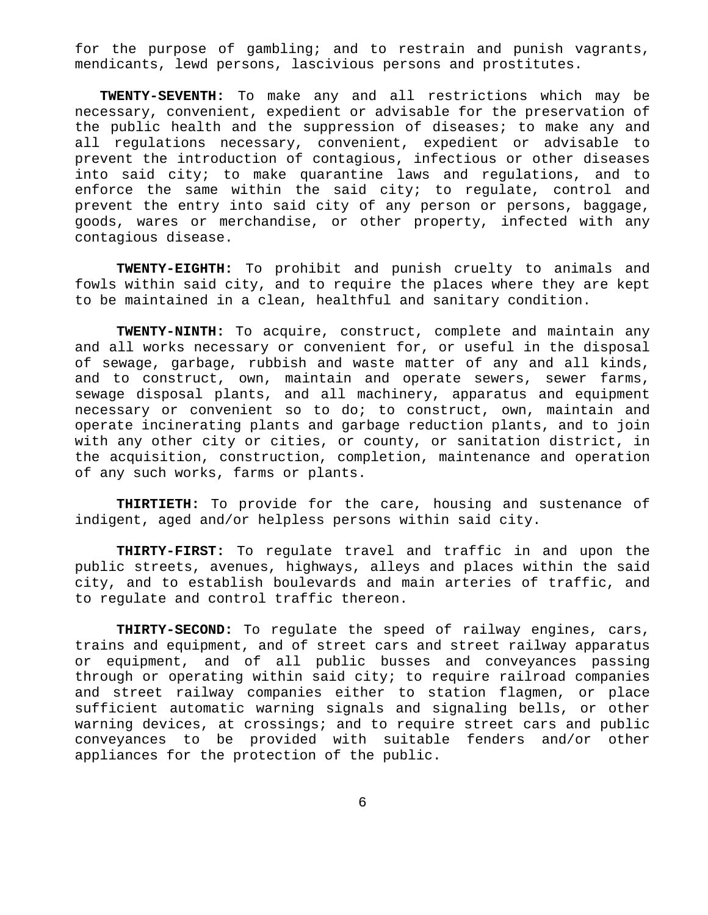for the purpose of gambling; and to restrain and punish vagrants, mendicants, lewd persons, lascivious persons and prostitutes.

**TWENTY-SEVENTH:** To make any and all restrictions which may be necessary, convenient, expedient or advisable for the preservation of the public health and the suppression of diseases; to make any and all regulations necessary, convenient, expedient or advisable to prevent the introduction of contagious, infectious or other diseases into said city; to make quarantine laws and regulations, and to enforce the same within the said city; to regulate, control and prevent the entry into said city of any person or persons, baggage, goods, wares or merchandise, or other property, infected with any contagious disease.

**TWENTY-EIGHTH:** To prohibit and punish cruelty to animals and fowls within said city, and to require the places where they are kept to be maintained in a clean, healthful and sanitary condition.

**TWENTY-NINTH:** To acquire, construct, complete and maintain any and all works necessary or convenient for, or useful in the disposal of sewage, garbage, rubbish and waste matter of any and all kinds, and to construct, own, maintain and operate sewers, sewer farms, sewage disposal plants, and all machinery, apparatus and equipment necessary or convenient so to do; to construct, own, maintain and operate incinerating plants and garbage reduction plants, and to join with any other city or cities, or county, or sanitation district, in the acquisition, construction, completion, maintenance and operation of any such works, farms or plants.

**THIRTIETH:** To provide for the care, housing and sustenance of indigent, aged and/or helpless persons within said city.

**THIRTY-FIRST:** To regulate travel and traffic in and upon the public streets, avenues, highways, alleys and places within the said city, and to establish boulevards and main arteries of traffic, and to regulate and control traffic thereon.

**THIRTY-SECOND:** To regulate the speed of railway engines, cars, trains and equipment, and of street cars and street railway apparatus or equipment, and of all public busses and conveyances passing through or operating within said city; to require railroad companies and street railway companies either to station flagmen, or place sufficient automatic warning signals and signaling bells, or other warning devices, at crossings; and to require street cars and public conveyances to be provided with suitable fenders and/or other appliances for the protection of the public.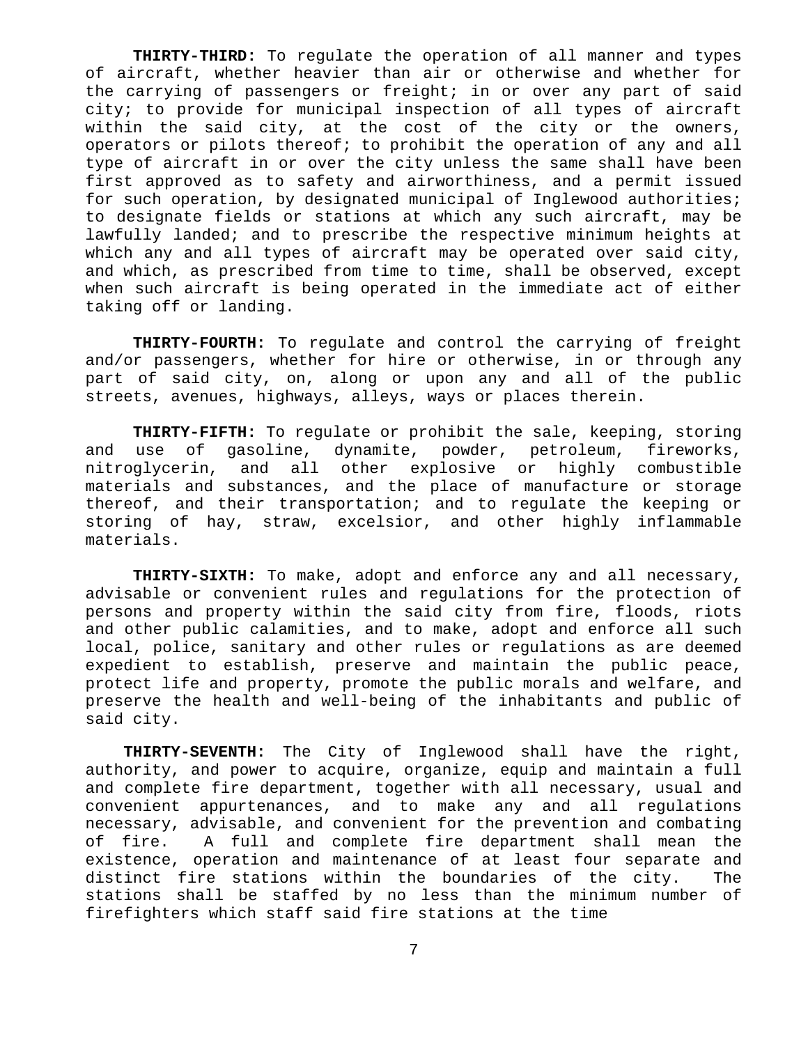**THIRTY-THIRD:** To regulate the operation of all manner and types of aircraft, whether heavier than air or otherwise and whether for the carrying of passengers or freight; in or over any part of said city; to provide for municipal inspection of all types of aircraft within the said city, at the cost of the city or the owners, operators or pilots thereof; to prohibit the operation of any and all type of aircraft in or over the city unless the same shall have been first approved as to safety and airworthiness, and a permit issued for such operation, by designated municipal of Inglewood authorities; to designate fields or stations at which any such aircraft, may be lawfully landed; and to prescribe the respective minimum heights at which any and all types of aircraft may be operated over said city, and which, as prescribed from time to time, shall be observed, except when such aircraft is being operated in the immediate act of either taking off or landing.

**THIRTY-FOURTH:** To regulate and control the carrying of freight and/or passengers, whether for hire or otherwise, in or through any part of said city, on, along or upon any and all of the public streets, avenues, highways, alleys, ways or places therein.

**THIRTY-FIFTH:** To regulate or prohibit the sale, keeping, storing and use of gasoline, dynamite, powder, petroleum, fireworks, nitroglycerin, and all other explosive or highly combustible materials and substances, and the place of manufacture or storage thereof, and their transportation; and to regulate the keeping or storing of hay, straw, excelsior, and other highly inflammable materials.

**THIRTY-SIXTH:** To make, adopt and enforce any and all necessary, advisable or convenient rules and regulations for the protection of persons and property within the said city from fire, floods, riots and other public calamities, and to make, adopt and enforce all such local, police, sanitary and other rules or regulations as are deemed expedient to establish, preserve and maintain the public peace, protect life and property, promote the public morals and welfare, and preserve the health and well-being of the inhabitants and public of said city.

**THIRTY-SEVENTH:** The City of Inglewood shall have the right, authority, and power to acquire, organize, equip and maintain a full and complete fire department, together with all necessary, usual and convenient appurtenances, and to make any and all regulations necessary, advisable, and convenient for the prevention and combating of fire. A full and complete fire department shall mean the existence, operation and maintenance of at least four separate and distinct fire stations within the boundaries of the city. The stations shall be staffed by no less than the minimum number of firefighters which staff said fire stations at the time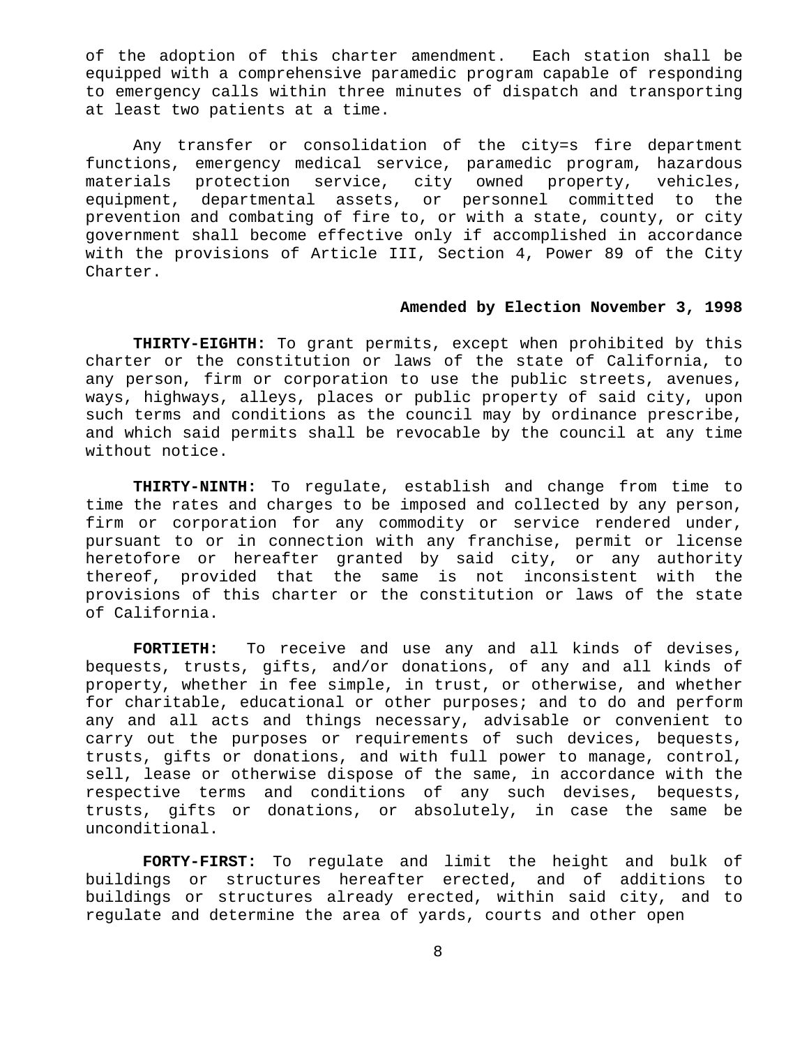of the adoption of this charter amendment. Each station shall be equipped with a comprehensive paramedic program capable of responding to emergency calls within three minutes of dispatch and transporting at least two patients at a time.

Any transfer or consolidation of the city=s fire department functions, emergency medical service, paramedic program, hazardous materials protection service, city owned property, vehicles, equipment, departmental assets, or personnel committed to the prevention and combating of fire to, or with a state, county, or city government shall become effective only if accomplished in accordance with the provisions of Article III, Section 4, Power 89 of the City Charter.

**Amended by Election November 3, 1998**

**THIRTY-EIGHTH:** To grant permits, except when prohibited by this charter or the constitution or laws of the state of California, to any person, firm or corporation to use the public streets, avenues, ways, highways, alleys, places or public property of said city, upon such terms and conditions as the council may by ordinance prescribe, and which said permits shall be revocable by the council at any time without notice.

**THIRTY-NINTH:** To regulate, establish and change from time to time the rates and charges to be imposed and collected by any person, firm or corporation for any commodity or service rendered under, pursuant to or in connection with any franchise, permit or license heretofore or hereafter granted by said city, or any authority thereof, provided that the same is not inconsistent with the provisions of this charter or the constitution or laws of the state of California.

**FORTIETH:** To receive and use any and all kinds of devises, bequests, trusts, gifts, and/or donations, of any and all kinds of property, whether in fee simple, in trust, or otherwise, and whether for charitable, educational or other purposes; and to do and perform any and all acts and things necessary, advisable or convenient to carry out the purposes or requirements of such devices, bequests, trusts, gifts or donations, and with full power to manage, control, sell, lease or otherwise dispose of the same, in accordance with the respective terms and conditions of any such devises, bequests, trusts, gifts or donations, or absolutely, in case the same be unconditional.

**FORTY-FIRST:** To regulate and limit the height and bulk of buildings or structures hereafter erected, and of additions to buildings or structures already erected, within said city, and to regulate and determine the area of yards, courts and other open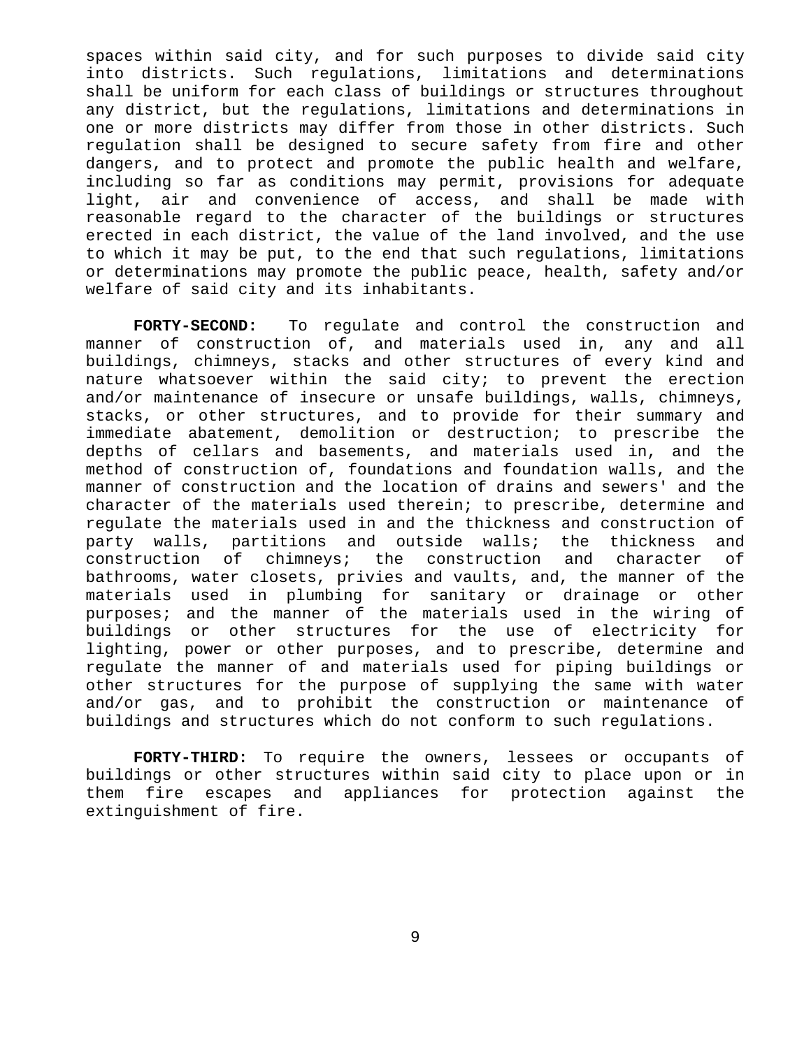spaces within said city, and for such purposes to divide said city into districts. Such regulations, limitations and determinations shall be uniform for each class of buildings or structures throughout any district, but the regulations, limitations and determinations in one or more districts may differ from those in other districts. Such regulation shall be designed to secure safety from fire and other dangers, and to protect and promote the public health and welfare, including so far as conditions may permit, provisions for adequate light, air and convenience of access, and shall be made with reasonable regard to the character of the buildings or structures erected in each district, the value of the land involved, and the use to which it may be put, to the end that such regulations, limitations or determinations may promote the public peace, health, safety and/or welfare of said city and its inhabitants.

**FORTY-SECOND:** To regulate and control the construction and manner of construction of, and materials used in, any and all buildings, chimneys, stacks and other structures of every kind and nature whatsoever within the said city; to prevent the erection and/or maintenance of insecure or unsafe buildings, walls, chimneys, stacks, or other structures, and to provide for their summary and immediate abatement, demolition or destruction; to prescribe the depths of cellars and basements, and materials used in, and the method of construction of, foundations and foundation walls, and the manner of construction and the location of drains and sewers' and the character of the materials used therein; to prescribe, determine and regulate the materials used in and the thickness and construction of party walls, partitions and outside walls; the thickness and construction of chimneys; the construction and character of bathrooms, water closets, privies and vaults, and, the manner of the materials used in plumbing for sanitary or drainage or other purposes; and the manner of the materials used in the wiring of buildings or other structures for the use of electricity for lighting, power or other purposes, and to prescribe, determine and regulate the manner of and materials used for piping buildings or other structures for the purpose of supplying the same with water and/or gas, and to prohibit the construction or maintenance of buildings and structures which do not conform to such regulations.

**FORTY-THIRD:** To require the owners, lessees or occupants of buildings or other structures within said city to place upon or in them fire escapes and appliances for protection against the extinguishment of fire.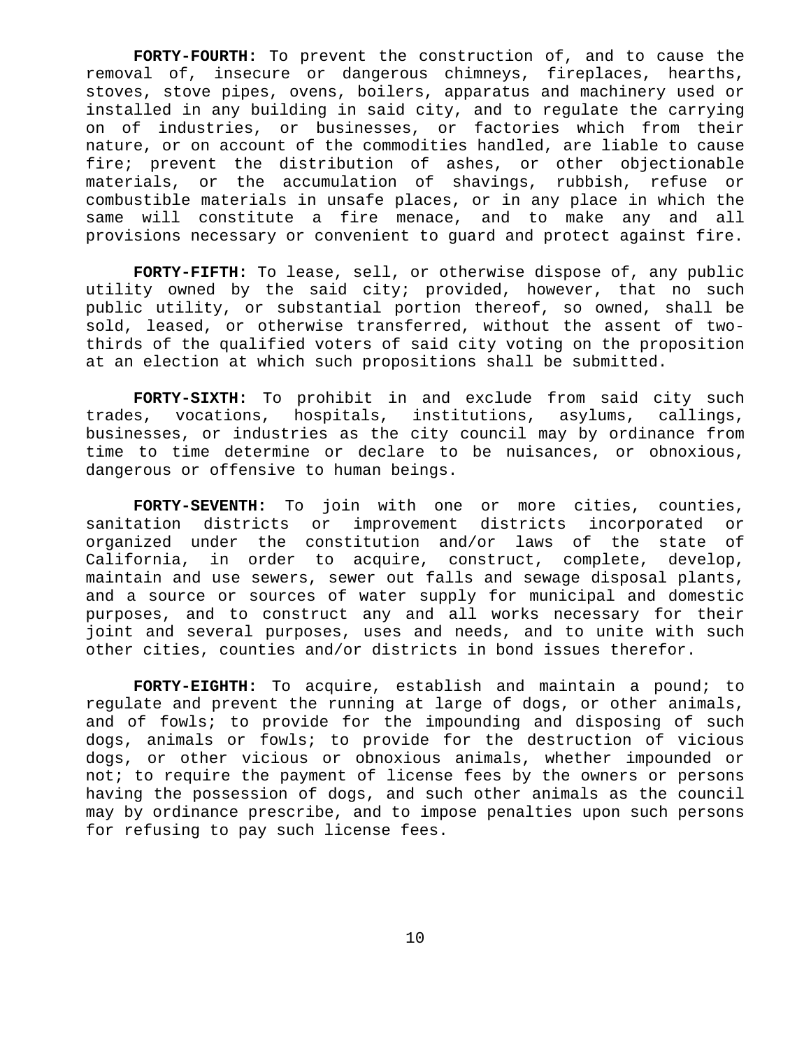**FORTY-FOURTH:** To prevent the construction of, and to cause the removal of, insecure or dangerous chimneys, fireplaces, hearths, stoves, stove pipes, ovens, boilers, apparatus and machinery used or installed in any building in said city, and to regulate the carrying on of industries, or businesses, or factories which from their nature, or on account of the commodities handled, are liable to cause fire; prevent the distribution of ashes, or other objectionable materials, or the accumulation of shavings, rubbish, refuse or combustible materials in unsafe places, or in any place in which the same will constitute a fire menace, and to make any and all provisions necessary or convenient to guard and protect against fire.

**FORTY-FIFTH:** To lease, sell, or otherwise dispose of, any public utility owned by the said city; provided, however, that no such public utility, or substantial portion thereof, so owned, shall be sold, leased, or otherwise transferred, without the assent of two-thirds of the qualified voters of said city voting on the proposition at an election at which such propositions shall be submitted.

**FORTY-SIXTH:** To prohibit in and exclude from said city such trades, vocations, hospitals, institutions, asylums, callings, businesses, or industries as the city council may by ordinance from time to time determine or declare to be nuisances, or obnoxious, dangerous or offensive to human beings.

**FORTY-SEVENTH:** To join with one or more cities, counties, sanitation districts or improvement districts incorporated or organized under the constitution and/or laws of the state of California, in order to acquire, construct, complete, develop, maintain and use sewers, sewer out falls and sewage disposal plants, and a source or sources of water supply for municipal and domestic purposes, and to construct any and all works necessary for their joint and several purposes, uses and needs, and to unite with such other cities, counties and/or districts in bond issues therefor.

**FORTY-EIGHTH:** To acquire, establish and maintain a pound; to regulate and prevent the running at large of dogs, or other animals, and of fowls; to provide for the impounding and disposing of such dogs, animals or fowls; to provide for the destruction of vicious dogs, or other vicious or obnoxious animals, whether impounded or not; to require the payment of license fees by the owners or persons having the possession of dogs, and such other animals as the council may by ordinance prescribe, and to impose penalties upon such persons for refusing to pay such license fees.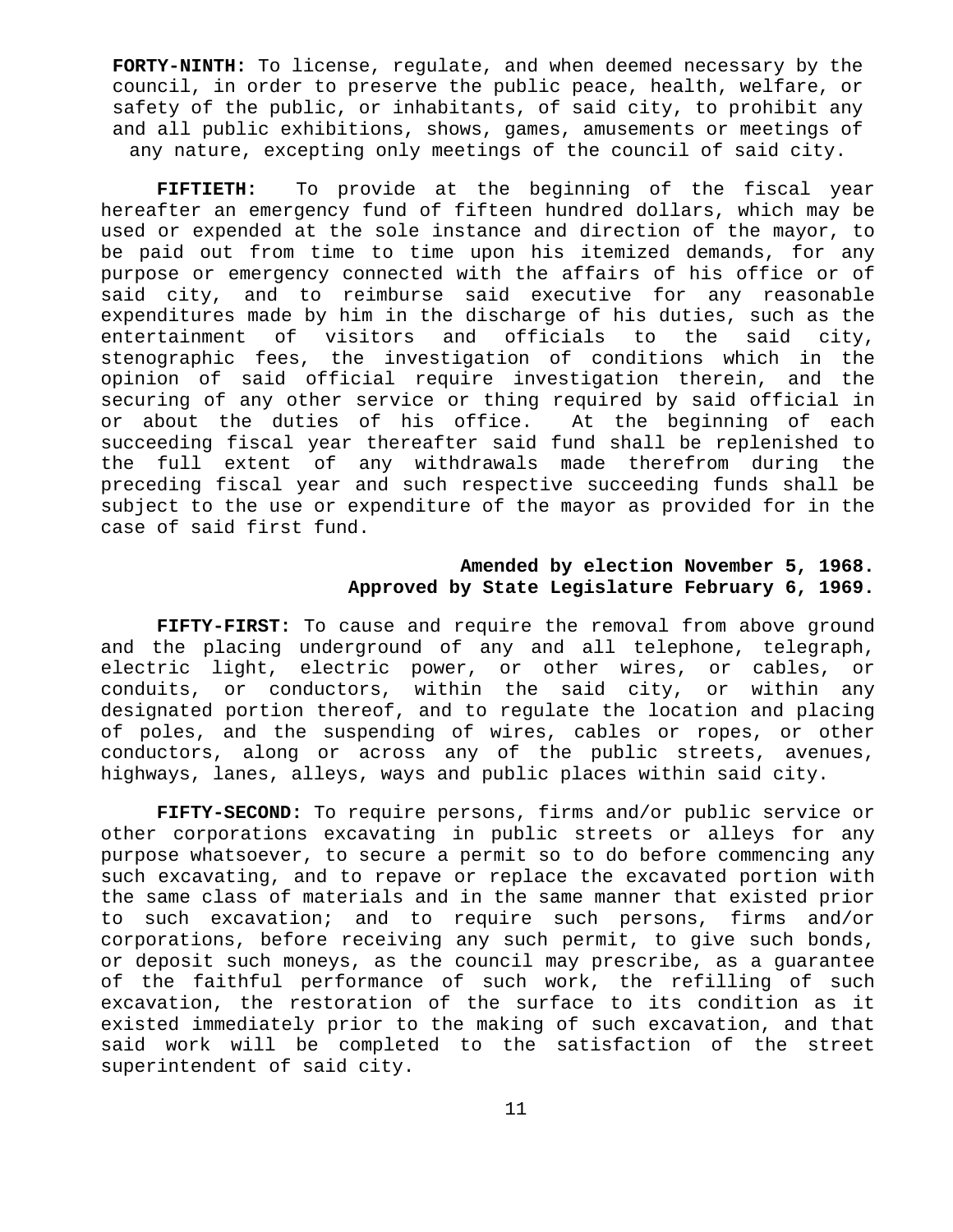**FORTY-NINTH:** To license, regulate, and when deemed necessary by the council, in order to preserve the public peace, health, welfare, or safety of the public, or inhabitants, of said city, to prohibit any and all public exhibitions, shows, games, amusements or meetings of any nature, excepting only meetings of the council of said city.

**FIFTIETH:** To provide at the beginning of the fiscal year hereafter an emergency fund of fifteen hundred dollars, which may be used or expended at the sole instance and direction of the mayor, to be paid out from time to time upon his itemized demands, for any purpose or emergency connected with the affairs of his office or of said city, and to reimburse said executive for any reasonable expenditures made by him in the discharge of his duties, such as the entertainment of visitors and officials to the said city, stenographic fees, the investigation of conditions which in the opinion of said official require investigation therein, and the securing of any other service or thing required by said official in or about the duties of his office. At the beginning of each succeeding fiscal year thereafter said fund shall be replenished to the full extent of any withdrawals made therefrom during the preceding fiscal year and such respective succeeding funds shall be subject to the use or expenditure of the mayor as provided for in the case of said first fund.

**Amended by election November 5, 1968.**
**Approved by State Legislature February 6, 1969.**

**FIFTY-FIRST:** To cause and require the removal from above ground and the placing underground of any and all telephone, telegraph, electric light, electric power, or other wires, or cables, or conduits, or conductors, within the said city, or within any designated portion thereof, and to regulate the location and placing of poles, and the suspending of wires, cables or ropes, or other conductors, along or across any of the public streets, avenues, highways, lanes, alleys, ways and public places within said city.

**FIFTY-SECOND:** To require persons, firms and/or public service or other corporations excavating in public streets or alleys for any purpose whatsoever, to secure a permit so to do before commencing any such excavating, and to repave or replace the excavated portion with the same class of materials and in the same manner that existed prior to such excavation; and to require such persons, firms and/or corporations, before receiving any such permit, to give such bonds, or deposit such moneys, as the council may prescribe, as a guarantee of the faithful performance of such work, the refilling of such excavation, the restoration of the surface to its condition as it existed immediately prior to the making of such excavation, and that said work will be completed to the satisfaction of the street superintendent of said city.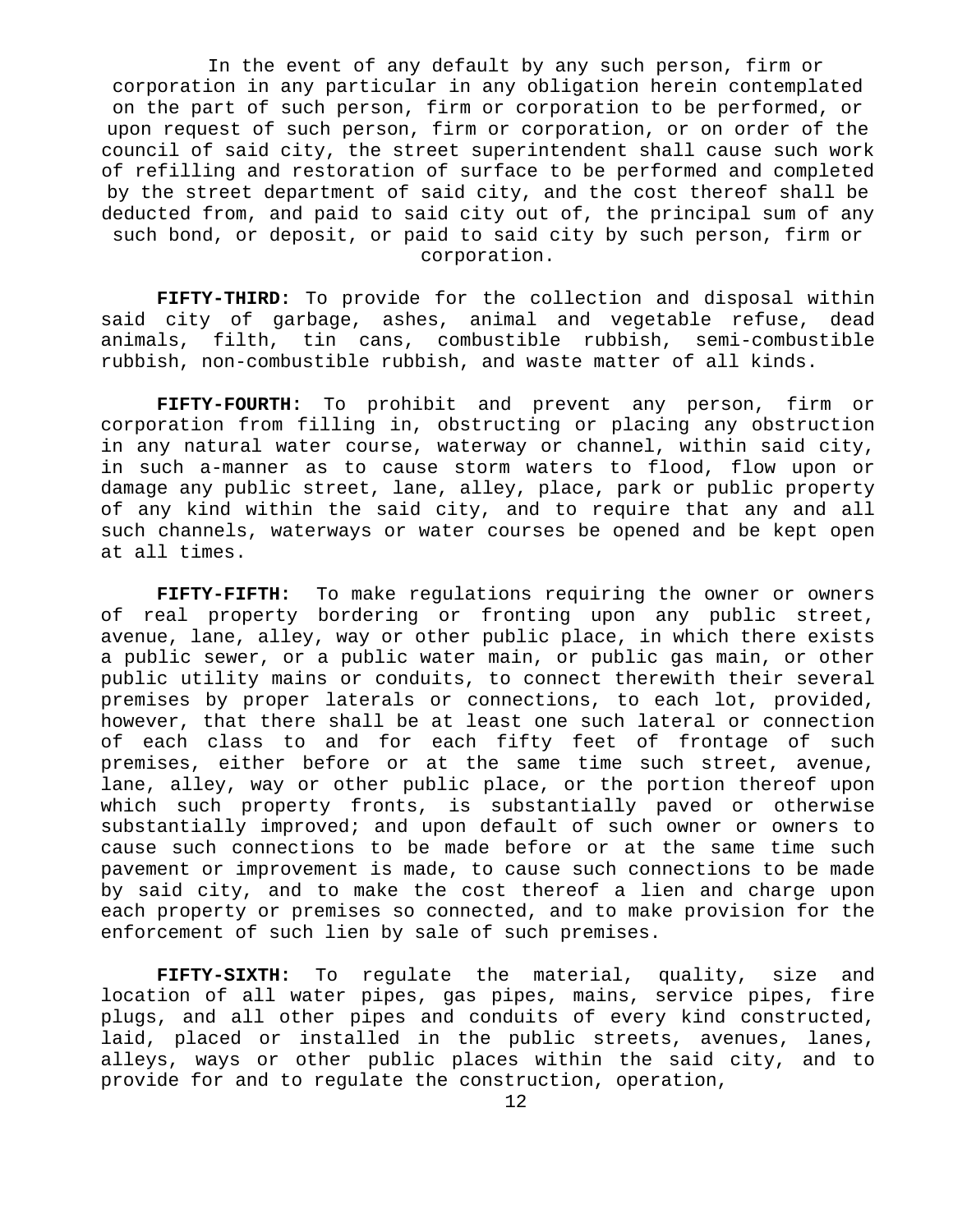In the event of any default by any such person, firm or corporation in any particular in any obligation herein contemplated on the part of such person, firm or corporation to be performed, or upon request of such person, firm or corporation, or on order of the council of said city, the street superintendent shall cause such work of refilling and restoration of surface to be performed and completed by the street department of said city, and the cost thereof shall be deducted from, and paid to said city out of, the principal sum of any such bond, or deposit, or paid to said city by such person, firm or corporation.

**FIFTY-THIRD:** To provide for the collection and disposal within said city of garbage, ashes, animal and vegetable refuse, dead animals, filth, tin cans, combustible rubbish, semi-combustible rubbish, non-combustible rubbish, and waste matter of all kinds.

**FIFTY-FOURTH:** To prohibit and prevent any person, firm or corporation from filling in, obstructing or placing any obstruction in any natural water course, waterway or channel, within said city, in such a-manner as to cause storm waters to flood, flow upon or damage any public street, lane, alley, place, park or public property of any kind within the said city, and to require that any and all such channels, waterways or water courses be opened and be kept open at all times.

**FIFTY-FIFTH:** To make regulations requiring the owner or owners of real property bordering or fronting upon any public street, avenue, lane, alley, way or other public place, in which there exists a public sewer, or a public water main, or public gas main, or other public utility mains or conduits, to connect therewith their several premises by proper laterals or connections, to each lot, provided, however, that there shall be at least one such lateral or connection of each class to and for each fifty feet of frontage of such premises, either before or at the same time such street, avenue, lane, alley, way or other public place, or the portion thereof upon which such property fronts, is substantially paved or otherwise substantially improved; and upon default of such owner or owners to cause such connections to be made before or at the same time such pavement or improvement is made, to cause such connections to be made by said city, and to make the cost thereof a lien and charge upon each property or premises so connected, and to make provision for the enforcement of such lien by sale of such premises.

**FIFTY-SIXTH:** To regulate the material, quality, size and location of all water pipes, gas pipes, mains, service pipes, fire plugs, and all other pipes and conduits of every kind constructed, laid, placed or installed in the public streets, avenues, lanes, alleys, ways or other public places within the said city, and to provide for and to regulate the construction, operation,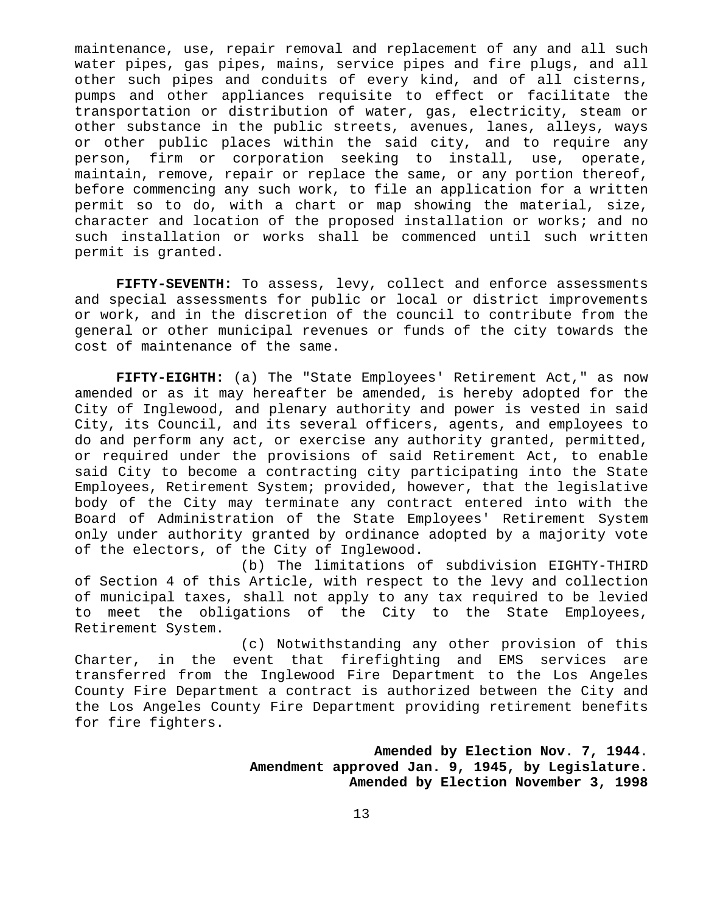maintenance, use, repair removal and replacement of any and all such water pipes, gas pipes, mains, service pipes and fire plugs, and all other such pipes and conduits of every kind, and of all cisterns, pumps and other appliances requisite to effect or facilitate the transportation or distribution of water, gas, electricity, steam or other substance in the public streets, avenues, lanes, alleys, ways or other public places within the said city, and to require any person, firm or corporation seeking to install, use, operate, maintain, remove, repair or replace the same, or any portion thereof, before commencing any such work, to file an application for a written permit so to do, with a chart or map showing the material, size, character and location of the proposed installation or works; and no such installation or works shall be commenced until such written permit is granted.

**FIFTY-SEVENTH:** To assess, levy, collect and enforce assessments and special assessments for public or local or district improvements or work, and in the discretion of the council to contribute from the general or other municipal revenues or funds of the city towards the cost of maintenance of the same.

**FIFTY-EIGHTH:** (a) The "State Employees' Retirement Act," as now amended or as it may hereafter be amended, is hereby adopted for the City of Inglewood, and plenary authority and power is vested in said City, its Council, and its several officers, agents, and employees to do and perform any act, or exercise any authority granted, permitted, or required under the provisions of said Retirement Act, to enable said City to become a contracting city participating into the State Employees, Retirement System; provided, however, that the legislative body of the City may terminate any contract entered into with the Board of Administration of the State Employees' Retirement System only under authority granted by ordinance adopted by a majority vote of the electors, of the City of Inglewood.

(b) The limitations of subdivision EIGHTY-THIRD of Section 4 of this Article, with respect to the levy and collection of municipal taxes, shall not apply to any tax required to be levied to meet the obligations of the City to the State Employees, Retirement System.

(c) Notwithstanding any other provision of this Charter, in the event that firefighting and EMS services are transferred from the Inglewood Fire Department to the Los Angeles County Fire Department a contract is authorized between the City and the Los Angeles County Fire Department providing retirement benefits for fire fighters.

**Amended by Election Nov. 7, 1944.**
**Amendment approved Jan. 9, 1945, by Legislature.**
**Amended by Election November 3, 1998**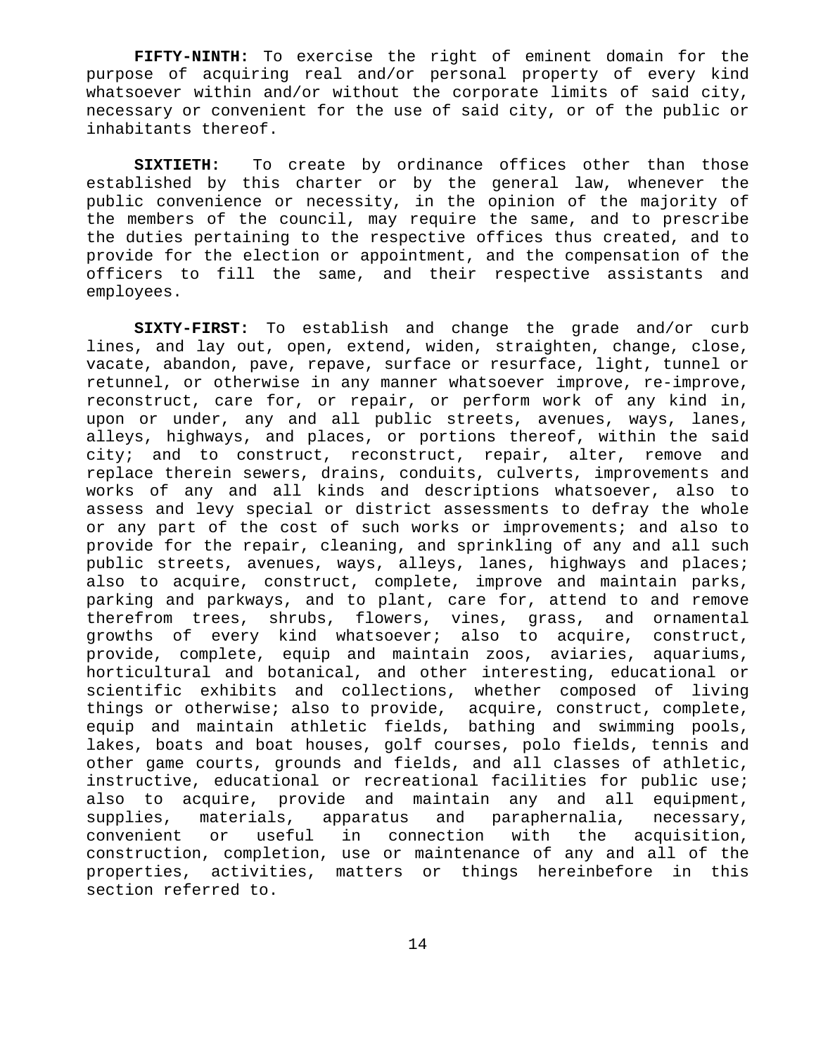**FIFTY-NINTH:** To exercise the right of eminent domain for the purpose of acquiring real and/or personal property of every kind whatsoever within and/or without the corporate limits of said city, necessary or convenient for the use of said city, or of the public or inhabitants thereof.

**SIXTIETH:** To create by ordinance offices other than those established by this charter or by the general law, whenever the public convenience or necessity, in the opinion of the majority of the members of the council, may require the same, and to prescribe the duties pertaining to the respective offices thus created, and to provide for the election or appointment, and the compensation of the officers to fill the same, and their respective assistants and employees.

**SIXTY-FIRST:** To establish and change the grade and/or curb lines, and lay out, open, extend, widen, straighten, change, close, vacate, abandon, pave, repave, surface or resurface, light, tunnel or retunnel, or otherwise in any manner whatsoever improve, re-improve, reconstruct, care for, or repair, or perform work of any kind in, upon or under, any and all public streets, avenues, ways, lanes, alleys, highways, and places, or portions thereof, within the said city; and to construct, reconstruct, repair, alter, remove and replace therein sewers, drains, conduits, culverts, improvements and works of any and all kinds and descriptions whatsoever, also to assess and levy special or district assessments to defray the whole or any part of the cost of such works or improvements; and also to provide for the repair, cleaning, and sprinkling of any and all such public streets, avenues, ways, alleys, lanes, highways and places; also to acquire, construct, complete, improve and maintain parks, parking and parkways, and to plant, care for, attend to and remove therefrom trees, shrubs, flowers, vines, grass, and ornamental growths of every kind whatsoever; also to acquire, construct, provide, complete, equip and maintain zoos, aviaries, aquariums, horticultural and botanical, and other interesting, educational or scientific exhibits and collections, whether composed of living things or otherwise; also to provide, acquire, construct, complete, equip and maintain athletic fields, bathing and swimming pools, lakes, boats and boat houses, golf courses, polo fields, tennis and other game courts, grounds and fields, and all classes of athletic, instructive, educational or recreational facilities for public use; also to acquire, provide and maintain any and all equipment, supplies, materials, apparatus and paraphernalia, necessary, convenient or useful in connection with the acquisition, construction, completion, use or maintenance of any and all of the properties, activities, matters or things hereinbefore in this section referred to.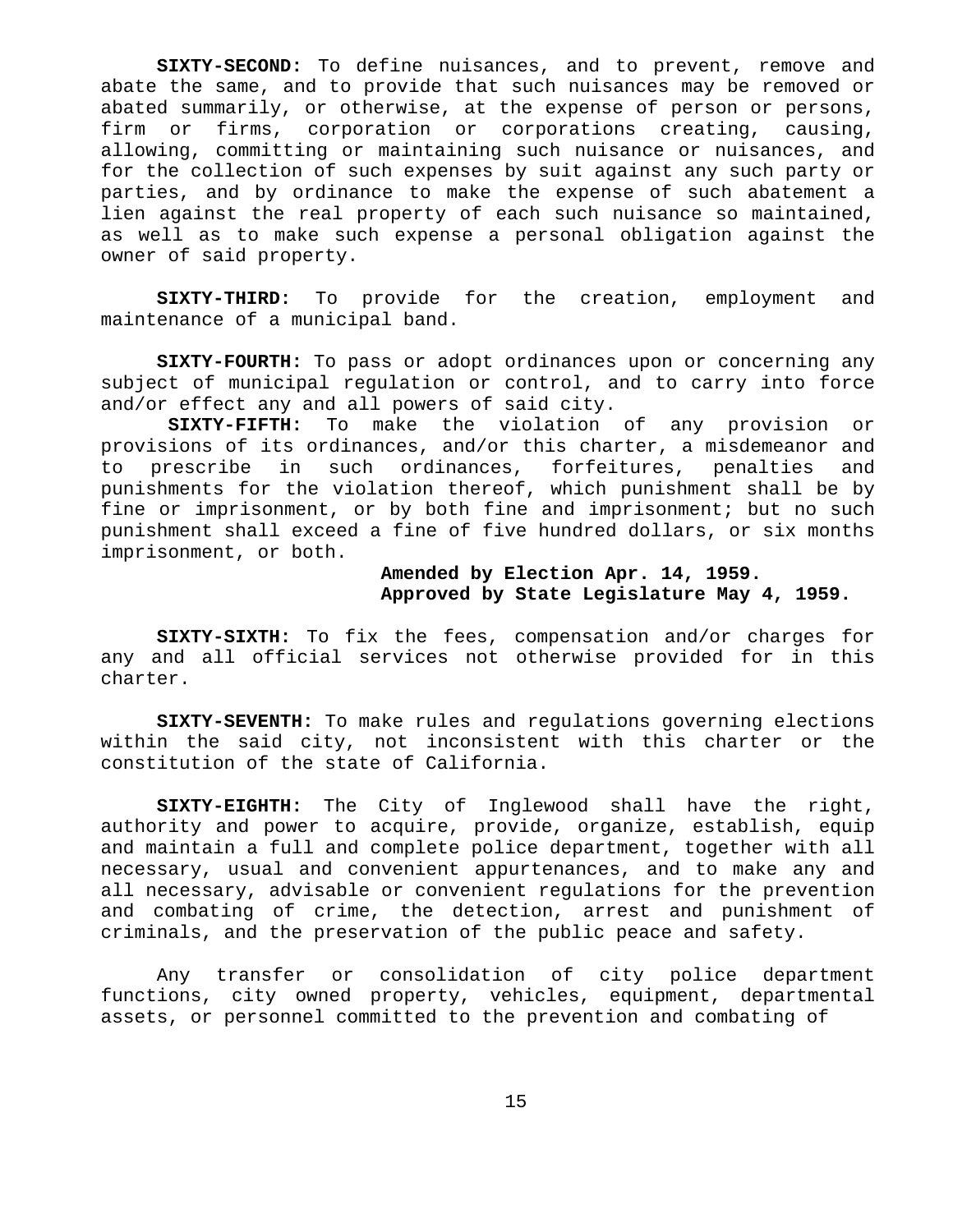**SIXTY-SECOND:** To define nuisances, and to prevent, remove and abate the same, and to provide that such nuisances may be removed or abated summarily, or otherwise, at the expense of person or persons, firm or firms, corporation or corporations creating, causing, allowing, committing or maintaining such nuisance or nuisances, and for the collection of such expenses by suit against any such party or parties, and by ordinance to make the expense of such abatement a lien against the real property of each such nuisance so maintained, as well as to make such expense a personal obligation against the owner of said property.

**SIXTY-THIRD:** To provide for the creation, employment and maintenance of a municipal band.

**SIXTY-FOURTH:** To pass or adopt ordinances upon or concerning any subject of municipal regulation or control, and to carry into force and/or effect any and all powers of said city.

**SIXTY-FIFTH:** To make the violation of any provision or provisions of its ordinances, and/or this charter, a misdemeanor and to prescribe in such ordinances, forfeitures, penalties and punishments for the violation thereof, which punishment shall be by fine or imprisonment, or by both fine and imprisonment; but no such punishment shall exceed a fine of five hundred dollars, or six months imprisonment, or both.

**Amended by Election Apr. 14, 1959.**
**Approved by State Legislature May 4, 1959.**

**SIXTY-SIXTH:** To fix the fees, compensation and/or charges for any and all official services not otherwise provided for in this charter.

**SIXTY-SEVENTH:** To make rules and regulations governing elections within the said city, not inconsistent with this charter or the constitution of the state of California.

**SIXTY-EIGHTH:** The City of Inglewood shall have the right, authority and power to acquire, provide, organize, establish, equip and maintain a full and complete police department, together with all necessary, usual and convenient appurtenances, and to make any and all necessary, advisable or convenient regulations for the prevention and combating of crime, the detection, arrest and punishment of criminals, and the preservation of the public peace and safety.

Any transfer or consolidation of city police department functions, city owned property, vehicles, equipment, departmental assets, or personnel committed to the prevention and combating of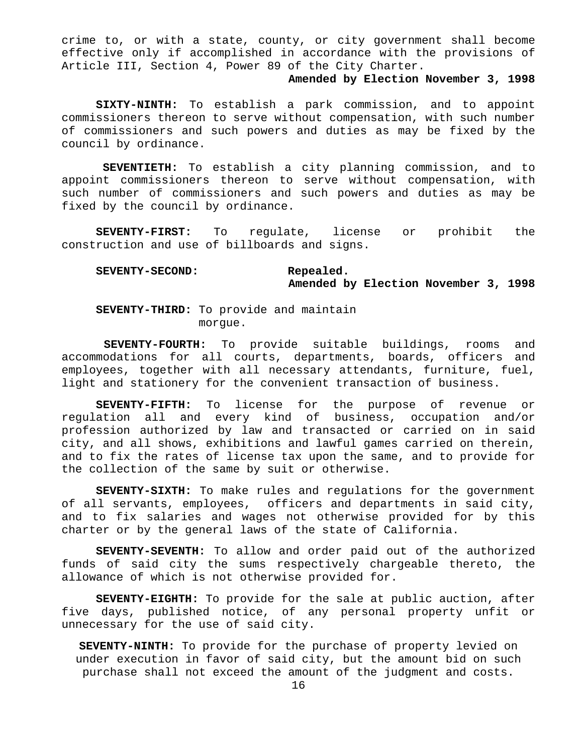crime to, or with a state, county, or city government shall become effective only if accomplished in accordance with the provisions of Article III, Section 4, Power 89 of the City Charter.

**Amended by Election November 3, 1998**

**SIXTY-NINTH:** To establish a park commission, and to appoint commissioners thereon to serve without compensation, with such number of commissioners and such powers and duties as may be fixed by the council by ordinance.

**SEVENTIETH:** To establish a city planning commission, and to appoint commissioners thereon to serve without compensation, with such number of commissioners and such powers and duties as may be fixed by the council by ordinance.

**SEVENTY-FIRST:** To regulate, license or prohibit the construction and use of billboards and signs.

**SEVENTY-SECOND:** **Repealed.**
**Amended by Election November 3, 1998**

**SEVENTY-THIRD:** To provide and maintain morgue.

**SEVENTY-FOURTH:** To provide suitable buildings, rooms and accommodations for all courts, departments, boards, officers and employees, together with all necessary attendants, furniture, fuel, light and stationery for the convenient transaction of business.

**SEVENTY-FIFTH:** To license for the purpose of revenue or regulation all and every kind of business, occupation and/or profession authorized by law and transacted or carried on in said city, and all shows, exhibitions and lawful games carried on therein, and to fix the rates of license tax upon the same, and to provide for the collection of the same by suit or otherwise.

**SEVENTY-SIXTH:** To make rules and regulations for the government of all servants, employees, officers and departments in said city, and to fix salaries and wages not otherwise provided for by this charter or by the general laws of the state of California.

**SEVENTY-SEVENTH:** To allow and order paid out of the authorized funds of said city the sums respectively chargeable thereto, the allowance of which is not otherwise provided for.

**SEVENTY-EIGHTH:** To provide for the sale at public auction, after five days, published notice, of any personal property unfit or unnecessary for the use of said city.

**SEVENTY-NINTH:** To provide for the purchase of property levied on under execution in favor of said city, but the amount bid on such purchase shall not exceed the amount of the judgment and costs.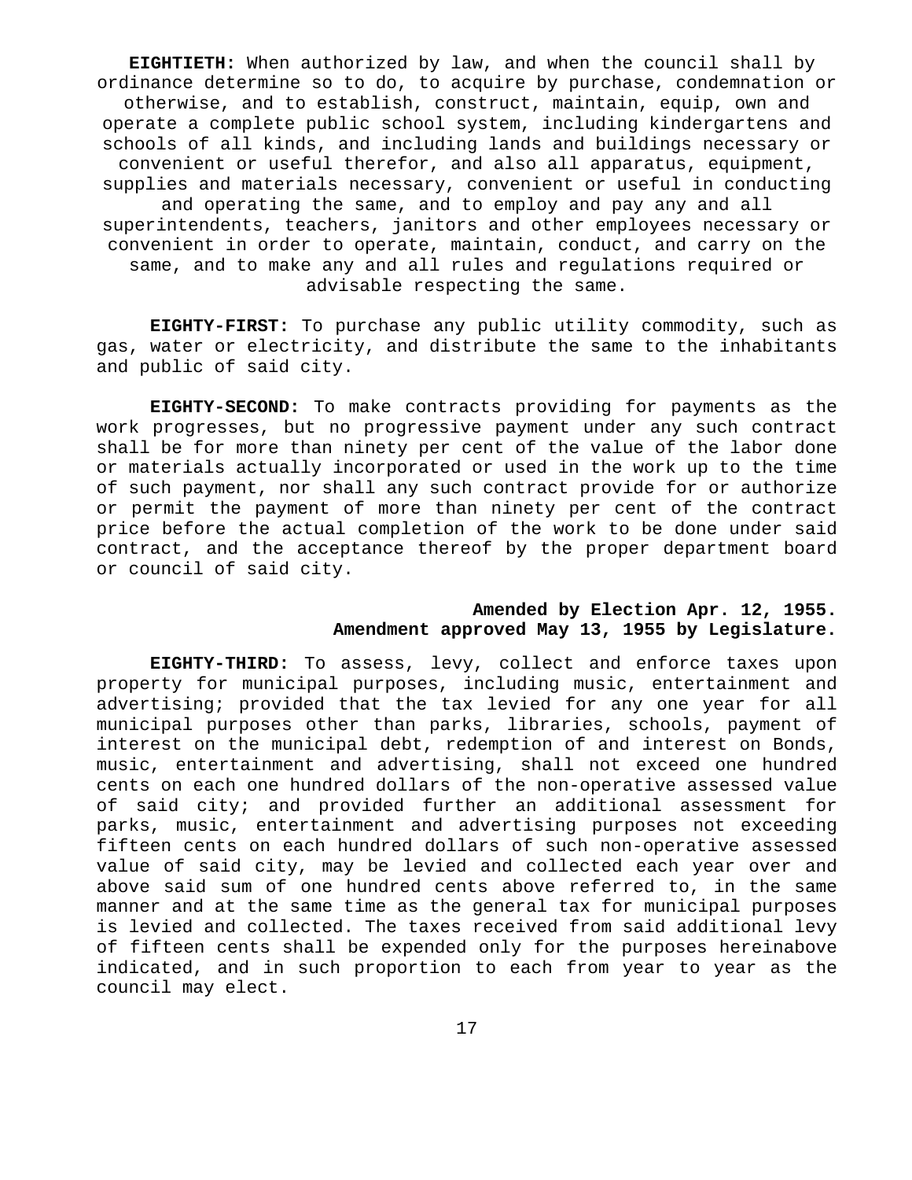**EIGHTIETH:** When authorized by law, and when the council shall by ordinance determine so to do, to acquire by purchase, condemnation or otherwise, and to establish, construct, maintain, equip, own and operate a complete public school system, including kindergartens and schools of all kinds, and including lands and buildings necessary or convenient or useful therefor, and also all apparatus, equipment, supplies and materials necessary, convenient or useful in conducting and operating the same, and to employ and pay any and all superintendents, teachers, janitors and other employees necessary or convenient in order to operate, maintain, conduct, and carry on the same, and to make any and all rules and regulations required or advisable respecting the same.

**EIGHTY-FIRST:** To purchase any public utility commodity, such as gas, water or electricity, and distribute the same to the inhabitants and public of said city.

**EIGHTY-SECOND:** To make contracts providing for payments as the work progresses, but no progressive payment under any such contract shall be for more than ninety per cent of the value of the labor done or materials actually incorporated or used in the work up to the time of such payment, nor shall any such contract provide for or authorize or permit the payment of more than ninety per cent of the contract price before the actual completion of the work to be done under said contract, and the acceptance thereof by the proper department board or council of said city.

**Amended by Election Apr. 12, 1955.**
**Amendment approved May 13, 1955 by Legislature.**

**EIGHTY-THIRD:** To assess, levy, collect and enforce taxes upon property for municipal purposes, including music, entertainment and advertising; provided that the tax levied for any one year for all municipal purposes other than parks, libraries, schools, payment of interest on the municipal debt, redemption of and interest on Bonds, music, entertainment and advertising, shall not exceed one hundred cents on each one hundred dollars of the non-operative assessed value of said city; and provided further an additional assessment for parks, music, entertainment and advertising purposes not exceeding fifteen cents on each hundred dollars of such non-operative assessed value of said city, may be levied and collected each year over and above said sum of one hundred cents above referred to, in the same manner and at the same time as the general tax for municipal purposes is levied and collected. The taxes received from said additional levy of fifteen cents shall be expended only for the purposes hereinabove indicated, and in such proportion to each from year to year as the council may elect.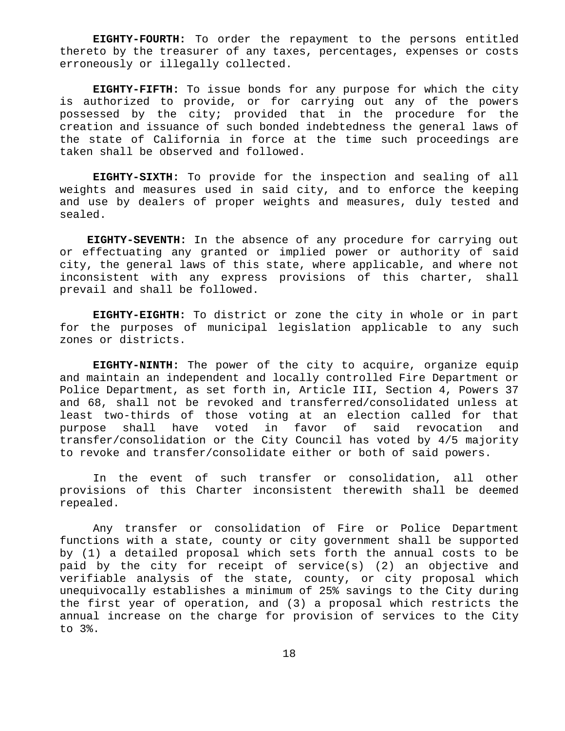**EIGHTY-FOURTH:** To order the repayment to the persons entitled thereto by the treasurer of any taxes, percentages, expenses or costs erroneously or illegally collected.

**EIGHTY-FIFTH:** To issue bonds for any purpose for which the city is authorized to provide, or for carrying out any of the powers possessed by the city; provided that in the procedure for the creation and issuance of such bonded indebtedness the general laws of the state of California in force at the time such proceedings are taken shall be observed and followed.

**EIGHTY-SIXTH:** To provide for the inspection and sealing of all weights and measures used in said city, and to enforce the keeping and use by dealers of proper weights and measures, duly tested and sealed.

**EIGHTY-SEVENTH:** In the absence of any procedure for carrying out or effectuating any granted or implied power or authority of said city, the general laws of this state, where applicable, and where not inconsistent with any express provisions of this charter, shall prevail and shall be followed.

**EIGHTY-EIGHTH:** To district or zone the city in whole or in part for the purposes of municipal legislation applicable to any such zones or districts.

**EIGHTY-NINTH:** The power of the city to acquire, organize equip and maintain an independent and locally controlled Fire Department or Police Department, as set forth in, Article III, Section 4, Powers 37 and 68, shall not be revoked and transferred/consolidated unless at least two-thirds of those voting at an election called for that purpose shall have voted in favor of said revocation and transfer/consolidation or the City Council has voted by 4/5 majority to revoke and transfer/consolidate either or both of said powers.

In the event of such transfer or consolidation, all other provisions of this Charter inconsistent therewith shall be deemed repealed.

Any transfer or consolidation of Fire or Police Department functions with a state, county or city government shall be supported by (1) a detailed proposal which sets forth the annual costs to be paid by the city for receipt of service(s) (2) an objective and verifiable analysis of the state, county, or city proposal which unequivocally establishes a minimum of 25% savings to the City during the first year of operation, and (3) a proposal which restricts the annual increase on the charge for provision of services to the City to 3%.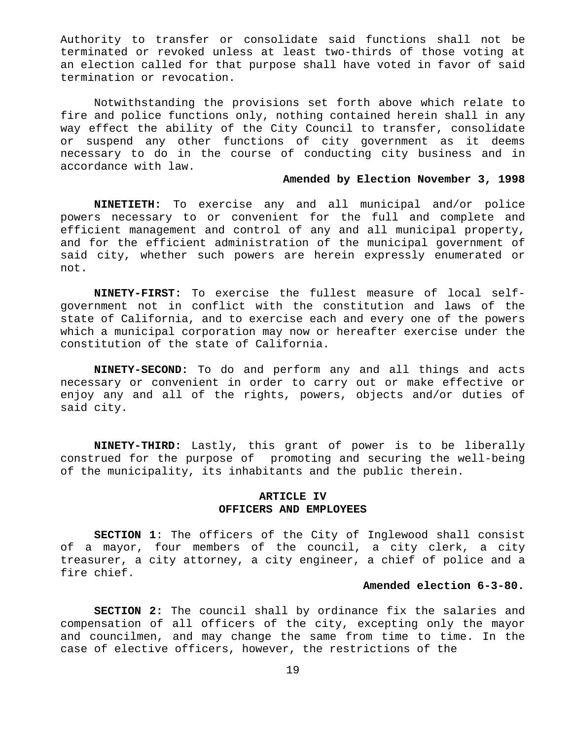Authority to transfer or consolidate said functions shall not be terminated or revoked unless at least two-thirds of those voting at an election called for that purpose shall have voted in favor of said termination or revocation.

Notwithstanding the provisions set forth above which relate to fire and police functions only, nothing contained herein shall in any way effect the ability of the City Council to transfer, consolidate or suspend any other functions of city government as it deems necessary to do in the course of conducting city business and in accordance with law.

**Amended by Election November 3, 1998**

**NINETIETH:** To exercise any and all municipal and/or police powers necessary to or convenient for the full and complete and efficient management and control of any and all municipal property, and for the efficient administration of the municipal government of said city, whether such powers are herein expressly enumerated or not.

**NINETY-FIRST:** To exercise the fullest measure of local self-government not in conflict with the constitution and laws of the state of California, and to exercise each and every one of the powers which a municipal corporation may now or hereafter exercise under the constitution of the state of California.

**NINETY-SECOND:** To do and perform any and all things and acts necessary or convenient in order to carry out or make effective or enjoy any and all of the rights, powers, objects and/or duties of said city.

**NINETY-THIRD:** Lastly, this grant of power is to be liberally construed for the purpose of promoting and securing the well-being of the municipality, its inhabitants and the public therein.

## ARTICLE IV
## OFFICERS AND EMPLOYEES

**SECTION 1**: The officers of the City of Inglewood shall consist of a mayor, four members of the council, a city clerk, a city treasurer, a city attorney, a city engineer, a chief of police and a fire chief.

**Amended election 6-3-80.**

**SECTION 2:** The council shall by ordinance fix the salaries and compensation of all officers of the city, excepting only the mayor and councilmen, and may change the same from time to time. In the case of elective officers, however, the restrictions of the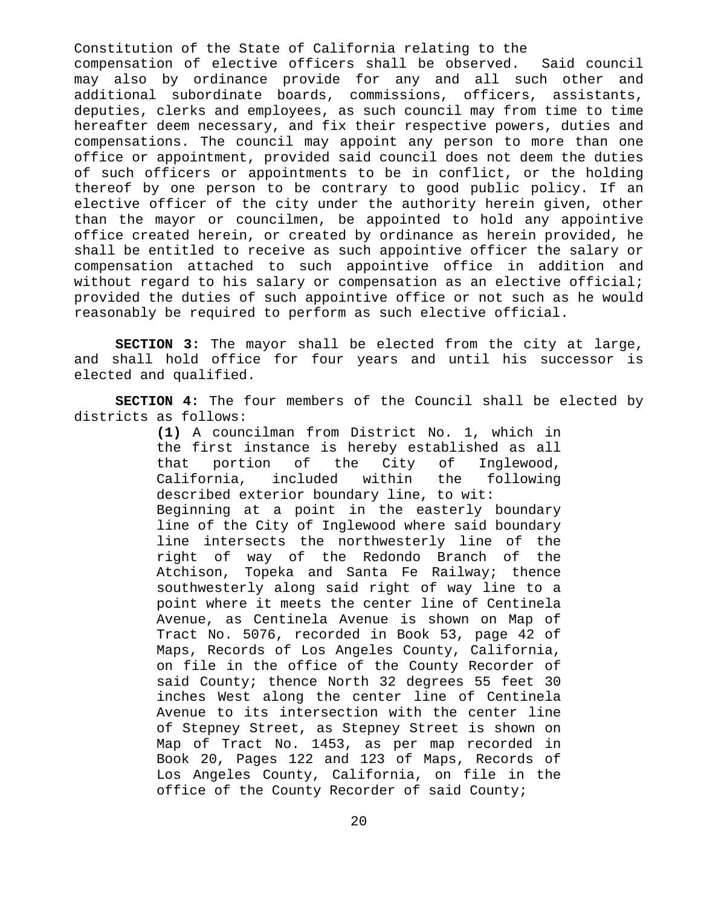Constitution of the State of California relating to the compensation of elective officers shall be observed. Said council may also by ordinance provide for any and all such other and additional subordinate boards, commissions, officers, assistants, deputies, clerks and employees, as such council may from time to time hereafter deem necessary, and fix their respective powers, duties and compensations. The council may appoint any person to more than one office or appointment, provided said council does not deem the duties of such officers or appointments to be in conflict, or the holding thereof by one person to be contrary to good public policy. If an elective officer of the city under the authority herein given, other than the mayor or councilmen, be appointed to hold any appointive office created herein, or created by ordinance as herein provided, he shall be entitled to receive as such appointive officer the salary or compensation attached to such appointive office in addition and without regard to his salary or compensation as an elective official; provided the duties of such appointive office or not such as he would reasonably be required to perform as such elective official.

**SECTION 3:** The mayor shall be elected from the city at large, and shall hold office for four years and until his successor is elected and qualified.

**SECTION 4:** The four members of the Council shall be elected by districts as follows:

> **(1)** A councilman from District No. 1, which in the first instance is hereby established as all that portion of the City of Inglewood, California, included within the following described exterior boundary line, to wit:
>
> Beginning at a point in the easterly boundary line of the City of Inglewood where said boundary line intersects the northwesterly line of the right of way of the Redondo Branch of the Atchison, Topeka and Santa Fe Railway; thence southwesterly along said right of way line to a point where it meets the center line of Centinela Avenue, as Centinela Avenue is shown on Map of Tract No. 5076, recorded in Book 53, page 42 of Maps, Records of Los Angeles County, California, on file in the office of the County Recorder of said County; thence North 32 degrees 55 feet 30 inches West along the center line of Centinela Avenue to its intersection with the center line of Stepney Street, as Stepney Street is shown on Map of Tract No. 1453, as per map recorded in Book 20, Pages 122 and 123 of Maps, Records of Los Angeles County, California, on file in the office of the County Recorder of said County;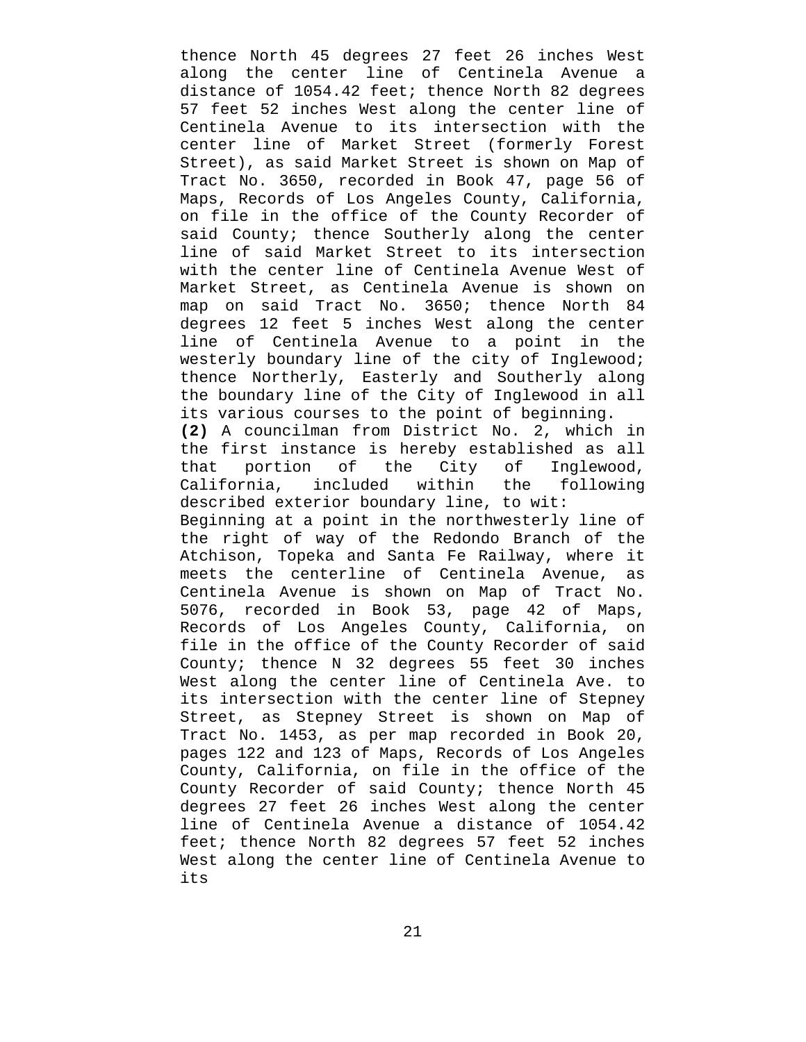thence North 45 degrees 27 feet 26 inches West along the center line of Centinela Avenue a distance of 1054.42 feet; thence North 82 degrees 57 feet 52 inches West along the center line of Centinela Avenue to its intersection with the center line of Market Street (formerly Forest Street), as said Market Street is shown on Map of Tract No. 3650, recorded in Book 47, page 56 of Maps, Records of Los Angeles County, California, on file in the office of the County Recorder of said County; thence Southerly along the center line of said Market Street to its intersection with the center line of Centinela Avenue West of Market Street, as Centinela Avenue is shown on map on said Tract No. 3650; thence North 84 degrees 12 feet 5 inches West along the center line of Centinela Avenue to a point in the westerly boundary line of the city of Inglewood; thence Northerly, Easterly and Southerly along the boundary line of the City of Inglewood in all its various courses to the point of beginning.

**(2)** A councilman from District No. 2, which in the first instance is hereby established as all that portion of the City of Inglewood, California, included within the following described exterior boundary line, to wit:

Beginning at a point in the northwesterly line of the right of way of the Redondo Branch of the Atchison, Topeka and Santa Fe Railway, where it meets the centerline of Centinela Avenue, as Centinela Avenue is shown on Map of Tract No. 5076, recorded in Book 53, page 42 of Maps, Records of Los Angeles County, California, on file in the office of the County Recorder of said County; thence N 32 degrees 55 feet 30 inches West along the center line of Centinela Ave. to its intersection with the center line of Stepney Street, as Stepney Street is shown on Map of Tract No. 1453, as per map recorded in Book 20, pages 122 and 123 of Maps, Records of Los Angeles County, California, on file in the office of the County Recorder of said County; thence North 45 degrees 27 feet 26 inches West along the center line of Centinela Avenue a distance of 1054.42 feet; thence North 82 degrees 57 feet 52 inches West along the center line of Centinela Avenue to its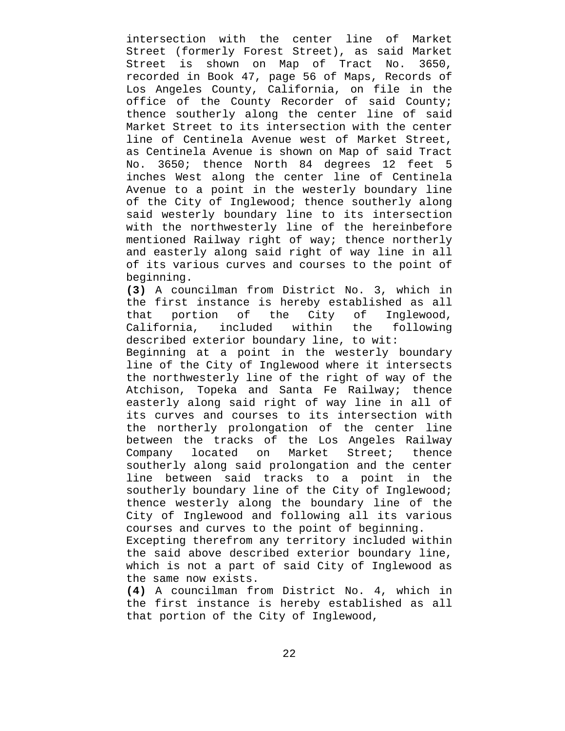intersection with the center line of Market Street (formerly Forest Street), as said Market Street is shown on Map of Tract No. 3650, recorded in Book 47, page 56 of Maps, Records of Los Angeles County, California, on file in the office of the County Recorder of said County; thence southerly along the center line of said Market Street to its intersection with the center line of Centinela Avenue west of Market Street, as Centinela Avenue is shown on Map of said Tract No. 3650; thence North 84 degrees 12 feet 5 inches West along the center line of Centinela Avenue to a point in the westerly boundary line of the City of Inglewood; thence southerly along said westerly boundary line to its intersection with the northwesterly line of the hereinbefore mentioned Railway right of way; thence northerly and easterly along said right of way line in all of its various curves and courses to the point of beginning.

**(3)** A councilman from District No. 3, which in the first instance is hereby established as all that portion of the City of Inglewood, California, included within the following described exterior boundary line, to wit:

Beginning at a point in the westerly boundary line of the City of Inglewood where it intersects the northwesterly line of the right of way of the Atchison, Topeka and Santa Fe Railway; thence easterly along said right of way line in all of its curves and courses to its intersection with the northerly prolongation of the center line between the tracks of the Los Angeles Railway Company located on Market Street; thence southerly along said prolongation and the center line between said tracks to a point in the southerly boundary line of the City of Inglewood; thence westerly along the boundary line of the City of Inglewood and following all its various courses and curves to the point of beginning.

Excepting therefrom any territory included within the said above described exterior boundary line, which is not a part of said City of Inglewood as the same now exists.

**(4)** A councilman from District No. 4, which in the first instance is hereby established as all that portion of the City of Inglewood,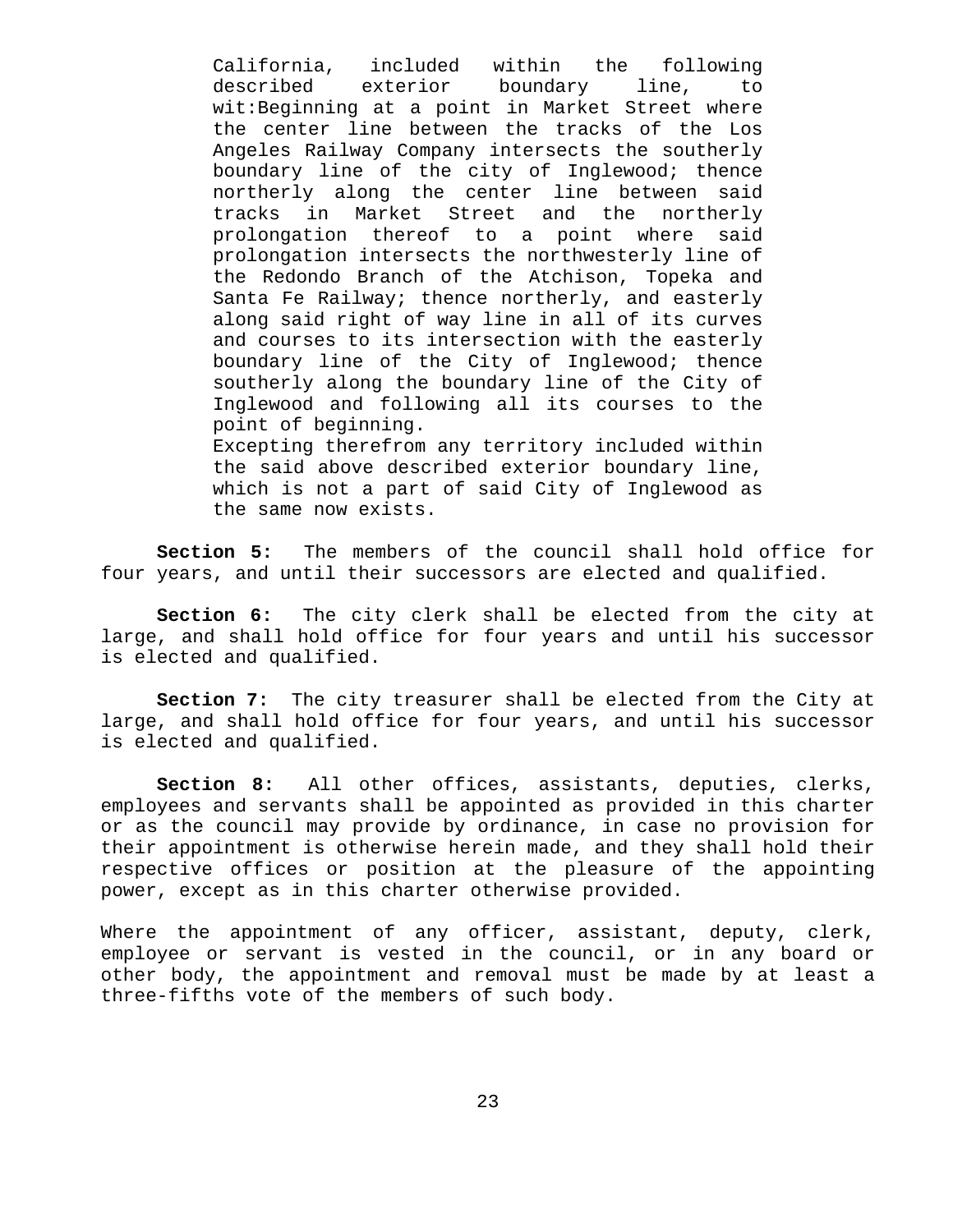> California, included within the following described exterior boundary line, to wit:Beginning at a point in Market Street where the center line between the tracks of the Los Angeles Railway Company intersects the southerly boundary line of the city of Inglewood; thence northerly along the center line between said tracks in Market Street and the northerly prolongation thereof to a point where said prolongation intersects the northwesterly line of the Redondo Branch of the Atchison, Topeka and Santa Fe Railway; thence northerly, and easterly along said right of way line in all of its curves and courses to its intersection with the easterly boundary line of the City of Inglewood; thence southerly along the boundary line of the City of Inglewood and following all its courses to the point of beginning.
>
> Excepting therefrom any territory included within the said above described exterior boundary line, which is not a part of said City of Inglewood as the same now exists.

**Section 5:** The members of the council shall hold office for four years, and until their successors are elected and qualified.

**Section 6:** The city clerk shall be elected from the city at large, and shall hold office for four years and until his successor is elected and qualified.

**Section 7:** The city treasurer shall be elected from the City at large, and shall hold office for four years, and until his successor is elected and qualified.

**Section 8:** All other offices, assistants, deputies, clerks, employees and servants shall be appointed as provided in this charter or as the council may provide by ordinance, in case no provision for their appointment is otherwise herein made, and they shall hold their respective offices or position at the pleasure of the appointing power, except as in this charter otherwise provided.

Where the appointment of any officer, assistant, deputy, clerk, employee or servant is vested in the council, or in any board or other body, the appointment and removal must be made by at least a three-fifths vote of the members of such body.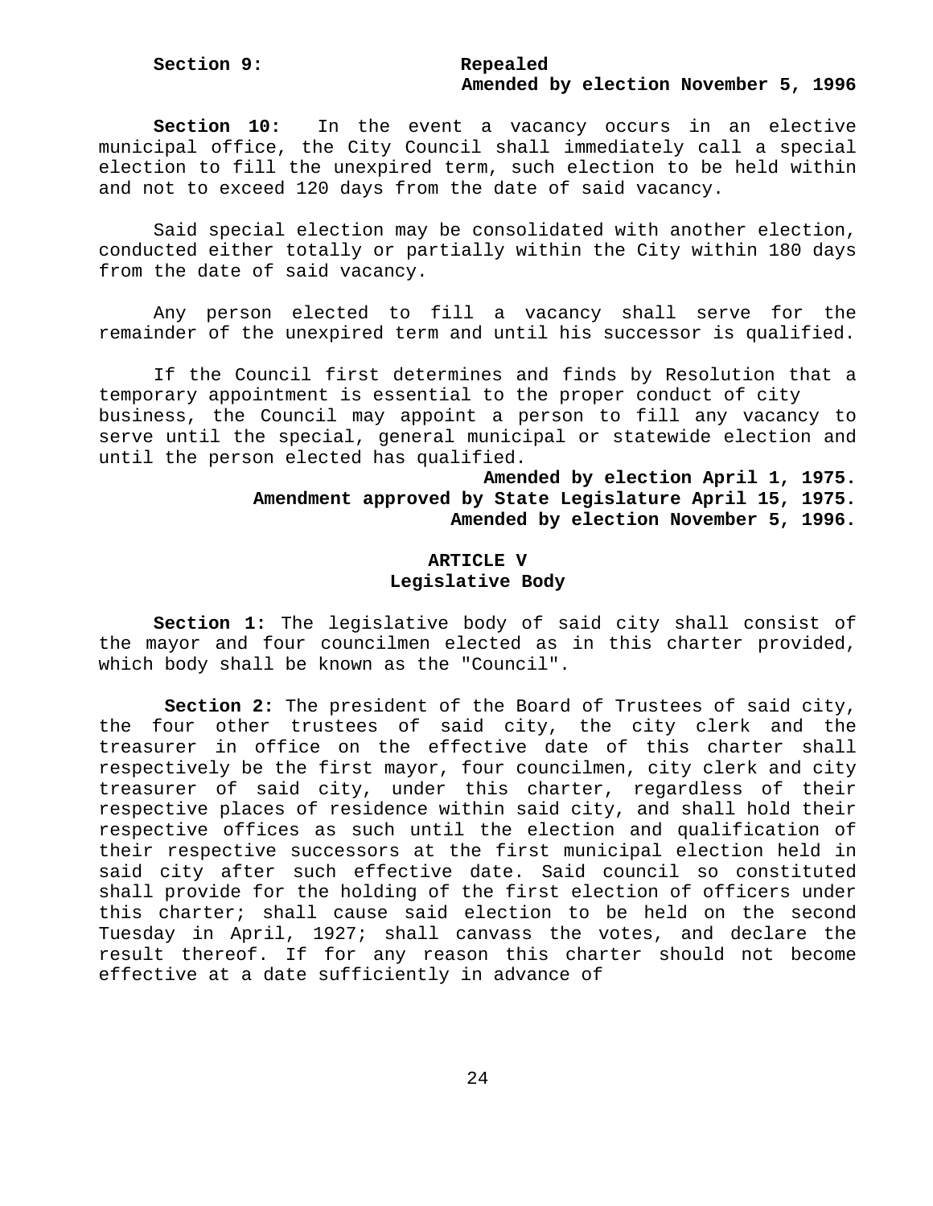**Section 9:** **Repealed**
**Amended by election November 5, 1996**

**Section 10:** In the event a vacancy occurs in an elective municipal office, the City Council shall immediately call a special election to fill the unexpired term, such election to be held within and not to exceed 120 days from the date of said vacancy.

Said special election may be consolidated with another election, conducted either totally or partially within the City within 180 days from the date of said vacancy.

Any person elected to fill a vacancy shall serve for the remainder of the unexpired term and until his successor is qualified.

If the Council first determines and finds by Resolution that a temporary appointment is essential to the proper conduct of city business, the Council may appoint a person to fill any vacancy to serve until the special, general municipal or statewide election and until the person elected has qualified.

**Amended by election April 1, 1975.**
**Amendment approved by State Legislature April 15, 1975.**
**Amended by election November 5, 1996.**

## ARTICLE V
## Legislative Body

**Section 1:** The legislative body of said city shall consist of the mayor and four councilmen elected as in this charter provided, which body shall be known as the "Council".

**Section 2:** The president of the Board of Trustees of said city, the four other trustees of said city, the city clerk and the treasurer in office on the effective date of this charter shall respectively be the first mayor, four councilmen, city clerk and city treasurer of said city, under this charter, regardless of their respective places of residence within said city, and shall hold their respective offices as such until the election and qualification of their respective successors at the first municipal election held in said city after such effective date. Said council so constituted shall provide for the holding of the first election of officers under this charter; shall cause said election to be held on the second Tuesday in April, 1927; shall canvass the votes, and declare the result thereof. If for any reason this charter should not become effective at a date sufficiently in advance of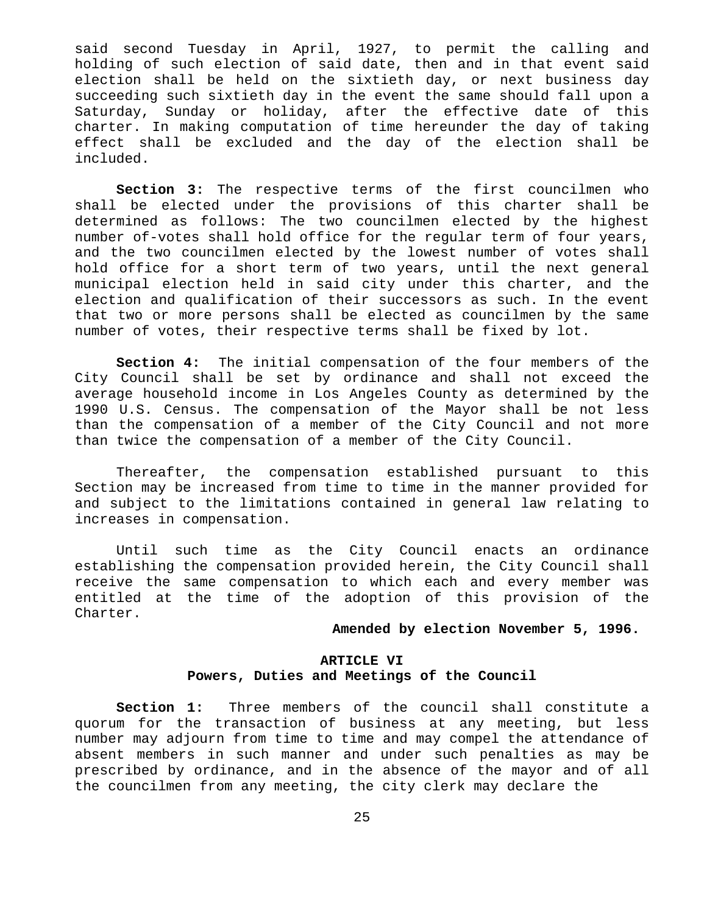said second Tuesday in April, 1927, to permit the calling and holding of such election of said date, then and in that event said election shall be held on the sixtieth day, or next business day succeeding such sixtieth day in the event the same should fall upon a Saturday, Sunday or holiday, after the effective date of this charter. In making computation of time hereunder the day of taking effect shall be excluded and the day of the election shall be included.

**Section 3:** The respective terms of the first councilmen who shall be elected under the provisions of this charter shall be determined as follows: The two councilmen elected by the highest number of-votes shall hold office for the regular term of four years, and the two councilmen elected by the lowest number of votes shall hold office for a short term of two years, until the next general municipal election held in said city under this charter, and the election and qualification of their successors as such. In the event that two or more persons shall be elected as councilmen by the same number of votes, their respective terms shall be fixed by lot.

**Section 4:** The initial compensation of the four members of the City Council shall be set by ordinance and shall not exceed the average household income in Los Angeles County as determined by the 1990 U.S. Census. The compensation of the Mayor shall be not less than the compensation of a member of the City Council and not more than twice the compensation of a member of the City Council.

Thereafter, the compensation established pursuant to this Section may be increased from time to time in the manner provided for and subject to the limitations contained in general law relating to increases in compensation.

Until such time as the City Council enacts an ordinance establishing the compensation provided herein, the City Council shall receive the same compensation to which each and every member was entitled at the time of the adoption of this provision of the Charter.

**Amended by election November 5, 1996.**

## ARTICLE VI
## Powers, Duties and Meetings of the Council

**Section 1:** Three members of the council shall constitute a quorum for the transaction of business at any meeting, but less number may adjourn from time to time and may compel the attendance of absent members in such manner and under such penalties as may be prescribed by ordinance, and in the absence of the mayor and of all the councilmen from any meeting, the city clerk may declare the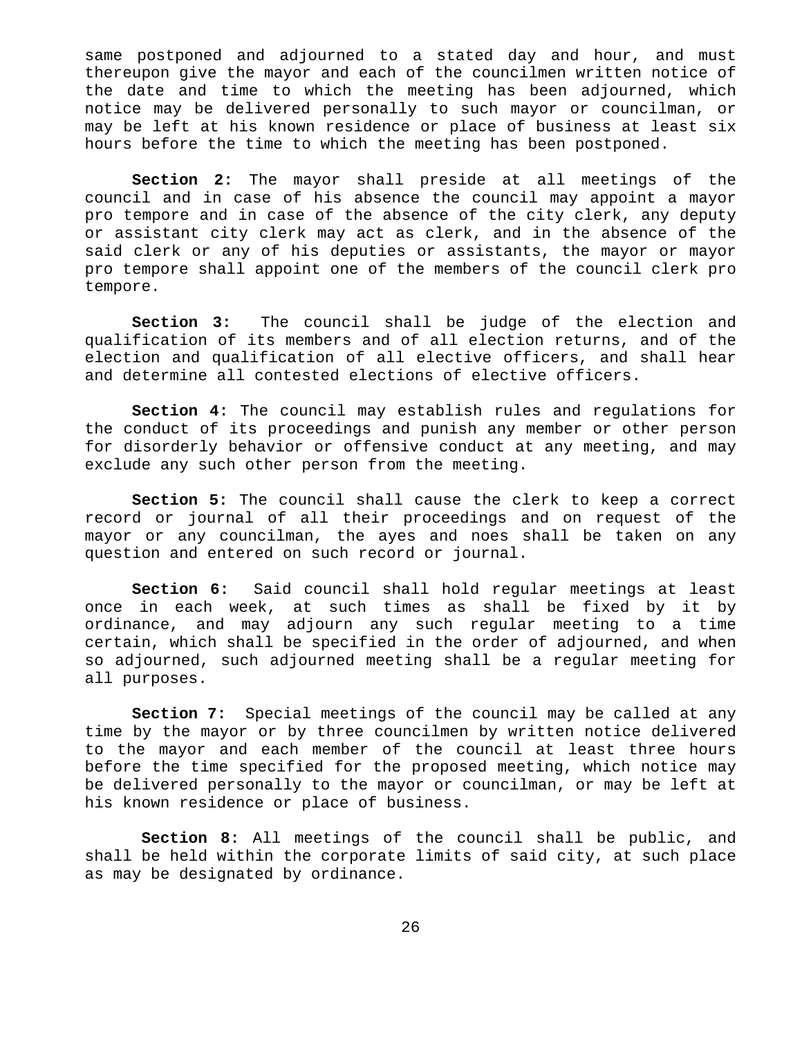same postponed and adjourned to a stated day and hour, and must thereupon give the mayor and each of the councilmen written notice of the date and time to which the meeting has been adjourned, which notice may be delivered personally to such mayor or councilman, or may be left at his known residence or place of business at least six hours before the time to which the meeting has been postponed.

**Section 2:** The mayor shall preside at all meetings of the council and in case of his absence the council may appoint a mayor pro tempore and in case of the absence of the city clerk, any deputy or assistant city clerk may act as clerk, and in the absence of the said clerk or any of his deputies or assistants, the mayor or mayor pro tempore shall appoint one of the members of the council clerk pro tempore.

**Section 3:** The council shall be judge of the election and qualification of its members and of all election returns, and of the election and qualification of all elective officers, and shall hear and determine all contested elections of elective officers.

**Section 4:** The council may establish rules and regulations for the conduct of its proceedings and punish any member or other person for disorderly behavior or offensive conduct at any meeting, and may exclude any such other person from the meeting.

**Section 5:** The council shall cause the clerk to keep a correct record or journal of all their proceedings and on request of the mayor or any councilman, the ayes and noes shall be taken on any question and entered on such record or journal.

**Section 6:** Said council shall hold regular meetings at least once in each week, at such times as shall be fixed by it by ordinance, and may adjourn any such regular meeting to a time certain, which shall be specified in the order of adjourned, and when so adjourned, such adjourned meeting shall be a regular meeting for all purposes.

**Section 7:** Special meetings of the council may be called at any time by the mayor or by three councilmen by written notice delivered to the mayor and each member of the council at least three hours before the time specified for the proposed meeting, which notice may be delivered personally to the mayor or councilman, or may be left at his known residence or place of business.

**Section 8:** All meetings of the council shall be public, and shall be held within the corporate limits of said city, at such place as may be designated by ordinance.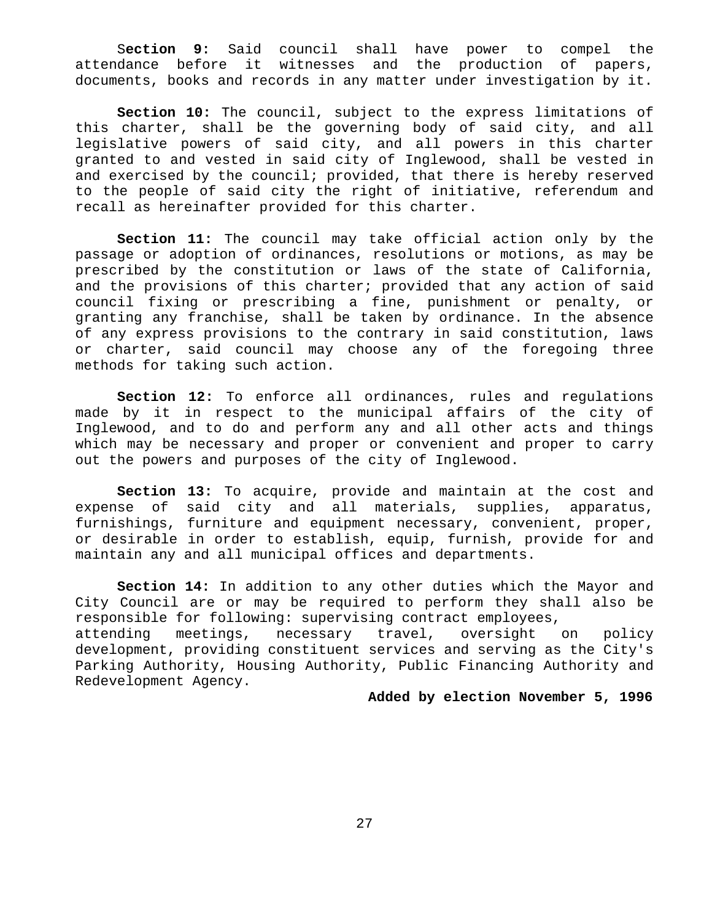**Section 9:** Said council shall have power to compel the attendance before it witnesses and the production of papers, documents, books and records in any matter under investigation by it.

**Section 10:** The council, subject to the express limitations of this charter, shall be the governing body of said city, and all legislative powers of said city, and all powers in this charter granted to and vested in said city of Inglewood, shall be vested in and exercised by the council; provided, that there is hereby reserved to the people of said city the right of initiative, referendum and recall as hereinafter provided for this charter.

**Section 11:** The council may take official action only by the passage or adoption of ordinances, resolutions or motions, as may be prescribed by the constitution or laws of the state of California, and the provisions of this charter; provided that any action of said council fixing or prescribing a fine, punishment or penalty, or granting any franchise, shall be taken by ordinance. In the absence of any express provisions to the contrary in said constitution, laws or charter, said council may choose any of the foregoing three methods for taking such action.

**Section 12:** To enforce all ordinances, rules and regulations made by it in respect to the municipal affairs of the city of Inglewood, and to do and perform any and all other acts and things which may be necessary and proper or convenient and proper to carry out the powers and purposes of the city of Inglewood.

**Section 13:** To acquire, provide and maintain at the cost and expense of said city and all materials, supplies, apparatus, furnishings, furniture and equipment necessary, convenient, proper, or desirable in order to establish, equip, furnish, provide for and maintain any and all municipal offices and departments.

**Section 14:** In addition to any other duties which the Mayor and City Council are or may be required to perform they shall also be responsible for following: supervising contract employees, attending meetings, necessary travel, oversight on policy development, providing constituent services and serving as the City's Parking Authority, Housing Authority, Public Financing Authority and Redevelopment Agency.

**Added by election November 5, 1996**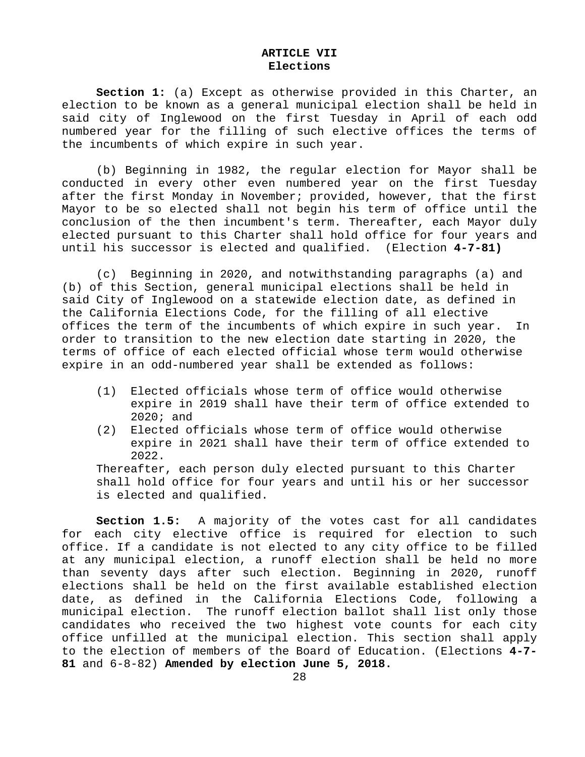## ARTICLE VII
## Elections

**Section 1:** (a) Except as otherwise provided in this Charter, an election to be known as a general municipal election shall be held in said city of Inglewood on the first Tuesday in April of each odd numbered year for the filling of such elective offices the terms of the incumbents of which expire in such year.

(b) Beginning in 1982, the regular election for Mayor shall be conducted in every other even numbered year on the first Tuesday after the first Monday in November; provided, however, that the first Mayor to be so elected shall not begin his term of office until the conclusion of the then incumbent's term. Thereafter, each Mayor duly elected pursuant to this Charter shall hold office for four years and until his successor is elected and qualified. (Election **4-7-81)**

(c) Beginning in 2020, and notwithstanding paragraphs (a) and (b) of this Section, general municipal elections shall be held in said City of Inglewood on a statewide election date, as defined in the California Elections Code, for the filling of all elective offices the term of the incumbents of which expire in such year. In order to transition to the new election date starting in 2020, the terms of office of each elected official whose term would otherwise expire in an odd-numbered year shall be extended as follows:

(1) Elected officials whose term of office would otherwise expire in 2019 shall have their term of office extended to 2020; and
(2) Elected officials whose term of office would otherwise expire in 2021 shall have their term of office extended to 2022.

Thereafter, each person duly elected pursuant to this Charter shall hold office for four years and until his or her successor is elected and qualified.

**Section 1.5:** A majority of the votes cast for all candidates for each city elective office is required for election to such office. If a candidate is not elected to any city office to be filled at any municipal election, a runoff election shall be held no more than seventy days after such election. Beginning in 2020, runoff elections shall be held on the first available established election date, as defined in the California Elections Code, following a municipal election. The runoff election ballot shall list only those candidates who received the two highest vote counts for each city office unfilled at the municipal election. This section shall apply to the election of members of the Board of Education. (Elections **4-7-81** and 6-8-82) **Amended by election June 5, 2018.**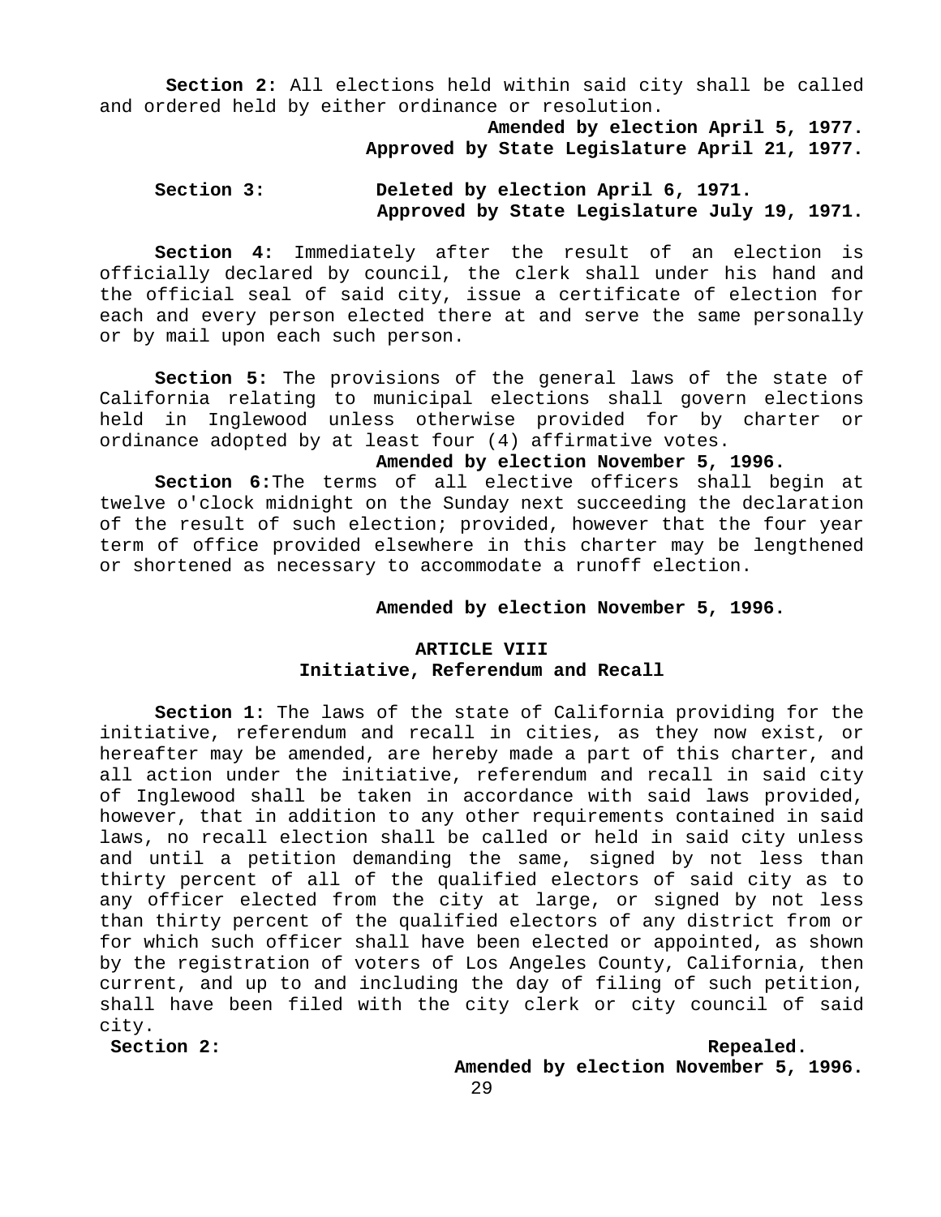**Section 2:** All elections held within said city shall be called and ordered held by either ordinance or resolution.

**Amended by election April 5, 1977.**
**Approved by State Legislature April 21, 1977.**

**Section 3:** **Deleted by election April 6, 1971.**
**Approved by State Legislature July 19, 1971.**

**Section 4:** Immediately after the result of an election is officially declared by council, the clerk shall under his hand and the official seal of said city, issue a certificate of election for each and every person elected there at and serve the same personally or by mail upon each such person.

**Section 5:** The provisions of the general laws of the state of California relating to municipal elections shall govern elections held in Inglewood unless otherwise provided for by charter or ordinance adopted by at least four (4) affirmative votes.

**Amended by election November 5, 1996.**

**Section 6:** The terms of all elective officers shall begin at twelve o'clock midnight on the Sunday next succeeding the declaration of the result of such election; provided, however that the four year term of office provided elsewhere in this charter may be lengthened or shortened as necessary to accommodate a runoff election.

**Amended by election November 5, 1996.**

## ARTICLE VIII
## Initiative, Referendum and Recall

**Section 1:** The laws of the state of California providing for the initiative, referendum and recall in cities, as they now exist, or hereafter may be amended, are hereby made a part of this charter, and all action under the initiative, referendum and recall in said city of Inglewood shall be taken in accordance with said laws provided, however, that in addition to any other requirements contained in said laws, no recall election shall be called or held in said city unless and until a petition demanding the same, signed by not less than thirty percent of all of the qualified electors of said city as to any officer elected from the city at large, or signed by not less than thirty percent of the qualified electors of any district from or for which such officer shall have been elected or appointed, as shown by the registration of voters of Los Angeles County, California, then current, and up to and including the day of filing of such petition, shall have been filed with the city clerk or city council of said city.

**Section 2:** **Repealed.**
**Amended by election November 5, 1996.**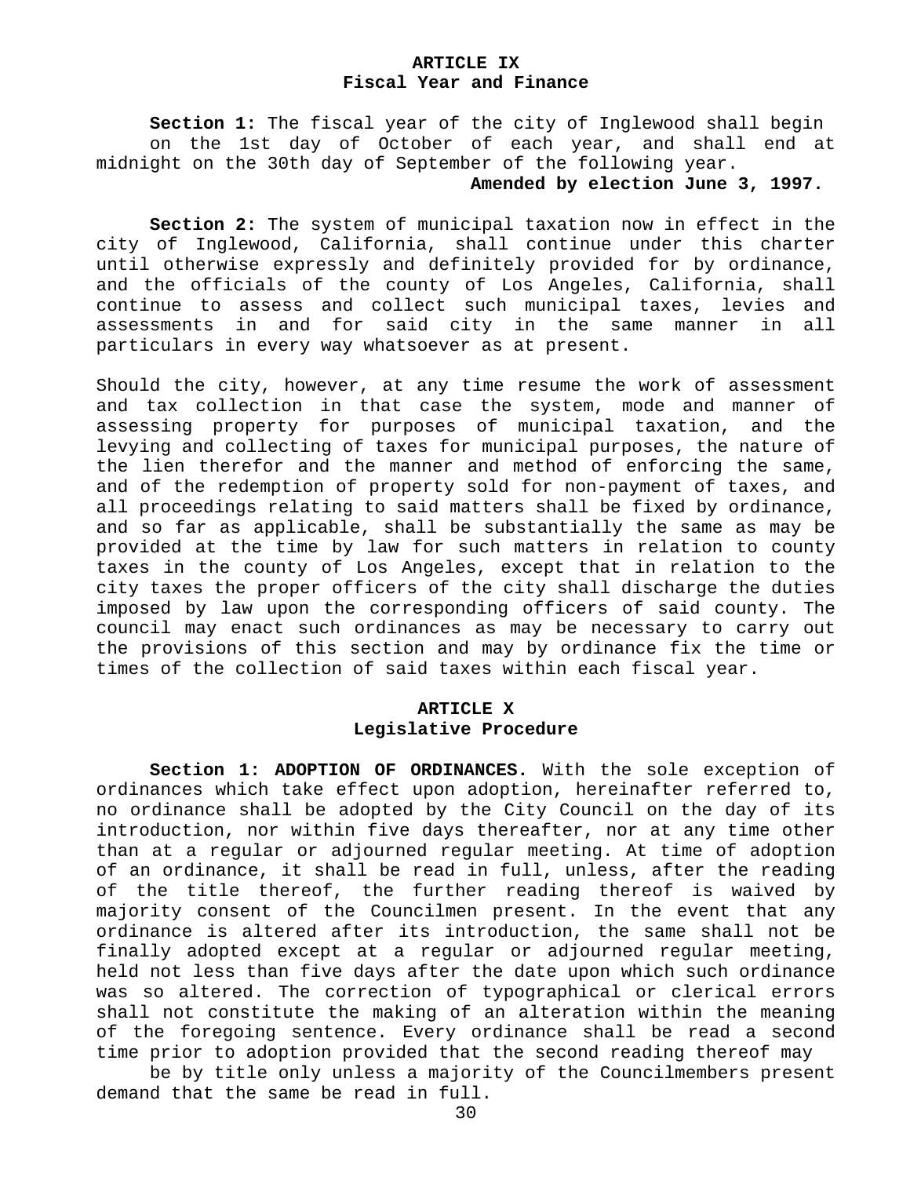## ARTICLE IX
## Fiscal Year and Finance

**Section 1:** The fiscal year of the city of Inglewood shall begin on the 1st day of October of each year, and shall end at midnight on the 30th day of September of the following year.

**Amended by election June 3, 1997.**

**Section 2:** The system of municipal taxation now in effect in the city of Inglewood, California, shall continue under this charter until otherwise expressly and definitely provided for by ordinance, and the officials of the county of Los Angeles, California, shall continue to assess and collect such municipal taxes, levies and assessments in and for said city in the same manner in all particulars in every way whatsoever as at present.

Should the city, however, at any time resume the work of assessment and tax collection in that case the system, mode and manner of assessing property for purposes of municipal taxation, and the levying and collecting of taxes for municipal purposes, the nature of the lien therefor and the manner and method of enforcing the same, and of the redemption of property sold for non-payment of taxes, and all proceedings relating to said matters shall be fixed by ordinance, and so far as applicable, shall be substantially the same as may be provided at the time by law for such matters in relation to county taxes in the county of Los Angeles, except that in relation to the city taxes the proper officers of the city shall discharge the duties imposed by law upon the corresponding officers of said county. The council may enact such ordinances as may be necessary to carry out the provisions of this section and may by ordinance fix the time or times of the collection of said taxes within each fiscal year.

## ARTICLE X
## Legislative Procedure

**Section 1: ADOPTION OF ORDINANCES.** With the sole exception of ordinances which take effect upon adoption, hereinafter referred to, no ordinance shall be adopted by the City Council on the day of its introduction, nor within five days thereafter, nor at any time other than at a regular or adjourned regular meeting. At time of adoption of an ordinance, it shall be read in full, unless, after the reading of the title thereof, the further reading thereof is waived by majority consent of the Councilmen present. In the event that any ordinance is altered after its introduction, the same shall not be finally adopted except at a regular or adjourned regular meeting, held not less than five days after the date upon which such ordinance was so altered. The correction of typographical or clerical errors shall not constitute the making of an alteration within the meaning of the foregoing sentence. Every ordinance shall be read a second time prior to adoption provided that the second reading thereof may be by title only unless a majority of the Councilmembers present demand that the same be read in full.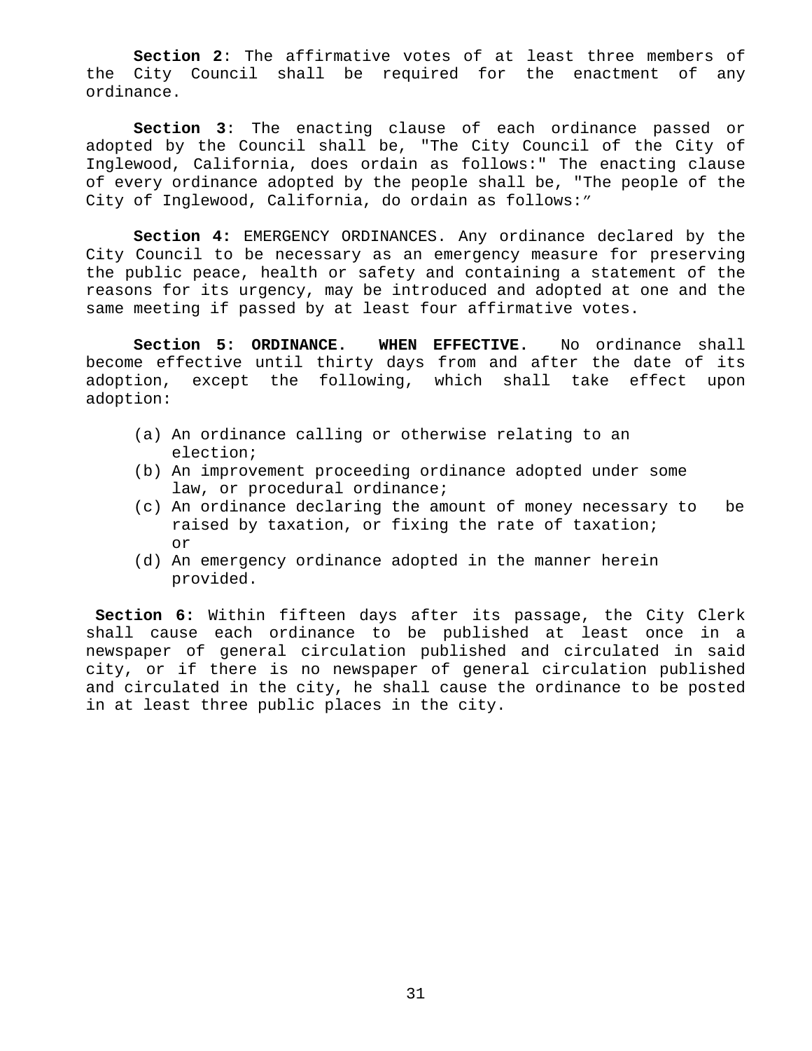**Section 2**: The affirmative votes of at least three members of the City Council shall be required for the enactment of any ordinance.

**Section 3**: The enacting clause of each ordinance passed or adopted by the Council shall be, "The City Council of the City of Inglewood, California, does ordain as follows:" The enacting clause of every ordinance adopted by the people shall be, "The people of the City of Inglewood, California, do ordain as follows:"

**Section 4:** EMERGENCY ORDINANCES. Any ordinance declared by the City Council to be necessary as an emergency measure for preserving the public peace, health or safety and containing a statement of the reasons for its urgency, may be introduced and adopted at one and the same meeting if passed by at least four affirmative votes.

**Section 5: ORDINANCE. WHEN EFFECTIVE.** No ordinance shall become effective until thirty days from and after the date of its adoption, except the following, which shall take effect upon adoption:

(a) An ordinance calling or otherwise relating to an election;
(b) An improvement proceeding ordinance adopted under some law, or procedural ordinance;
(c) An ordinance declaring the amount of money necessary to be raised by taxation, or fixing the rate of taxation; or
(d) An emergency ordinance adopted in the manner herein provided.

**Section 6:** Within fifteen days after its passage, the City Clerk shall cause each ordinance to be published at least once in a newspaper of general circulation published and circulated in said city, or if there is no newspaper of general circulation published and circulated in the city, he shall cause the ordinance to be posted in at least three public places in the city.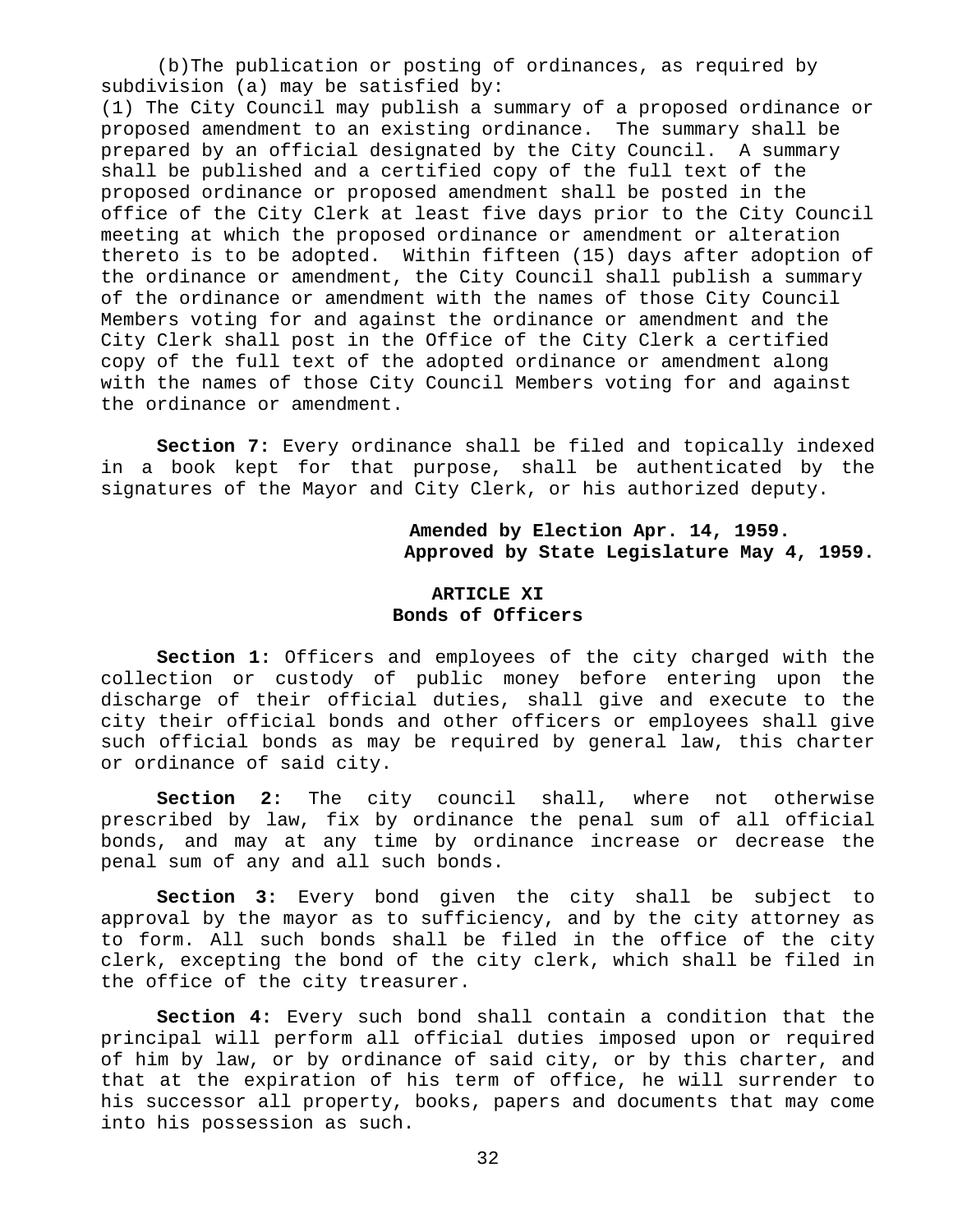(b)The publication or posting of ordinances, as required by subdivision (a) may be satisfied by:

(1) The City Council may publish a summary of a proposed ordinance or proposed amendment to an existing ordinance. The summary shall be prepared by an official designated by the City Council. A summary shall be published and a certified copy of the full text of the proposed ordinance or proposed amendment shall be posted in the office of the City Clerk at least five days prior to the City Council meeting at which the proposed ordinance or amendment or alteration thereto is to be adopted. Within fifteen (15) days after adoption of the ordinance or amendment, the City Council shall publish a summary of the ordinance or amendment with the names of those City Council Members voting for and against the ordinance or amendment and the City Clerk shall post in the Office of the City Clerk a certified copy of the full text of the adopted ordinance or amendment along with the names of those City Council Members voting for and against the ordinance or amendment.

**Section 7:** Every ordinance shall be filed and topically indexed in a book kept for that purpose, shall be authenticated by the signatures of the Mayor and City Clerk, or his authorized deputy.

**Amended by Election Apr. 14, 1959.**
**Approved by State Legislature May 4, 1959.**

## ARTICLE XI
## Bonds of Officers

**Section 1:** Officers and employees of the city charged with the collection or custody of public money before entering upon the discharge of their official duties, shall give and execute to the city their official bonds and other officers or employees shall give such official bonds as may be required by general law, this charter or ordinance of said city.

**Section 2:** The city council shall, where not otherwise prescribed by law, fix by ordinance the penal sum of all official bonds, and may at any time by ordinance increase or decrease the penal sum of any and all such bonds.

**Section 3:** Every bond given the city shall be subject to approval by the mayor as to sufficiency, and by the city attorney as to form. All such bonds shall be filed in the office of the city clerk, excepting the bond of the city clerk, which shall be filed in the office of the city treasurer.

**Section 4:** Every such bond shall contain a condition that the principal will perform all official duties imposed upon or required of him by law, or by ordinance of said city, or by this charter, and that at the expiration of his term of office, he will surrender to his successor all property, books, papers and documents that may come into his possession as such.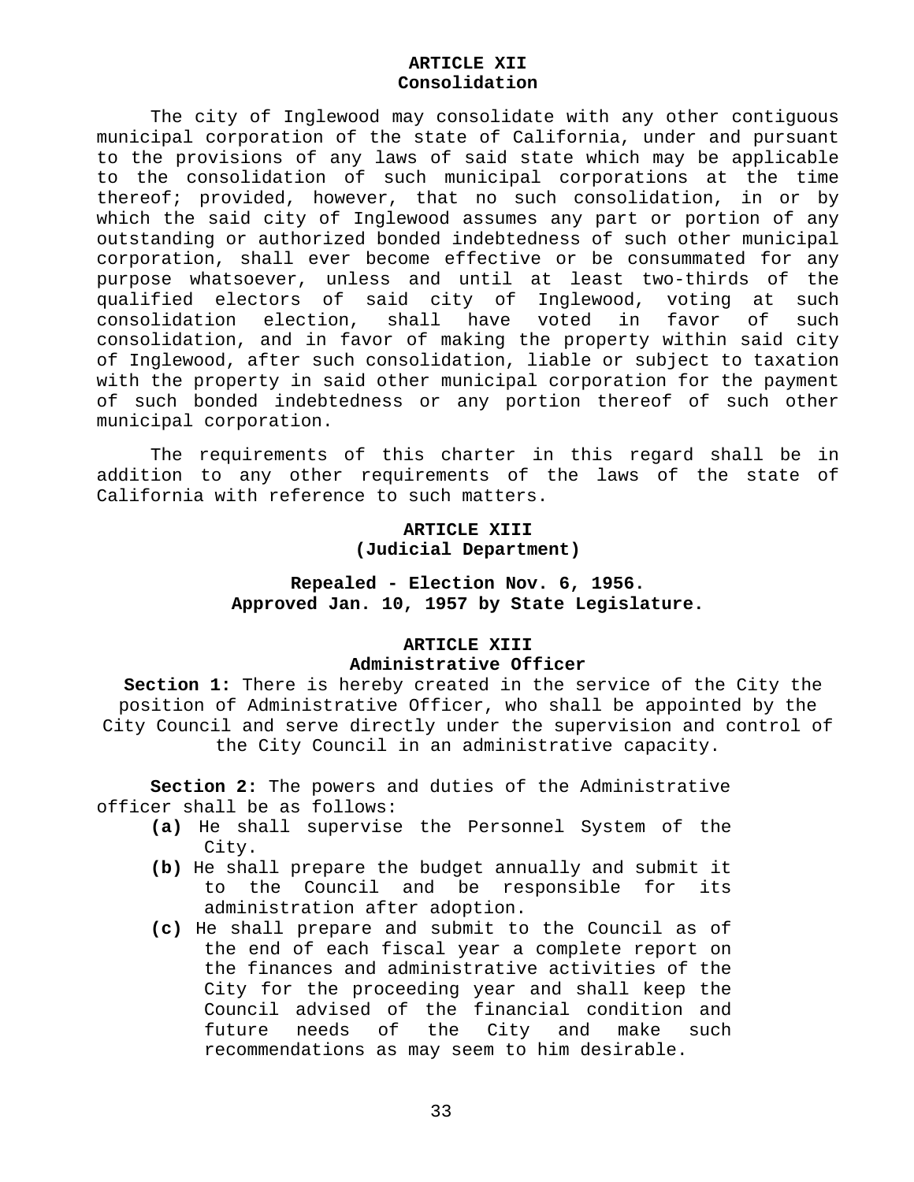## ARTICLE XII
## Consolidation

The city of Inglewood may consolidate with any other contiguous municipal corporation of the state of California, under and pursuant to the provisions of any laws of said state which may be applicable to the consolidation of such municipal corporations at the time thereof; provided, however, that no such consolidation, in or by which the said city of Inglewood assumes any part or portion of any outstanding or authorized bonded indebtedness of such other municipal corporation, shall ever become effective or be consummated for any purpose whatsoever, unless and until at least two-thirds of the qualified electors of said city of Inglewood, voting at such consolidation election, shall have voted in favor of such consolidation, and in favor of making the property within said city of Inglewood, after such consolidation, liable or subject to taxation with the property in said other municipal corporation for the payment of such bonded indebtedness or any portion thereof of such other municipal corporation.

The requirements of this charter in this regard shall be in addition to any other requirements of the laws of the state of California with reference to such matters.

## ARTICLE XIII
## (Judicial Department)

**Repealed - Election Nov. 6, 1956.**
**Approved Jan. 10, 1957 by State Legislature.**

## ARTICLE XIII
## Administrative Officer

**Section 1:** There is hereby created in the service of the City the position of Administrative Officer, who shall be appointed by the City Council and serve directly under the supervision and control of the City Council in an administrative capacity.

**Section 2:** The powers and duties of the Administrative officer shall be as follows:

**(a)** He shall supervise the Personnel System of the City.

**(b)** He shall prepare the budget annually and submit it to the Council and be responsible for its administration after adoption.

**(c)** He shall prepare and submit to the Council as of the end of each fiscal year a complete report on the finances and administrative activities of the City for the proceeding year and shall keep the Council advised of the financial condition and future needs of the City and make such recommendations as may seem to him desirable.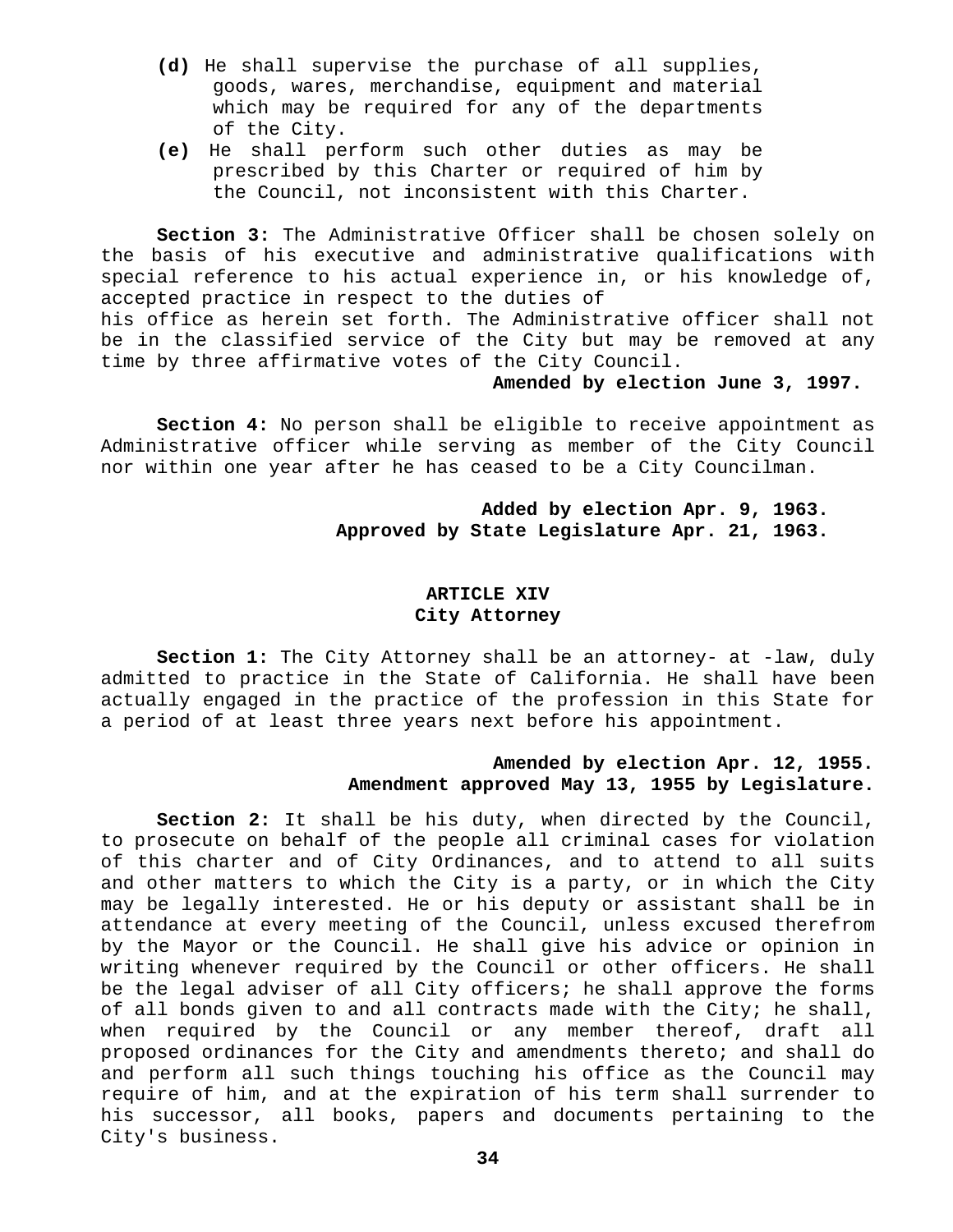**(d)** He shall supervise the purchase of all supplies, goods, wares, merchandise, equipment and material which may be required for any of the departments of the City.

**(e)** He shall perform such other duties as may be prescribed by this Charter or required of him by the Council, not inconsistent with this Charter.

**Section 3:** The Administrative Officer shall be chosen solely on the basis of his executive and administrative qualifications with special reference to his actual experience in, or his knowledge of, accepted practice in respect to the duties of his office as herein set forth. The Administrative officer shall not be in the classified service of the City but may be removed at any time by three affirmative votes of the City Council.

**Amended by election June 3, 1997.**

**Section 4:** No person shall be eligible to receive appointment as Administrative officer while serving as member of the City Council nor within one year after he has ceased to be a City Councilman.

**Added by election Apr. 9, 1963.**
**Approved by State Legislature Apr. 21, 1963.**

## ARTICLE XIV
## City Attorney

**Section 1:** The City Attorney shall be an attorney- at -law, duly admitted to practice in the State of California. He shall have been actually engaged in the practice of the profession in this State for a period of at least three years next before his appointment.

**Amended by election Apr. 12, 1955.**
**Amendment approved May 13, 1955 by Legislature.**

**Section 2:** It shall be his duty, when directed by the Council, to prosecute on behalf of the people all criminal cases for violation of this charter and of City Ordinances, and to attend to all suits and other matters to which the City is a party, or in which the City may be legally interested. He or his deputy or assistant shall be in attendance at every meeting of the Council, unless excused therefrom by the Mayor or the Council. He shall give his advice or opinion in writing whenever required by the Council or other officers. He shall be the legal adviser of all City officers; he shall approve the forms of all bonds given to and all contracts made with the City; he shall, when required by the Council or any member thereof, draft all proposed ordinances for the City and amendments thereto; and shall do and perform all such things touching his office as the Council may require of him, and at the expiration of his term shall surrender to his successor, all books, papers and documents pertaining to the City's business.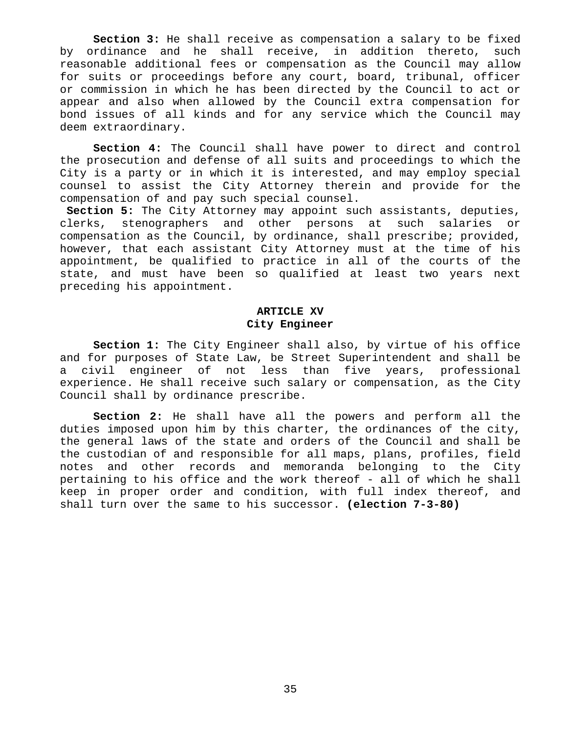**Section 3:** He shall receive as compensation a salary to be fixed by ordinance and he shall receive, in addition thereto, such reasonable additional fees or compensation as the Council may allow for suits or proceedings before any court, board, tribunal, officer or commission in which he has been directed by the Council to act or appear and also when allowed by the Council extra compensation for bond issues of all kinds and for any service which the Council may deem extraordinary.

**Section 4:** The Council shall have power to direct and control the prosecution and defense of all suits and proceedings to which the City is a party or in which it is interested, and may employ special counsel to assist the City Attorney therein and provide for the compensation of and pay such special counsel.

**Section 5:** The City Attorney may appoint such assistants, deputies, clerks, stenographers and other persons at such salaries or compensation as the Council, by ordinance, shall prescribe; provided, however, that each assistant City Attorney must at the time of his appointment, be qualified to practice in all of the courts of the state, and must have been so qualified at least two years next preceding his appointment.

## ARTICLE XV
## City Engineer

**Section 1:** The City Engineer shall also, by virtue of his office and for purposes of State Law, be Street Superintendent and shall be a civil engineer of not less than five years, professional experience. He shall receive such salary or compensation, as the City Council shall by ordinance prescribe.

**Section 2:** He shall have all the powers and perform all the duties imposed upon him by this charter, the ordinances of the city, the general laws of the state and orders of the Council and shall be the custodian of and responsible for all maps, plans, profiles, field notes and other records and memoranda belonging to the City pertaining to his office and the work thereof - all of which he shall keep in proper order and condition, with full index thereof, and shall turn over the same to his successor. **(election 7-3-80)**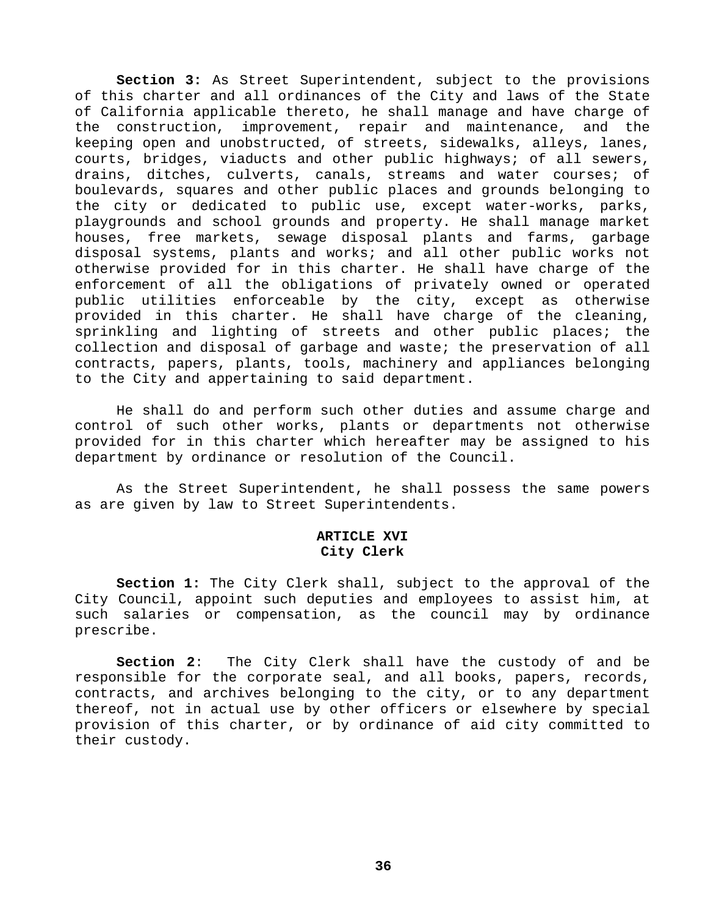**Section 3:** As Street Superintendent, subject to the provisions of this charter and all ordinances of the City and laws of the State of California applicable thereto, he shall manage and have charge of the construction, improvement, repair and maintenance, and the keeping open and unobstructed, of streets, sidewalks, alleys, lanes, courts, bridges, viaducts and other public highways; of all sewers, drains, ditches, culverts, canals, streams and water courses; of boulevards, squares and other public places and grounds belonging to the city or dedicated to public use, except water-works, parks, playgrounds and school grounds and property. He shall manage market houses, free markets, sewage disposal plants and farms, garbage disposal systems, plants and works; and all other public works not otherwise provided for in this charter. He shall have charge of the enforcement of all the obligations of privately owned or operated public utilities enforceable by the city, except as otherwise provided in this charter. He shall have charge of the cleaning, sprinkling and lighting of streets and other public places; the collection and disposal of garbage and waste; the preservation of all contracts, papers, plants, tools, machinery and appliances belonging to the City and appertaining to said department.

He shall do and perform such other duties and assume charge and control of such other works, plants or departments not otherwise provided for in this charter which hereafter may be assigned to his department by ordinance or resolution of the Council.

As the Street Superintendent, he shall possess the same powers as are given by law to Street Superintendents.

## ARTICLE XVI
## City Clerk

**Section 1:** The City Clerk shall, subject to the approval of the City Council, appoint such deputies and employees to assist him, at such salaries or compensation, as the council may by ordinance prescribe.

**Section 2**: The City Clerk shall have the custody of and be responsible for the corporate seal, and all books, papers, records, contracts, and archives belonging to the city, or to any department thereof, not in actual use by other officers or elsewhere by special provision of this charter, or by ordinance of aid city committed to their custody.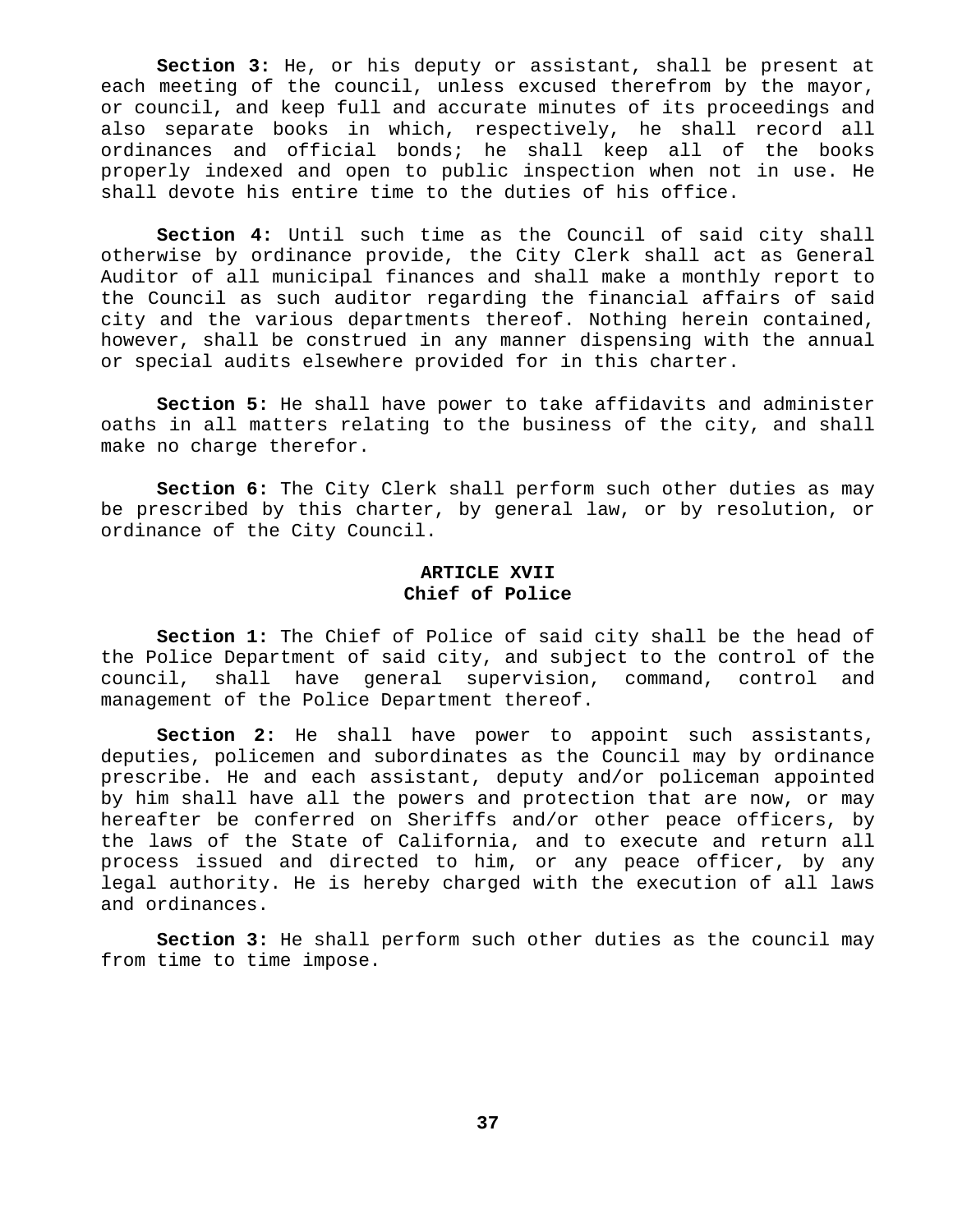**Section 3:** He, or his deputy or assistant, shall be present at each meeting of the council, unless excused therefrom by the mayor, or council, and keep full and accurate minutes of its proceedings and also separate books in which, respectively, he shall record all ordinances and official bonds; he shall keep all of the books properly indexed and open to public inspection when not in use. He shall devote his entire time to the duties of his office.

**Section 4:** Until such time as the Council of said city shall otherwise by ordinance provide, the City Clerk shall act as General Auditor of all municipal finances and shall make a monthly report to the Council as such auditor regarding the financial affairs of said city and the various departments thereof. Nothing herein contained, however, shall be construed in any manner dispensing with the annual or special audits elsewhere provided for in this charter.

**Section 5:** He shall have power to take affidavits and administer oaths in all matters relating to the business of the city, and shall make no charge therefor.

**Section 6:** The City Clerk shall perform such other duties as may be prescribed by this charter, by general law, or by resolution, or ordinance of the City Council.

## ARTICLE XVII
## Chief of Police

**Section 1:** The Chief of Police of said city shall be the head of the Police Department of said city, and subject to the control of the council, shall have general supervision, command, control and management of the Police Department thereof.

**Section 2:** He shall have power to appoint such assistants, deputies, policemen and subordinates as the Council may by ordinance prescribe. He and each assistant, deputy and/or policeman appointed by him shall have all the powers and protection that are now, or may hereafter be conferred on Sheriffs and/or other peace officers, by the laws of the State of California, and to execute and return all process issued and directed to him, or any peace officer, by any legal authority. He is hereby charged with the execution of all laws and ordinances.

**Section 3:** He shall perform such other duties as the council may from time to time impose.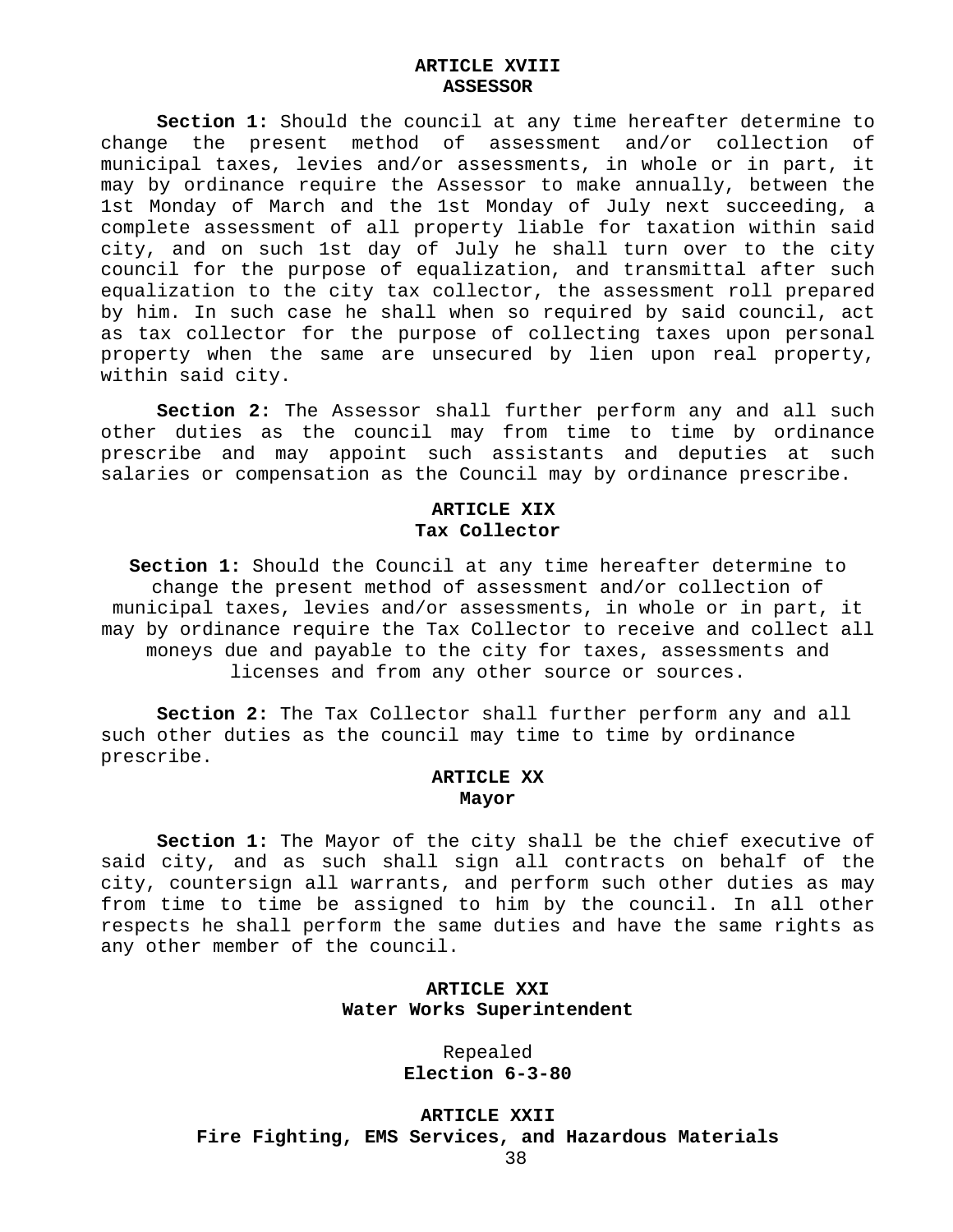## ARTICLE XVIII
## ASSESSOR

**Section 1:** Should the council at any time hereafter determine to change the present method of assessment and/or collection of municipal taxes, levies and/or assessments, in whole or in part, it may by ordinance require the Assessor to make annually, between the 1st Monday of March and the 1st Monday of July next succeeding, a complete assessment of all property liable for taxation within said city, and on such 1st day of July he shall turn over to the city council for the purpose of equalization, and transmittal after such equalization to the city tax collector, the assessment roll prepared by him. In such case he shall when so required by said council, act as tax collector for the purpose of collecting taxes upon personal property when the same are unsecured by lien upon real property, within said city.

**Section 2:** The Assessor shall further perform any and all such other duties as the council may from time to time by ordinance prescribe and may appoint such assistants and deputies at such salaries or compensation as the Council may by ordinance prescribe.

## ARTICLE XIX
## Tax Collector

**Section 1:** Should the Council at any time hereafter determine to change the present method of assessment and/or collection of municipal taxes, levies and/or assessments, in whole or in part, it may by ordinance require the Tax Collector to receive and collect all moneys due and payable to the city for taxes, assessments and licenses and from any other source or sources.

**Section 2:** The Tax Collector shall further perform any and all such other duties as the council may time to time by ordinance prescribe.

## ARTICLE XX
## Mayor

**Section 1:** The Mayor of the city shall be the chief executive of said city, and as such shall sign all contracts on behalf of the city, countersign all warrants, and perform such other duties as may from time to time be assigned to him by the council. In all other respects he shall perform the same duties and have the same rights as any other member of the council.

## ARTICLE XXI
## Water Works Superintendent

Repealed
**Election 6-3-80**

## ARTICLE XXII
## Fire Fighting, EMS Services, and Hazardous Materials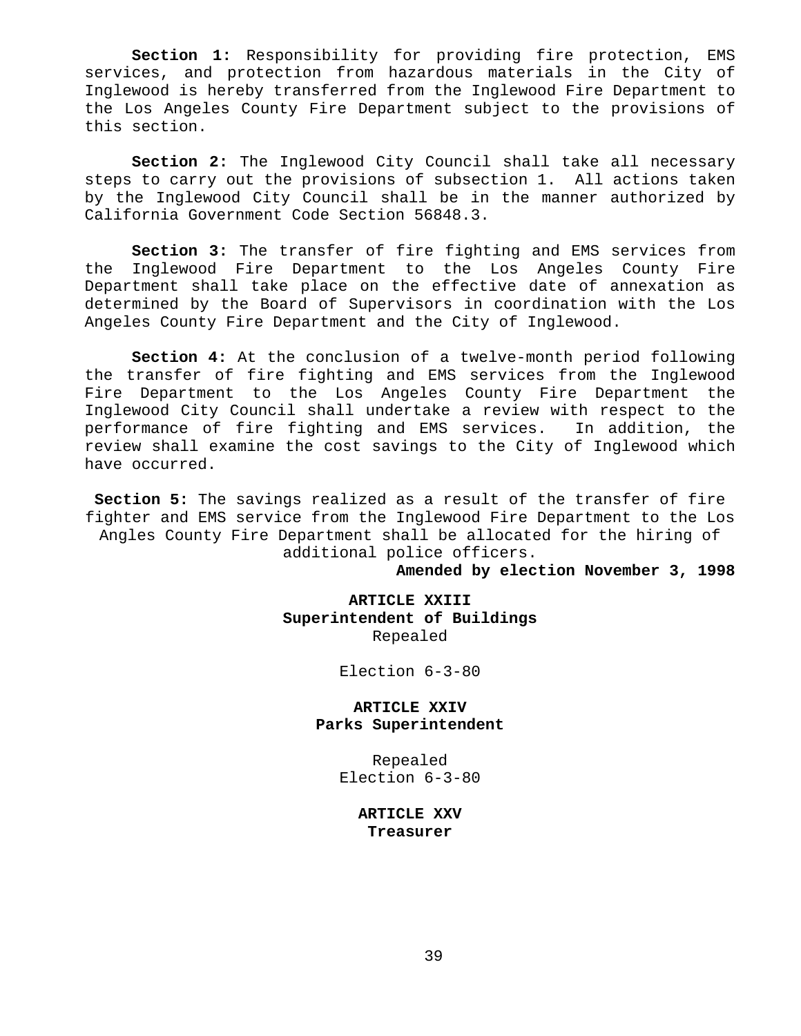**Section 1:** Responsibility for providing fire protection, EMS services, and protection from hazardous materials in the City of Inglewood is hereby transferred from the Inglewood Fire Department to the Los Angeles County Fire Department subject to the provisions of this section.

**Section 2:** The Inglewood City Council shall take all necessary steps to carry out the provisions of subsection 1. All actions taken by the Inglewood City Council shall be in the manner authorized by California Government Code Section 56848.3.

**Section 3:** The transfer of fire fighting and EMS services from the Inglewood Fire Department to the Los Angeles County Fire Department shall take place on the effective date of annexation as determined by the Board of Supervisors in coordination with the Los Angeles County Fire Department and the City of Inglewood.

**Section 4:** At the conclusion of a twelve-month period following the transfer of fire fighting and EMS services from the Inglewood Fire Department to the Los Angeles County Fire Department the Inglewood City Council shall undertake a review with respect to the performance of fire fighting and EMS services. In addition, the review shall examine the cost savings to the City of Inglewood which have occurred.

**Section 5:** The savings realized as a result of the transfer of fire fighter and EMS service from the Inglewood Fire Department to the Los Angles County Fire Department shall be allocated for the hiring of additional police officers.

**Amended by election November 3, 1998**

## ARTICLE XXIII
## Superintendent of Buildings

Repealed

Election 6-3-80

## ARTICLE XXIV
## Parks Superintendent

Repealed
Election 6-3-80

## ARTICLE XXV
## Treasurer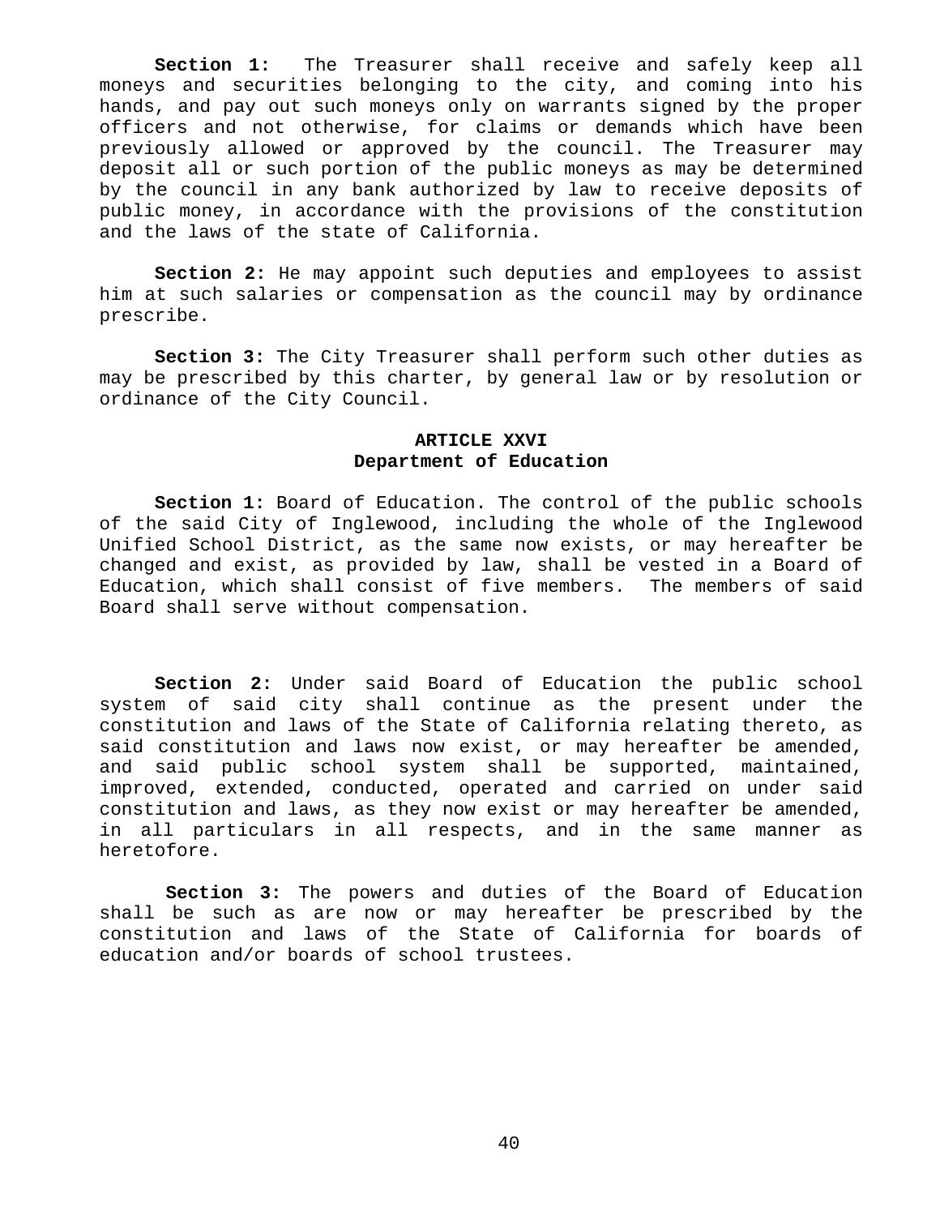**Section 1:** The Treasurer shall receive and safely keep all moneys and securities belonging to the city, and coming into his hands, and pay out such moneys only on warrants signed by the proper officers and not otherwise, for claims or demands which have been previously allowed or approved by the council. The Treasurer may deposit all or such portion of the public moneys as may be determined by the council in any bank authorized by law to receive deposits of public money, in accordance with the provisions of the constitution and the laws of the state of California.

**Section 2:** He may appoint such deputies and employees to assist him at such salaries or compensation as the council may by ordinance prescribe.

**Section 3:** The City Treasurer shall perform such other duties as may be prescribed by this charter, by general law or by resolution or ordinance of the City Council.

## ARTICLE XXVI
## Department of Education

**Section 1:** Board of Education. The control of the public schools of the said City of Inglewood, including the whole of the Inglewood Unified School District, as the same now exists, or may hereafter be changed and exist, as provided by law, shall be vested in a Board of Education, which shall consist of five members. The members of said Board shall serve without compensation.

**Section 2:** Under said Board of Education the public school system of said city shall continue as the present under the constitution and laws of the State of California relating thereto, as said constitution and laws now exist, or may hereafter be amended, and said public school system shall be supported, maintained, improved, extended, conducted, operated and carried on under said constitution and laws, as they now exist or may hereafter be amended, in all particulars in all respects, and in the same manner as heretofore.

**Section 3:** The powers and duties of the Board of Education shall be such as are now or may hereafter be prescribed by the constitution and laws of the State of California for boards of education and/or boards of school trustees.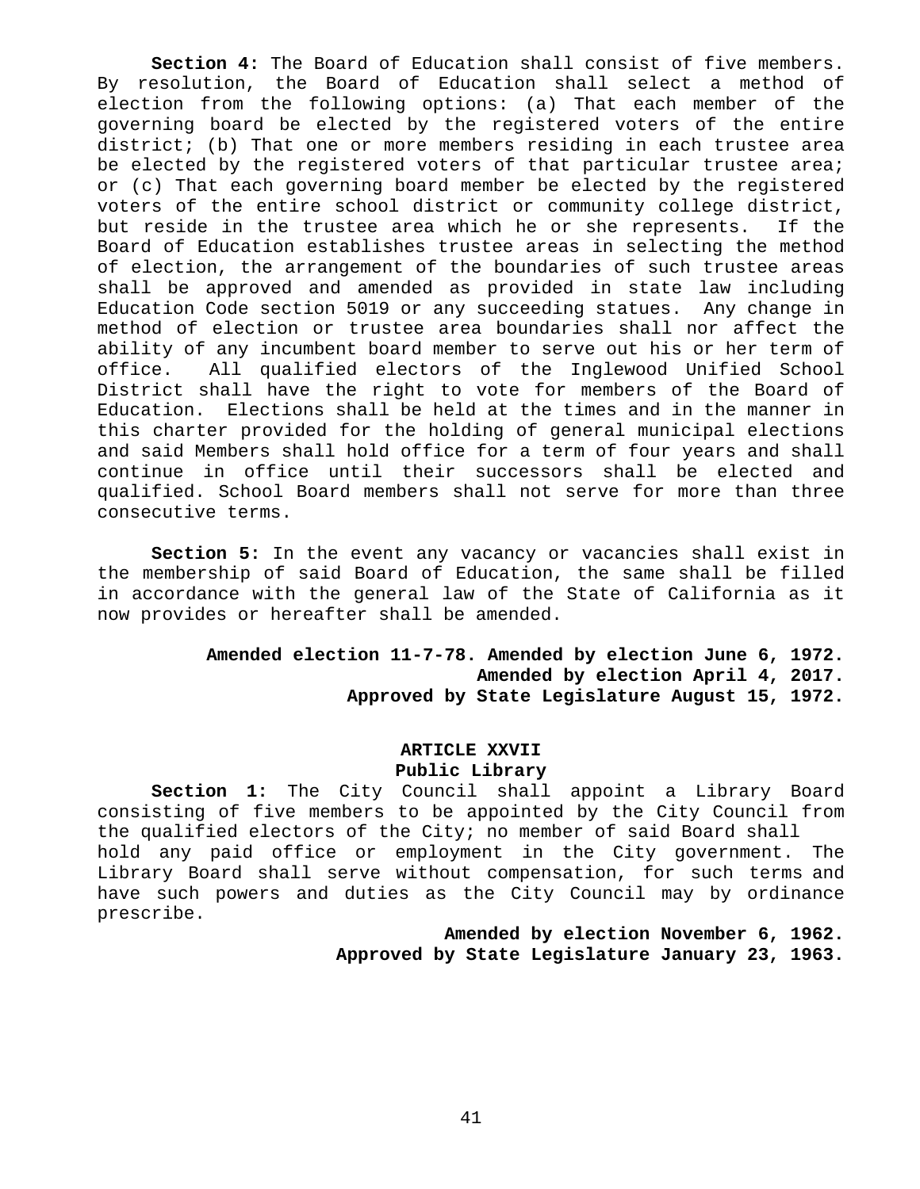**Section 4:** The Board of Education shall consist of five members. By resolution, the Board of Education shall select a method of election from the following options: (a) That each member of the governing board be elected by the registered voters of the entire district; (b) That one or more members residing in each trustee area be elected by the registered voters of that particular trustee area; or (c) That each governing board member be elected by the registered voters of the entire school district or community college district, but reside in the trustee area which he or she represents. If the Board of Education establishes trustee areas in selecting the method of election, the arrangement of the boundaries of such trustee areas shall be approved and amended as provided in state law including Education Code section 5019 or any succeeding statues. Any change in method of election or trustee area boundaries shall nor affect the ability of any incumbent board member to serve out his or her term of office. All qualified electors of the Inglewood Unified School District shall have the right to vote for members of the Board of Education. Elections shall be held at the times and in the manner in this charter provided for the holding of general municipal elections and said Members shall hold office for a term of four years and shall continue in office until their successors shall be elected and qualified. School Board members shall not serve for more than three consecutive terms.

**Section 5:** In the event any vacancy or vacancies shall exist in the membership of said Board of Education, the same shall be filled in accordance with the general law of the State of California as it now provides or hereafter shall be amended.

**Amended election 11-7-78. Amended by election June 6, 1972.**
**Amended by election April 4, 2017.**
**Approved by State Legislature August 15, 1972.**

## ARTICLE XXVII
## Public Library

**Section 1:** The City Council shall appoint a Library Board consisting of five members to be appointed by the City Council from the qualified electors of the City; no member of said Board shall hold any paid office or employment in the City government. The Library Board shall serve without compensation, for such terms and have such powers and duties as the City Council may by ordinance prescribe.

**Amended by election November 6, 1962.**
**Approved by State Legislature January 23, 1963.**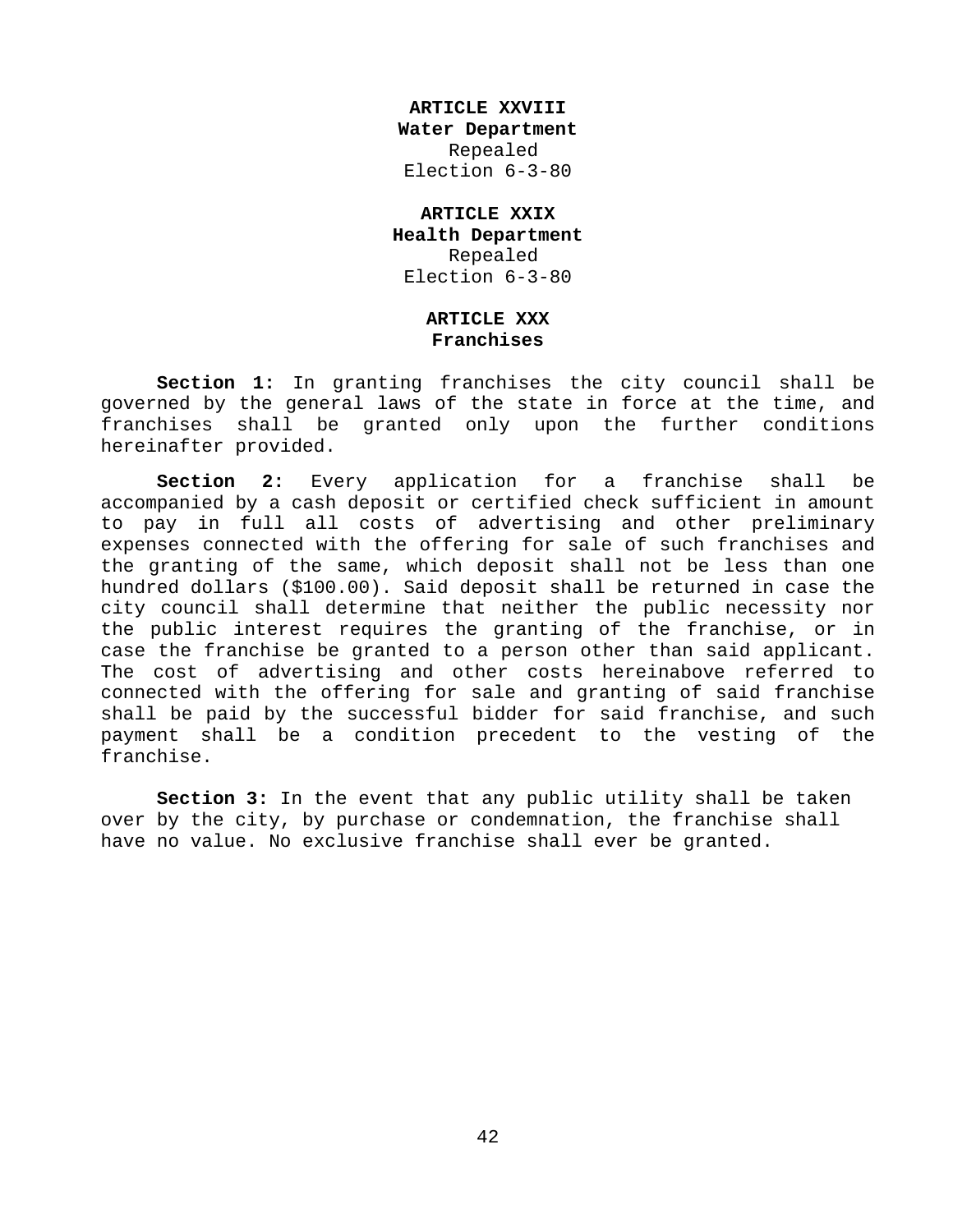## ARTICLE XXVIII
## Water Department

Repealed
Election 6-3-80

## ARTICLE XXIX
## Health Department

Repealed
Election 6-3-80

## ARTICLE XXX
## Franchises

**Section 1:** In granting franchises the city council shall be governed by the general laws of the state in force at the time, and franchises shall be granted only upon the further conditions hereinafter provided.

**Section 2:** Every application for a franchise shall be accompanied by a cash deposit or certified check sufficient in amount to pay in full all costs of advertising and other preliminary expenses connected with the offering for sale of such franchises and the granting of the same, which deposit shall not be less than one hundred dollars ($100.00). Said deposit shall be returned in case the city council shall determine that neither the public necessity nor the public interest requires the granting of the franchise, or in case the franchise be granted to a person other than said applicant. The cost of advertising and other costs hereinabove referred to connected with the offering for sale and granting of said franchise shall be paid by the successful bidder for said franchise, and such payment shall be a condition precedent to the vesting of the franchise.

**Section 3:** In the event that any public utility shall be taken over by the city, by purchase or condemnation, the franchise shall have no value. No exclusive franchise shall ever be granted.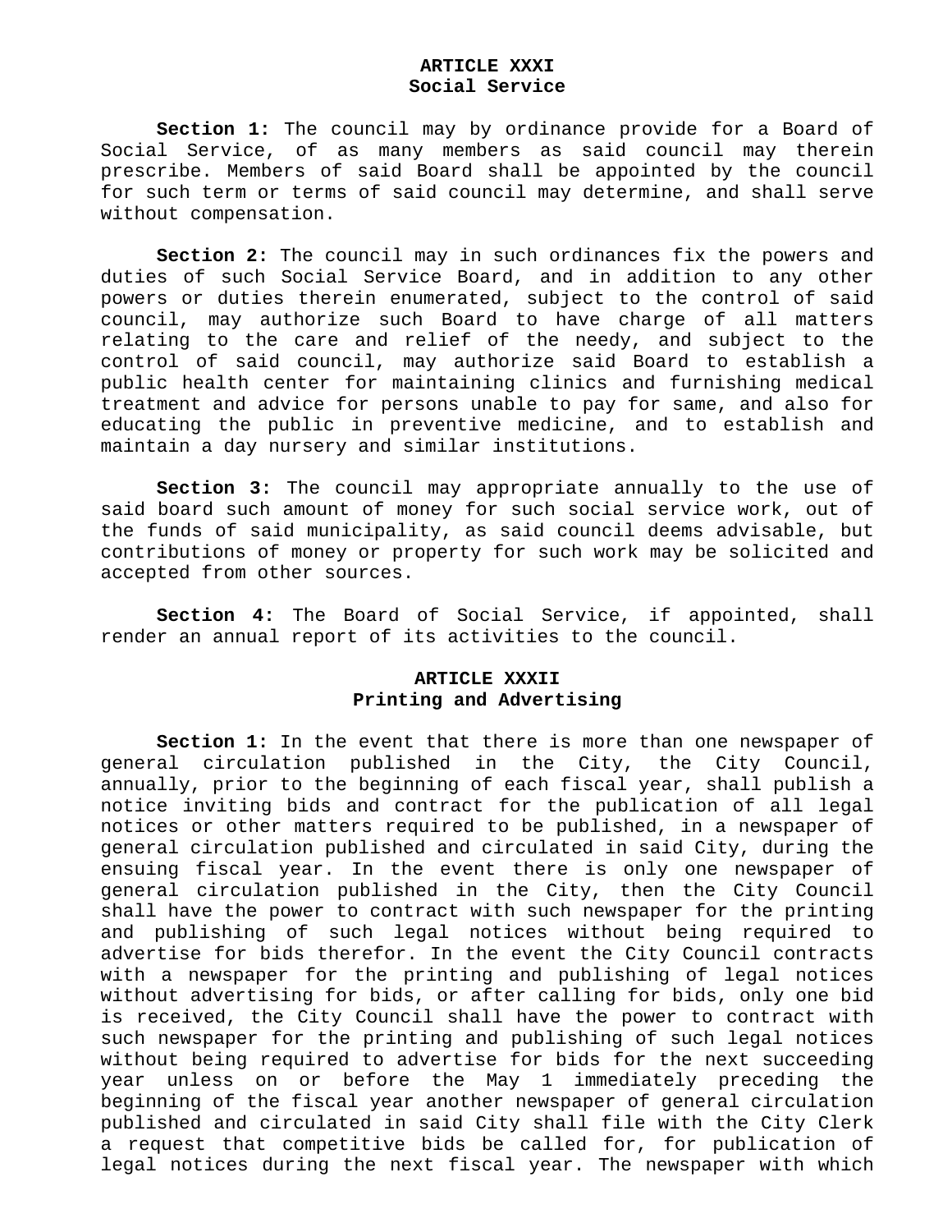## ARTICLE XXXI
## Social Service

**Section 1:** The council may by ordinance provide for a Board of Social Service, of as many members as said council may therein prescribe. Members of said Board shall be appointed by the council for such term or terms of said council may determine, and shall serve without compensation.

**Section 2:** The council may in such ordinances fix the powers and duties of such Social Service Board, and in addition to any other powers or duties therein enumerated, subject to the control of said council, may authorize such Board to have charge of all matters relating to the care and relief of the needy, and subject to the control of said council, may authorize said Board to establish a public health center for maintaining clinics and furnishing medical treatment and advice for persons unable to pay for same, and also for educating the public in preventive medicine, and to establish and maintain a day nursery and similar institutions.

**Section 3:** The council may appropriate annually to the use of said board such amount of money for such social service work, out of the funds of said municipality, as said council deems advisable, but contributions of money or property for such work may be solicited and accepted from other sources.

**Section 4:** The Board of Social Service, if appointed, shall render an annual report of its activities to the council.

## ARTICLE XXXII
## Printing and Advertising

**Section 1:** In the event that there is more than one newspaper of general circulation published in the City, the City Council, annually, prior to the beginning of each fiscal year, shall publish a notice inviting bids and contract for the publication of all legal notices or other matters required to be published, in a newspaper of general circulation published and circulated in said City, during the ensuing fiscal year. In the event there is only one newspaper of general circulation published in the City, then the City Council shall have the power to contract with such newspaper for the printing and publishing of such legal notices without being required to advertise for bids therefor. In the event the City Council contracts with a newspaper for the printing and publishing of legal notices without advertising for bids, or after calling for bids, only one bid is received, the City Council shall have the power to contract with such newspaper for the printing and publishing of such legal notices without being required to advertise for bids for the next succeeding year unless on or before the May 1 immediately preceding the beginning of the fiscal year another newspaper of general circulation published and circulated in said City shall file with the City Clerk a request that competitive bids be called for, for publication of legal notices during the next fiscal year. The newspaper with which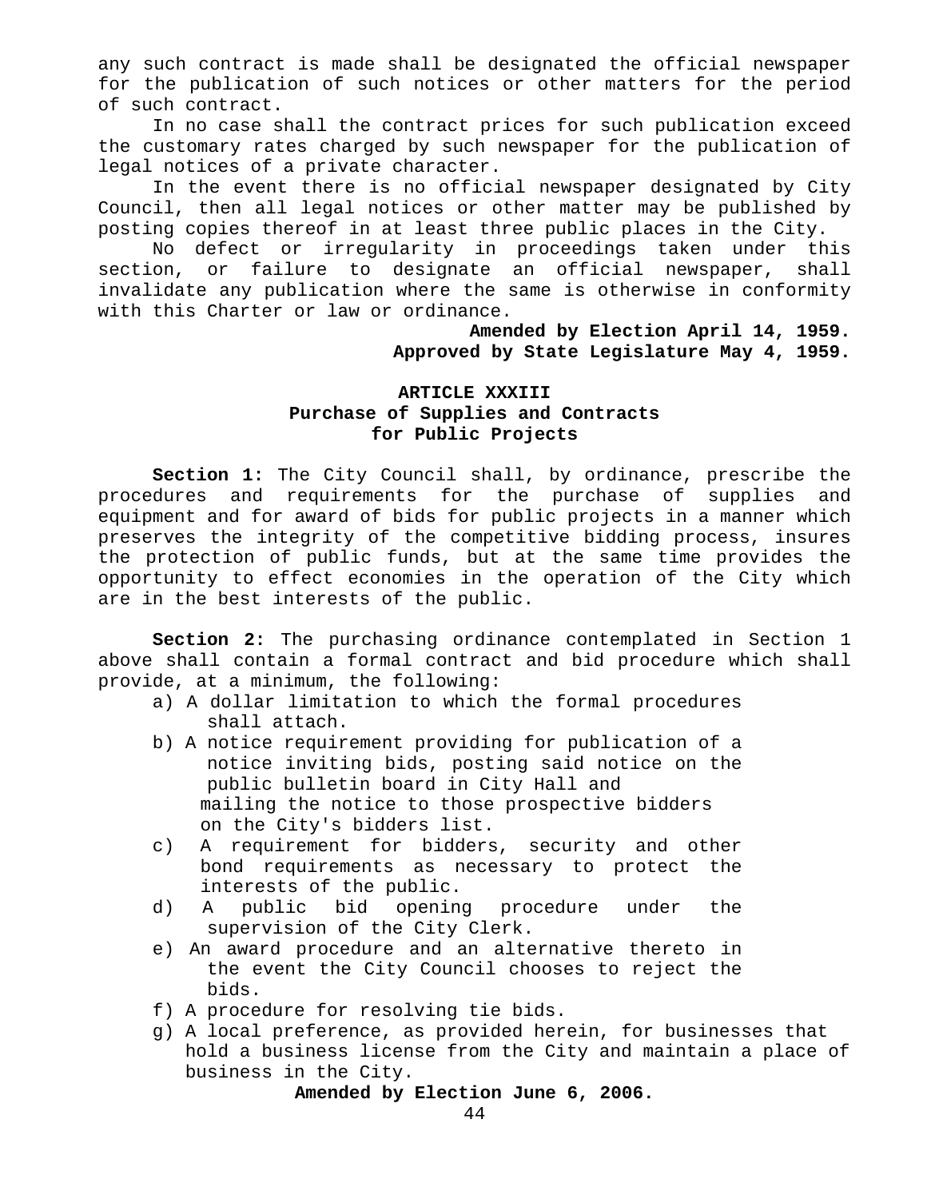any such contract is made shall be designated the official newspaper for the publication of such notices or other matters for the period of such contract.

In no case shall the contract prices for such publication exceed the customary rates charged by such newspaper for the publication of legal notices of a private character.

In the event there is no official newspaper designated by City Council, then all legal notices or other matter may be published by posting copies thereof in at least three public places in the City.

No defect or irregularity in proceedings taken under this section, or failure to designate an official newspaper, shall invalidate any publication where the same is otherwise in conformity with this Charter or law or ordinance.

**Amended by Election April 14, 1959.**
**Approved by State Legislature May 4, 1959.**

## ARTICLE XXXIII
## Purchase of Supplies and Contracts for Public Projects

**Section 1:** The City Council shall, by ordinance, prescribe the procedures and requirements for the purchase of supplies and equipment and for award of bids for public projects in a manner which preserves the integrity of the competitive bidding process, insures the protection of public funds, but at the same time provides the opportunity to effect economies in the operation of the City which are in the best interests of the public.

**Section 2:** The purchasing ordinance contemplated in Section 1 above shall contain a formal contract and bid procedure which shall provide, at a minimum, the following:

a) A dollar limitation to which the formal procedures shall attach.
b) A notice requirement providing for publication of a notice inviting bids, posting said notice on the public bulletin board in City Hall and mailing the notice to those prospective bidders on the City's bidders list.
c) A requirement for bidders, security and other bond requirements as necessary to protect the interests of the public.
d) A public bid opening procedure under the supervision of the City Clerk.
e) An award procedure and an alternative thereto in the event the City Council chooses to reject the bids.
f) A procedure for resolving tie bids.
g) A local preference, as provided herein, for businesses that hold a business license from the City and maintain a place of business in the City.

**Amended by Election June 6, 2006.**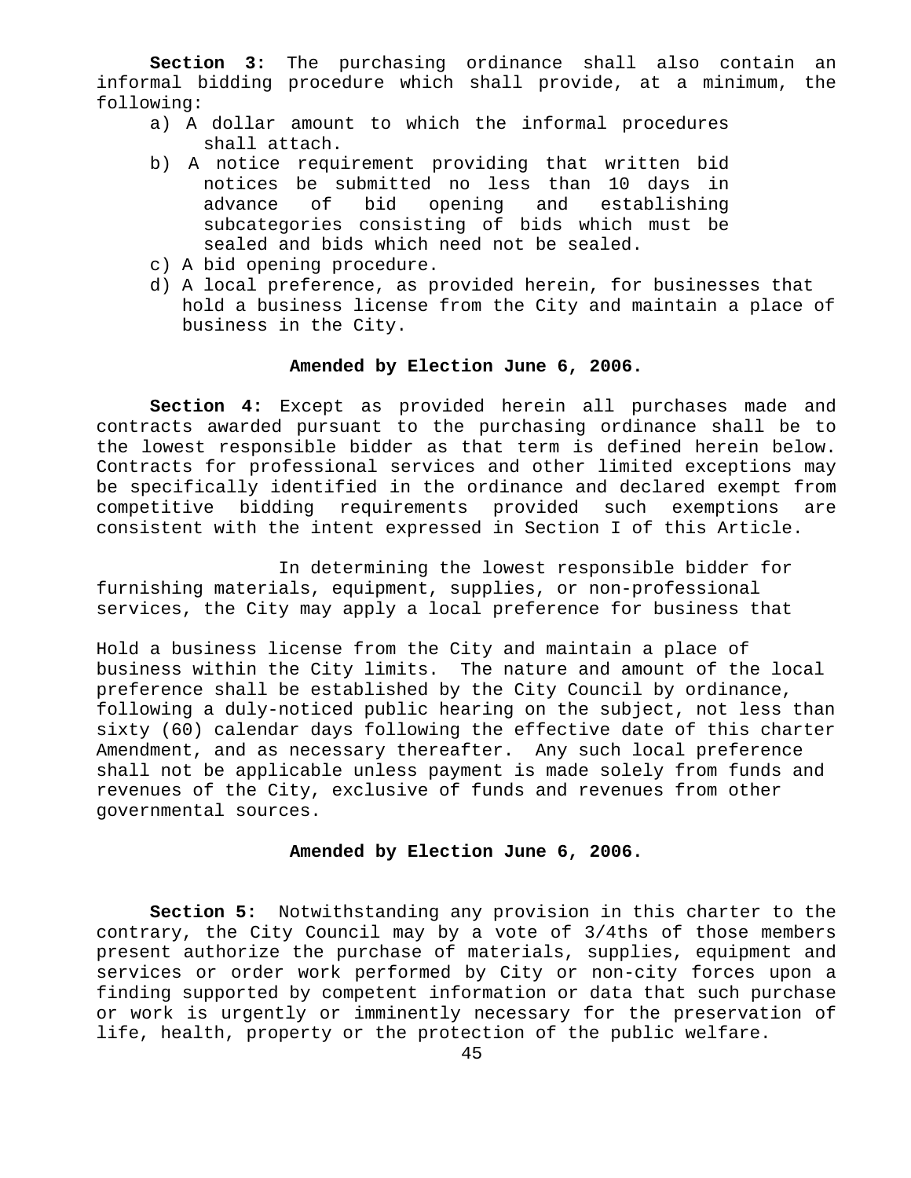**Section 3:** The purchasing ordinance shall also contain an informal bidding procedure which shall provide, at a minimum, the following:

a) A dollar amount to which the informal procedures shall attach.
b) A notice requirement providing that written bid notices be submitted no less than 10 days in advance of bid opening and establishing subcategories consisting of bids which must be sealed and bids which need not be sealed.
c) A bid opening procedure.
d) A local preference, as provided herein, for businesses that hold a business license from the City and maintain a place of business in the City.

**Amended by Election June 6, 2006.**

**Section 4:** Except as provided herein all purchases made and contracts awarded pursuant to the purchasing ordinance shall be to the lowest responsible bidder as that term is defined herein below. Contracts for professional services and other limited exceptions may be specifically identified in the ordinance and declared exempt from competitive bidding requirements provided such exemptions are consistent with the intent expressed in Section I of this Article.

In determining the lowest responsible bidder for furnishing materials, equipment, supplies, or non-professional services, the City may apply a local preference for business that

Hold a business license from the City and maintain a place of business within the City limits. The nature and amount of the local preference shall be established by the City Council by ordinance, following a duly-noticed public hearing on the subject, not less than sixty (60) calendar days following the effective date of this charter Amendment, and as necessary thereafter. Any such local preference shall not be applicable unless payment is made solely from funds and revenues of the City, exclusive of funds and revenues from other governmental sources.

**Amended by Election June 6, 2006.**

**Section 5:** Notwithstanding any provision in this charter to the contrary, the City Council may by a vote of 3/4ths of those members present authorize the purchase of materials, supplies, equipment and services or order work performed by City or non-city forces upon a finding supported by competent information or data that such purchase or work is urgently or imminently necessary for the preservation of life, health, property or the protection of the public welfare.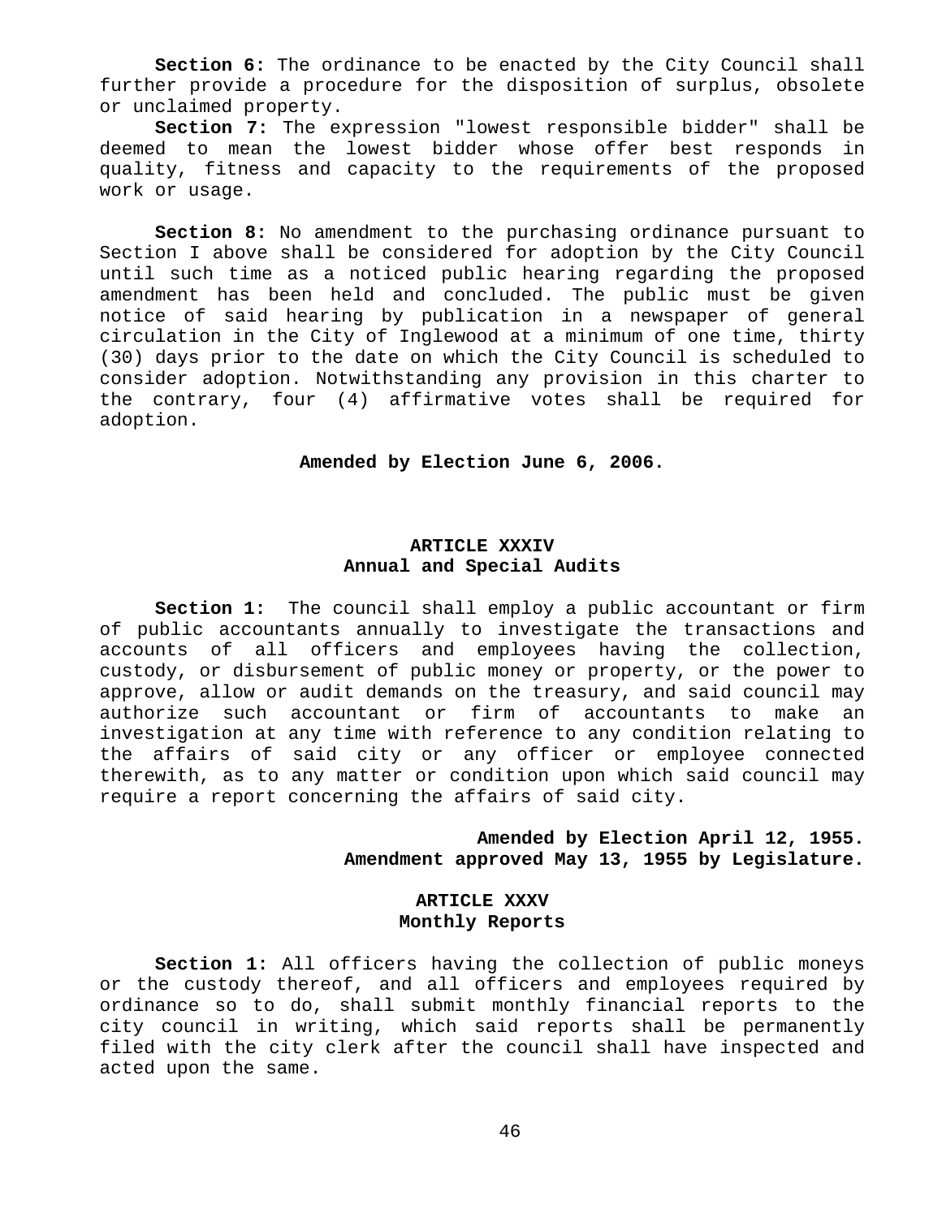**Section 6:** The ordinance to be enacted by the City Council shall further provide a procedure for the disposition of surplus, obsolete or unclaimed property.

**Section 7:** The expression "lowest responsible bidder" shall be deemed to mean the lowest bidder whose offer best responds in quality, fitness and capacity to the requirements of the proposed work or usage.

**Section 8:** No amendment to the purchasing ordinance pursuant to Section I above shall be considered for adoption by the City Council until such time as a noticed public hearing regarding the proposed amendment has been held and concluded. The public must be given notice of said hearing by publication in a newspaper of general circulation in the City of Inglewood at a minimum of one time, thirty (30) days prior to the date on which the City Council is scheduled to consider adoption. Notwithstanding any provision in this charter to the contrary, four (4) affirmative votes shall be required for adoption.

**Amended by Election June 6, 2006.**

## ARTICLE XXXIV
## Annual and Special Audits

**Section 1:** The council shall employ a public accountant or firm of public accountants annually to investigate the transactions and accounts of all officers and employees having the collection, custody, or disbursement of public money or property, or the power to approve, allow or audit demands on the treasury, and said council may authorize such accountant or firm of accountants to make an investigation at any time with reference to any condition relating to the affairs of said city or any officer or employee connected therewith, as to any matter or condition upon which said council may require a report concerning the affairs of said city.

**Amended by Election April 12, 1955.**
**Amendment approved May 13, 1955 by Legislature.**

## ARTICLE XXXV
## Monthly Reports

**Section 1:** All officers having the collection of public moneys or the custody thereof, and all officers and employees required by ordinance so to do, shall submit monthly financial reports to the city council in writing, which said reports shall be permanently filed with the city clerk after the council shall have inspected and acted upon the same.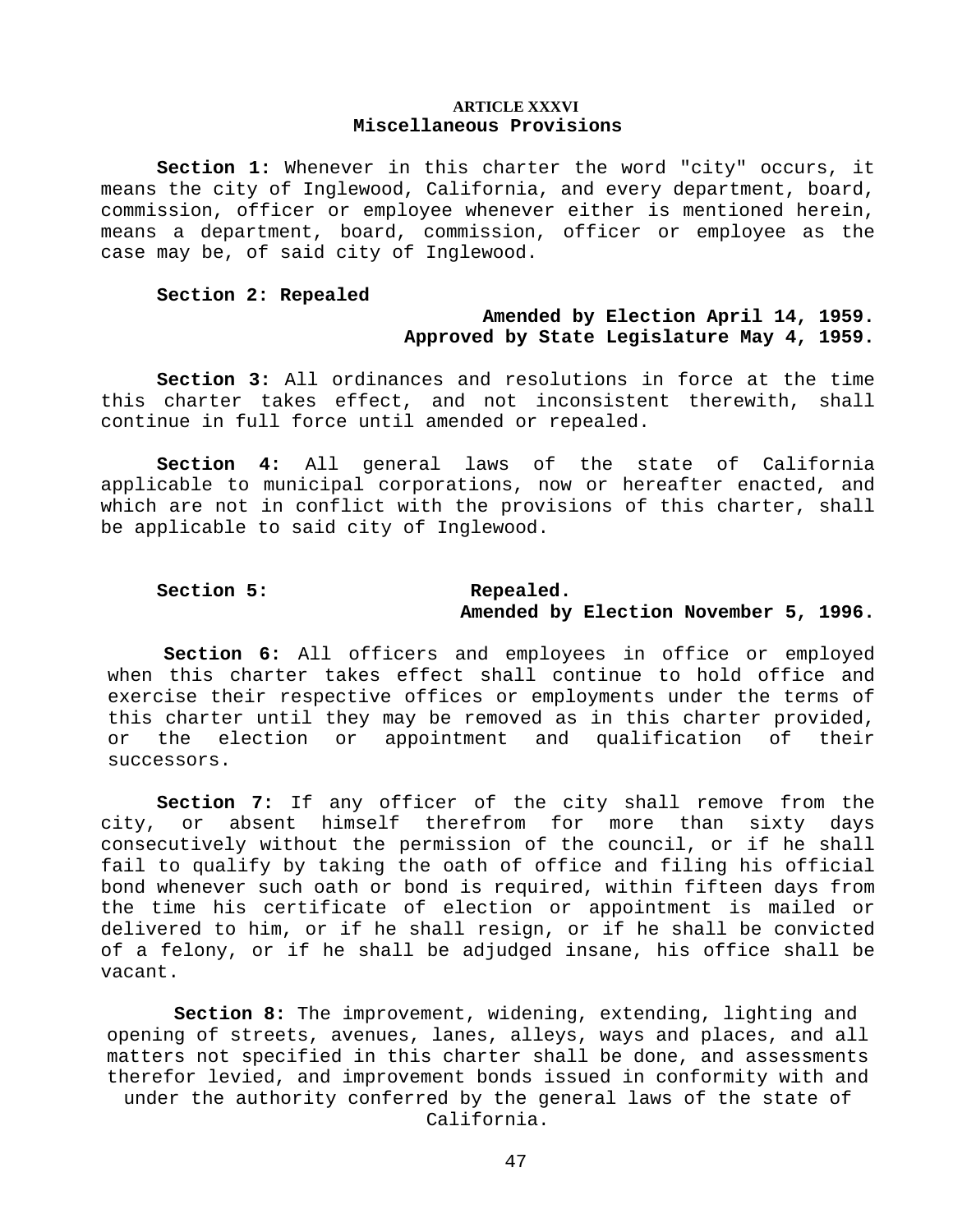## ARTICLE XXXVI
## Miscellaneous Provisions

**Section 1:** Whenever in this charter the word "city" occurs, it means the city of Inglewood, California, and every department, board, commission, officer or employee whenever either is mentioned herein, means a department, board, commission, officer or employee as the case may be, of said city of Inglewood.

**Section 2: Repealed**

**Amended by Election April 14, 1959.**
**Approved by State Legislature May 4, 1959.**

**Section 3:** All ordinances and resolutions in force at the time this charter takes effect, and not inconsistent therewith, shall continue in full force until amended or repealed.

**Section 4:** All general laws of the state of California applicable to municipal corporations, now or hereafter enacted, and which are not in conflict with the provisions of this charter, shall be applicable to said city of Inglewood.

**Section 5: Repealed.**
**Amended by Election November 5, 1996.**

**Section 6:** All officers and employees in office or employed when this charter takes effect shall continue to hold office and exercise their respective offices or employments under the terms of this charter until they may be removed as in this charter provided, or the election or appointment and qualification of their successors.

**Section 7:** If any officer of the city shall remove from the city, or absent himself therefrom for more than sixty days consecutively without the permission of the council, or if he shall fail to qualify by taking the oath of office and filing his official bond whenever such oath or bond is required, within fifteen days from the time his certificate of election or appointment is mailed or delivered to him, or if he shall resign, or if he shall be convicted of a felony, or if he shall be adjudged insane, his office shall be vacant.

**Section 8:** The improvement, widening, extending, lighting and opening of streets, avenues, lanes, alleys, ways and places, and all matters not specified in this charter shall be done, and assessments therefor levied, and improvement bonds issued in conformity with and under the authority conferred by the general laws of the state of California.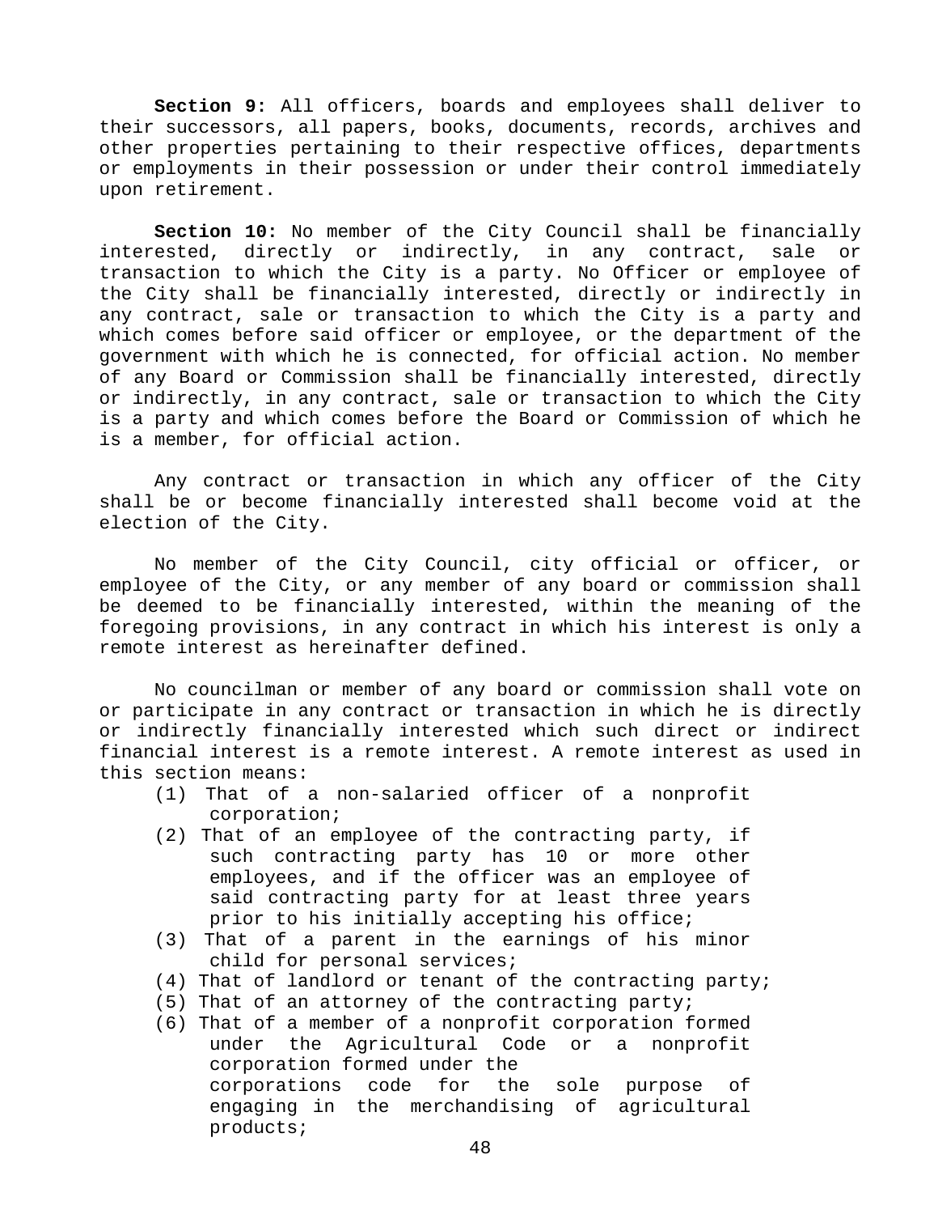**Section 9:** All officers, boards and employees shall deliver to their successors, all papers, books, documents, records, archives and other properties pertaining to their respective offices, departments or employments in their possession or under their control immediately upon retirement.

**Section 10:** No member of the City Council shall be financially interested, directly or indirectly, in any contract, sale or transaction to which the City is a party. No Officer or employee of the City shall be financially interested, directly or indirectly in any contract, sale or transaction to which the City is a party and which comes before said officer or employee, or the department of the government with which he is connected, for official action. No member of any Board or Commission shall be financially interested, directly or indirectly, in any contract, sale or transaction to which the City is a party and which comes before the Board or Commission of which he is a member, for official action.

Any contract or transaction in which any officer of the City shall be or become financially interested shall become void at the election of the City.

No member of the City Council, city official or officer, or employee of the City, or any member of any board or commission shall be deemed to be financially interested, within the meaning of the foregoing provisions, in any contract in which his interest is only a remote interest as hereinafter defined.

No councilman or member of any board or commission shall vote on or participate in any contract or transaction in which he is directly or indirectly financially interested which such direct or indirect financial interest is a remote interest. A remote interest as used in this section means:

(1) That of a non-salaried officer of a nonprofit corporation;
(2) That of an employee of the contracting party, if such contracting party has 10 or more other employees, and if the officer was an employee of said contracting party for at least three years prior to his initially accepting his office;
(3) That of a parent in the earnings of his minor child for personal services;
(4) That of landlord or tenant of the contracting party;
(5) That of an attorney of the contracting party;
(6) That of a member of a nonprofit corporation formed under the Agricultural Code or a nonprofit corporation formed under the corporations code for the sole purpose of engaging in the merchandising of agricultural products;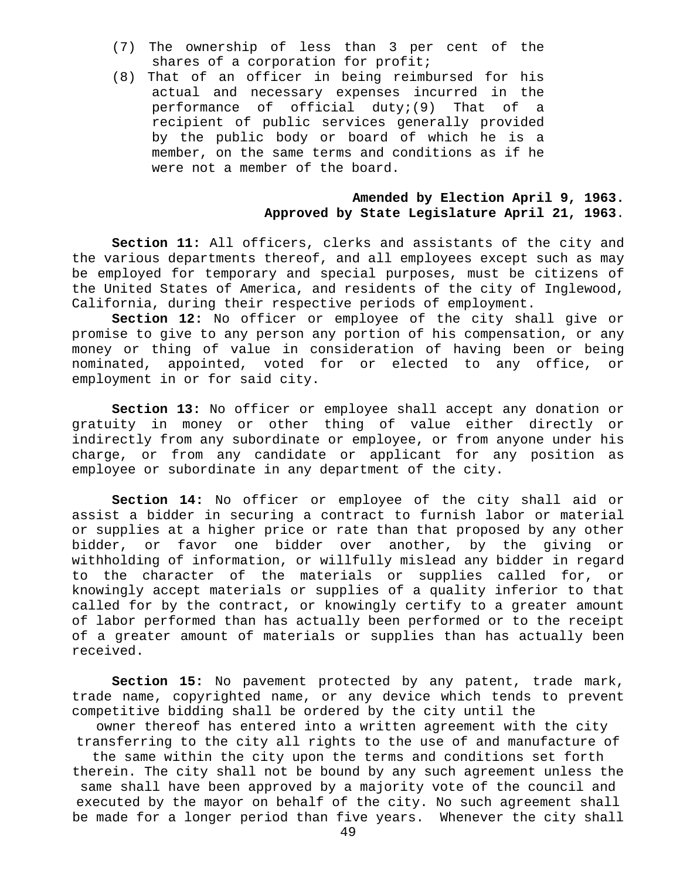(7) The ownership of less than 3 per cent of the shares of a corporation for profit;
(8) That of an officer in being reimbursed for his actual and necessary expenses incurred in the performance of official duty;(9) That of a recipient of public services generally provided by the public body or board of which he is a member, on the same terms and conditions as if he were not a member of the board.

**Amended by Election April 9, 1963.**
**Approved by State Legislature April 21, 1963**.

**Section 11:** All officers, clerks and assistants of the city and the various departments thereof, and all employees except such as may be employed for temporary and special purposes, must be citizens of the United States of America, and residents of the city of Inglewood, California, during their respective periods of employment.

**Section 12:** No officer or employee of the city shall give or promise to give to any person any portion of his compensation, or any money or thing of value in consideration of having been or being nominated, appointed, voted for or elected to any office, or employment in or for said city.

**Section 13:** No officer or employee shall accept any donation or gratuity in money or other thing of value either directly or indirectly from any subordinate or employee, or from anyone under his charge, or from any candidate or applicant for any position as employee or subordinate in any department of the city.

**Section 14:** No officer or employee of the city shall aid or assist a bidder in securing a contract to furnish labor or material or supplies at a higher price or rate than that proposed by any other bidder, or favor one bidder over another, by the giving or withholding of information, or willfully mislead any bidder in regard to the character of the materials or supplies called for, or knowingly accept materials or supplies of a quality inferior to that called for by the contract, or knowingly certify to a greater amount of labor performed than has actually been performed or to the receipt of a greater amount of materials or supplies than has actually been received.

**Section 15:** No pavement protected by any patent, trade mark, trade name, copyrighted name, or any device which tends to prevent competitive bidding shall be ordered by the city until the owner thereof has entered into a written agreement with the city transferring to the city all rights to the use of and manufacture of the same within the city upon the terms and conditions set forth therein. The city shall not be bound by any such agreement unless the same shall have been approved by a majority vote of the council and executed by the mayor on behalf of the city. No such agreement shall be made for a longer period than five years. Whenever the city shall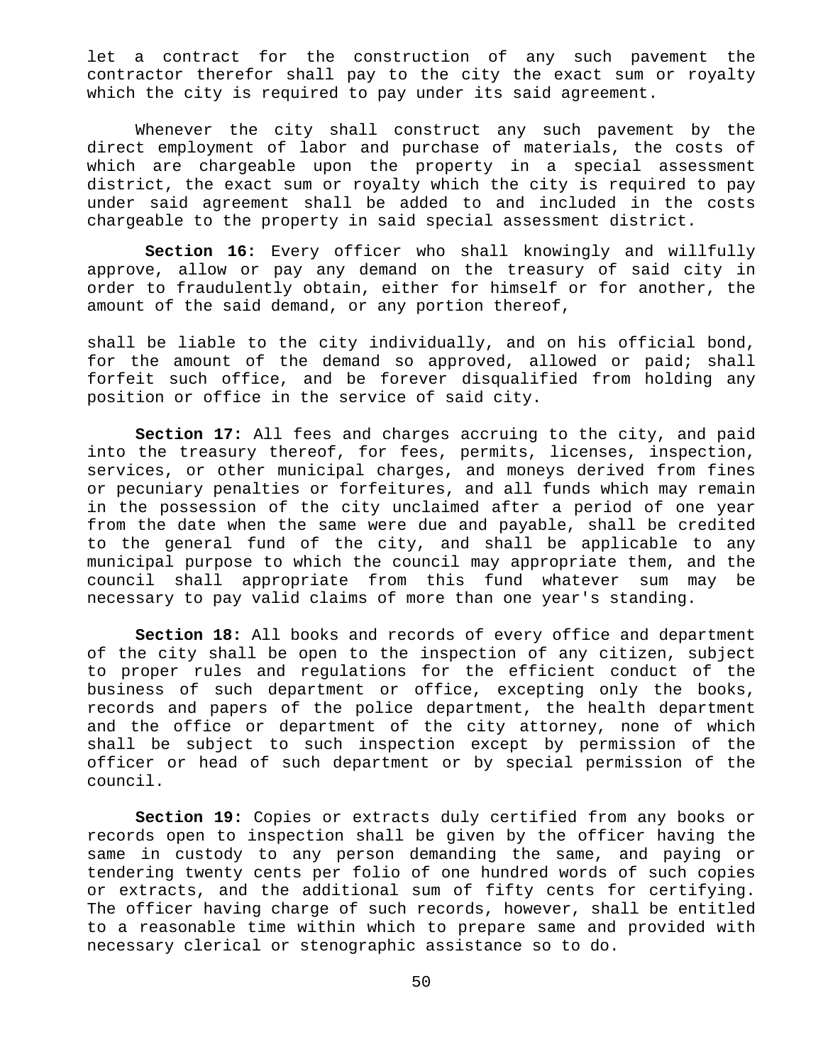let a contract for the construction of any such pavement the contractor therefor shall pay to the city the exact sum or royalty which the city is required to pay under its said agreement.

Whenever the city shall construct any such pavement by the direct employment of labor and purchase of materials, the costs of which are chargeable upon the property in a special assessment district, the exact sum or royalty which the city is required to pay under said agreement shall be added to and included in the costs chargeable to the property in said special assessment district.

**Section 16:** Every officer who shall knowingly and willfully approve, allow or pay any demand on the treasury of said city in order to fraudulently obtain, either for himself or for another, the amount of the said demand, or any portion thereof,

shall be liable to the city individually, and on his official bond, for the amount of the demand so approved, allowed or paid; shall forfeit such office, and be forever disqualified from holding any position or office in the service of said city.

**Section 17:** All fees and charges accruing to the city, and paid into the treasury thereof, for fees, permits, licenses, inspection, services, or other municipal charges, and moneys derived from fines or pecuniary penalties or forfeitures, and all funds which may remain in the possession of the city unclaimed after a period of one year from the date when the same were due and payable, shall be credited to the general fund of the city, and shall be applicable to any municipal purpose to which the council may appropriate them, and the council shall appropriate from this fund whatever sum may be necessary to pay valid claims of more than one year's standing.

**Section 18:** All books and records of every office and department of the city shall be open to the inspection of any citizen, subject to proper rules and regulations for the efficient conduct of the business of such department or office, excepting only the books, records and papers of the police department, the health department and the office or department of the city attorney, none of which shall be subject to such inspection except by permission of the officer or head of such department or by special permission of the council.

**Section 19:** Copies or extracts duly certified from any books or records open to inspection shall be given by the officer having the same in custody to any person demanding the same, and paying or tendering twenty cents per folio of one hundred words of such copies or extracts, and the additional sum of fifty cents for certifying. The officer having charge of such records, however, shall be entitled to a reasonable time within which to prepare same and provided with necessary clerical or stenographic assistance so to do.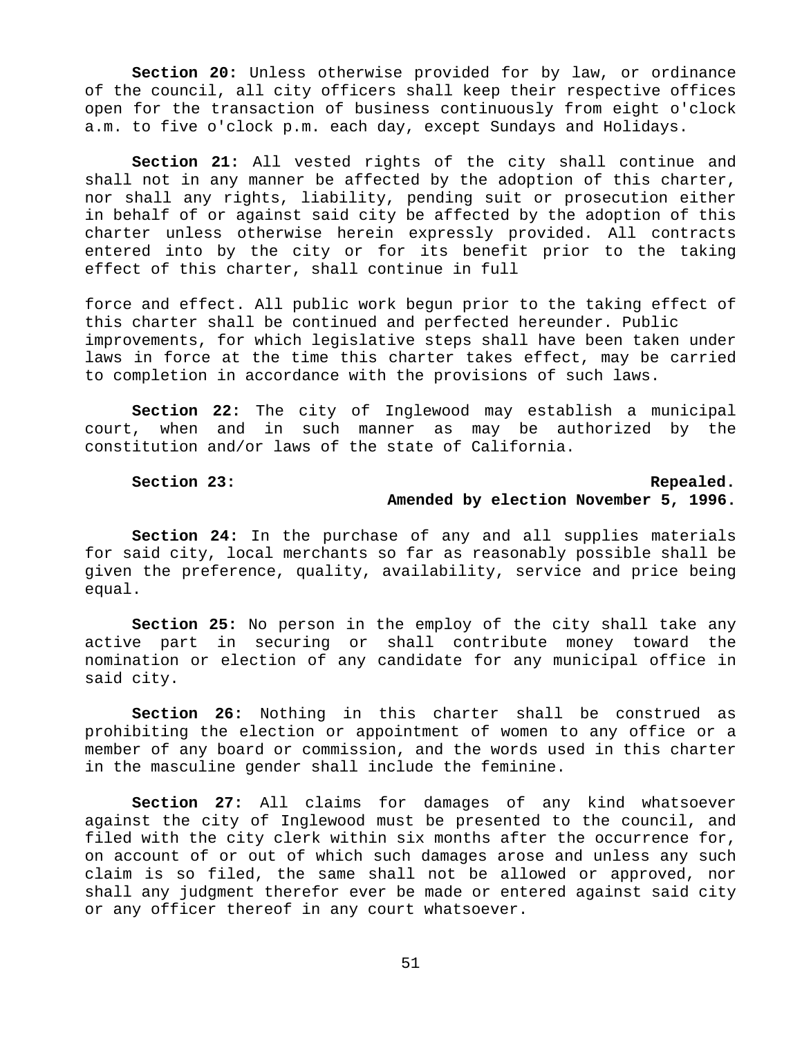**Section 20:** Unless otherwise provided for by law, or ordinance of the council, all city officers shall keep their respective offices open for the transaction of business continuously from eight o'clock a.m. to five o'clock p.m. each day, except Sundays and Holidays.

**Section 21:** All vested rights of the city shall continue and shall not in any manner be affected by the adoption of this charter, nor shall any rights, liability, pending suit or prosecution either in behalf of or against said city be affected by the adoption of this charter unless otherwise herein expressly provided. All contracts entered into by the city or for its benefit prior to the taking effect of this charter, shall continue in full force and effect. All public work begun prior to the taking effect of this charter shall be continued and perfected hereunder. Public improvements, for which legislative steps shall have been taken under laws in force at the time this charter takes effect, may be carried to completion in accordance with the provisions of such laws.

**Section 22:** The city of Inglewood may establish a municipal court, when and in such manner as may be authorized by the constitution and/or laws of the state of California.

**Section 23:** **Repealed.**
**Amended by election November 5, 1996.**

**Section 24:** In the purchase of any and all supplies materials for said city, local merchants so far as reasonably possible shall be given the preference, quality, availability, service and price being equal.

**Section 25:** No person in the employ of the city shall take any active part in securing or shall contribute money toward the nomination or election of any candidate for any municipal office in said city.

**Section 26:** Nothing in this charter shall be construed as prohibiting the election or appointment of women to any office or a member of any board or commission, and the words used in this charter in the masculine gender shall include the feminine.

**Section 27:** All claims for damages of any kind whatsoever against the city of Inglewood must be presented to the council, and filed with the city clerk within six months after the occurrence for, on account of or out of which such damages arose and unless any such claim is so filed, the same shall not be allowed or approved, nor shall any judgment therefor ever be made or entered against said city or any officer thereof in any court whatsoever.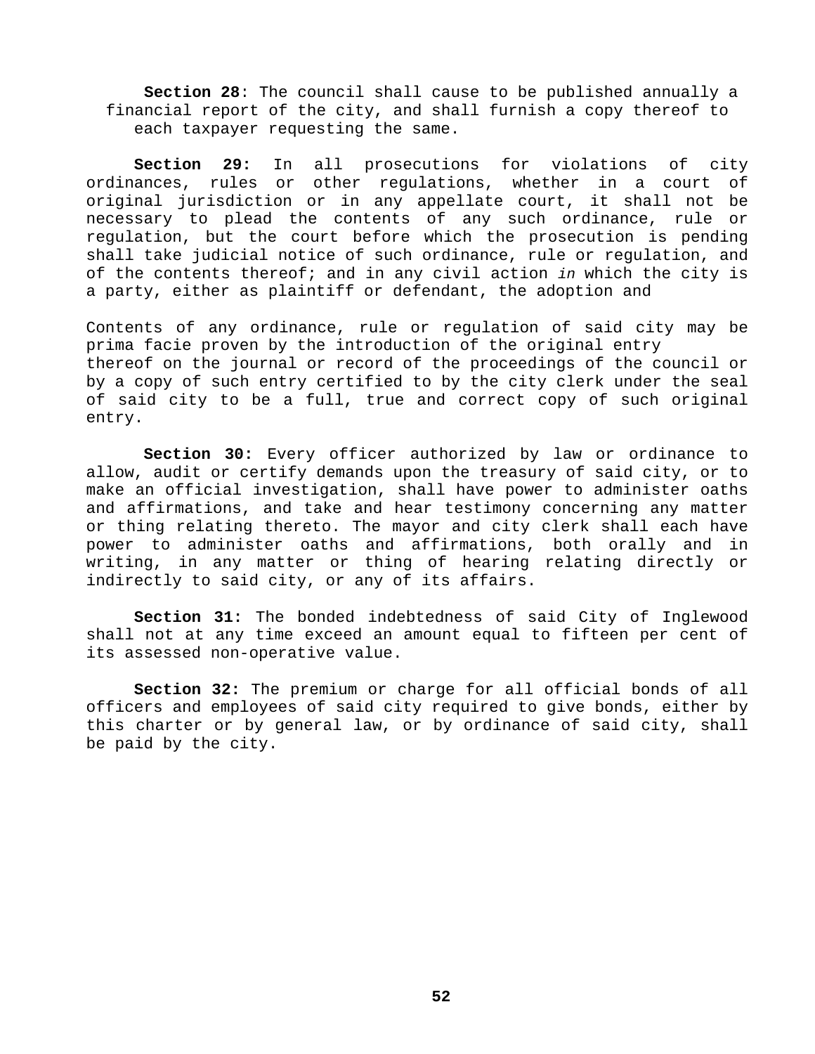**Section 28**: The council shall cause to be published annually a financial report of the city, and shall furnish a copy thereof to each taxpayer requesting the same.

**Section 29:** In all prosecutions for violations of city ordinances, rules or other regulations, whether in a court of original jurisdiction or in any appellate court, it shall not be necessary to plead the contents of any such ordinance, rule or regulation, but the court before which the prosecution is pending shall take judicial notice of such ordinance, rule or regulation, and of the contents thereof; and in any civil action *in* which the city is a party, either as plaintiff or defendant, the adoption and

Contents of any ordinance, rule or regulation of said city may be prima facie proven by the introduction of the original entry thereof on the journal or record of the proceedings of the council or by a copy of such entry certified to by the city clerk under the seal of said city to be a full, true and correct copy of such original entry.

**Section 30:** Every officer authorized by law or ordinance to allow, audit or certify demands upon the treasury of said city, or to make an official investigation, shall have power to administer oaths and affirmations, and take and hear testimony concerning any matter or thing relating thereto. The mayor and city clerk shall each have power to administer oaths and affirmations, both orally and in writing, in any matter or thing of hearing relating directly or indirectly to said city, or any of its affairs.

**Section 31:** The bonded indebtedness of said City of Inglewood shall not at any time exceed an amount equal to fifteen per cent of its assessed non-operative value.

**Section 32:** The premium or charge for all official bonds of all officers and employees of said city required to give bonds, either by this charter or by general law, or by ordinance of said city, shall be paid by the city.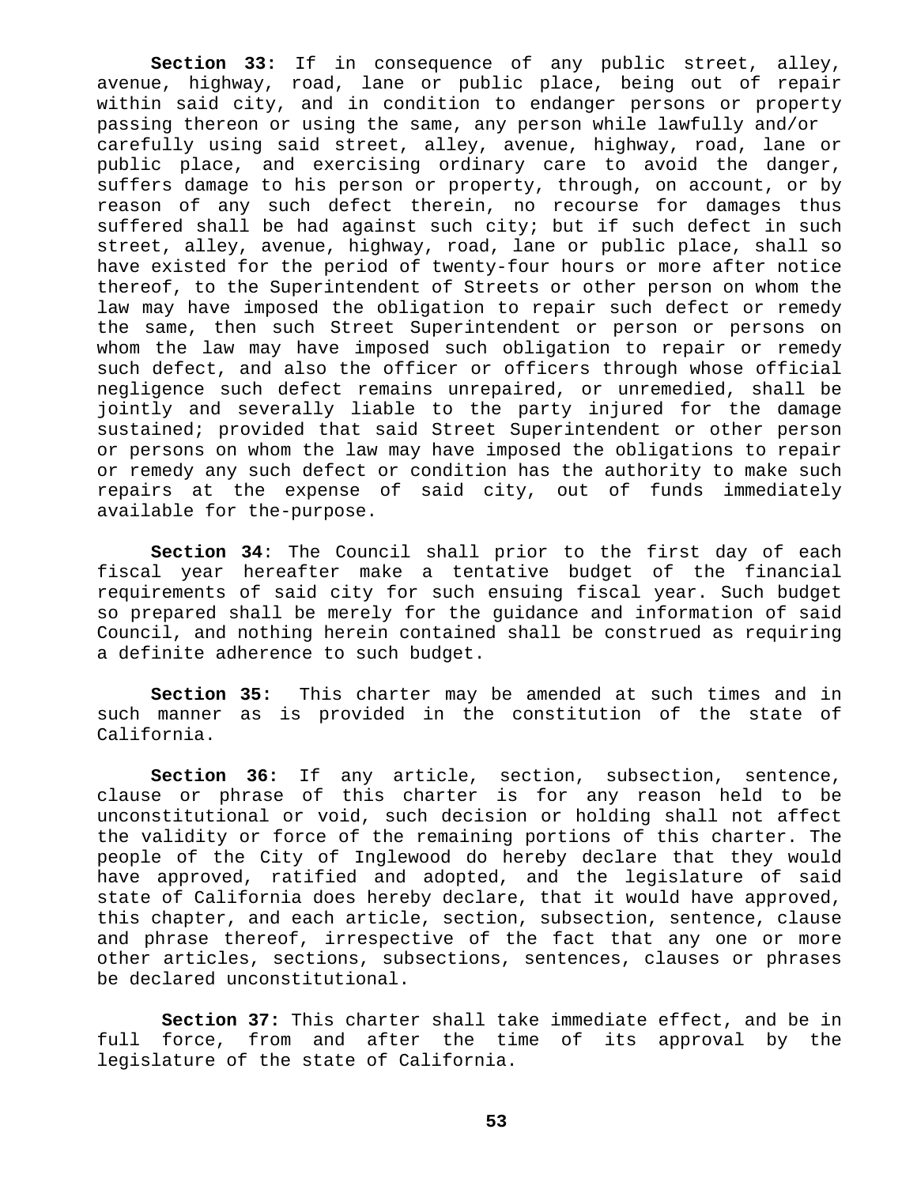**Section 33:** If in consequence of any public street, alley, avenue, highway, road, lane or public place, being out of repair within said city, and in condition to endanger persons or property passing thereon or using the same, any person while lawfully and/or carefully using said street, alley, avenue, highway, road, lane or public place, and exercising ordinary care to avoid the danger, suffers damage to his person or property, through, on account, or by reason of any such defect therein, no recourse for damages thus suffered shall be had against such city; but if such defect in such street, alley, avenue, highway, road, lane or public place, shall so have existed for the period of twenty-four hours or more after notice thereof, to the Superintendent of Streets or other person on whom the law may have imposed the obligation to repair such defect or remedy the same, then such Street Superintendent or person or persons on whom the law may have imposed such obligation to repair or remedy such defect, and also the officer or officers through whose official negligence such defect remains unrepaired, or unremedied, shall be jointly and severally liable to the party injured for the damage sustained; provided that said Street Superintendent or other person or persons on whom the law may have imposed the obligations to repair or remedy any such defect or condition has the authority to make such repairs at the expense of said city, out of funds immediately available for the-purpose.

**Section 34**: The Council shall prior to the first day of each fiscal year hereafter make a tentative budget of the financial requirements of said city for such ensuing fiscal year. Such budget so prepared shall be merely for the guidance and information of said Council, and nothing herein contained shall be construed as requiring a definite adherence to such budget.

**Section 35:** This charter may be amended at such times and in such manner as is provided in the constitution of the state of California.

**Section 36:** If any article, section, subsection, sentence, clause or phrase of this charter is for any reason held to be unconstitutional or void, such decision or holding shall not affect the validity or force of the remaining portions of this charter. The people of the City of Inglewood do hereby declare that they would have approved, ratified and adopted, and the legislature of said state of California does hereby declare, that it would have approved, this chapter, and each article, section, subsection, sentence, clause and phrase thereof, irrespective of the fact that any one or more other articles, sections, subsections, sentences, clauses or phrases be declared unconstitutional.

**Section 37:** This charter shall take immediate effect, and be in full force, from and after the time of its approval by the legislature of the state of California.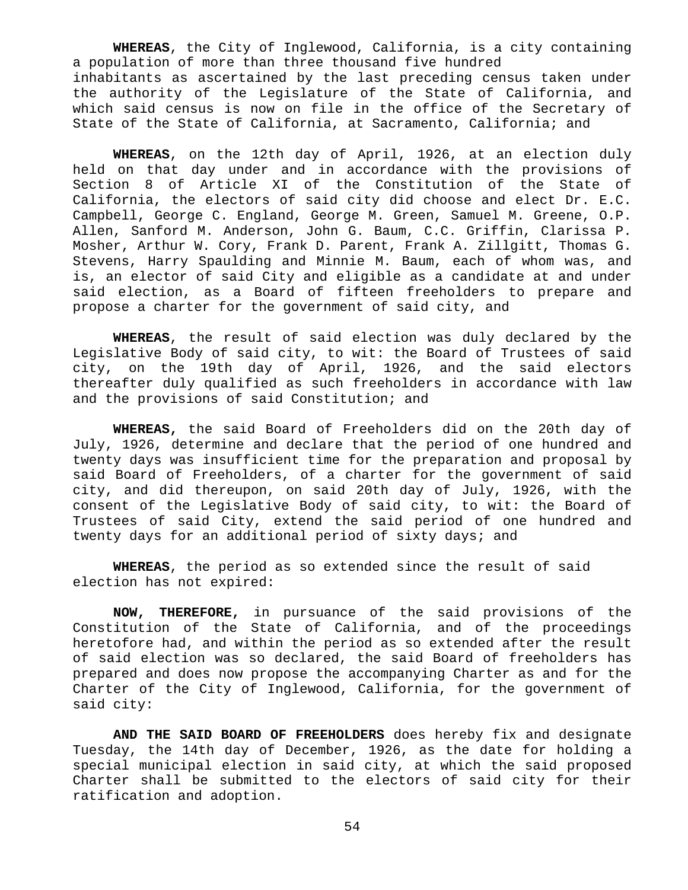**WHEREAS**, the City of Inglewood, California, is a city containing a population of more than three thousand five hundred inhabitants as ascertained by the last preceding census taken under the authority of the Legislature of the State of California, and which said census is now on file in the office of the Secretary of State of the State of California, at Sacramento, California; and

**WHEREAS**, on the 12th day of April, 1926, at an election duly held on that day under and in accordance with the provisions of Section 8 of Article XI of the Constitution of the State of California, the electors of said city did choose and elect Dr. E.C. Campbell, George C. England, George M. Green, Samuel M. Greene, O.P. Allen, Sanford M. Anderson, John G. Baum, C.C. Griffin, Clarissa P. Mosher, Arthur W. Cory, Frank D. Parent, Frank A. Zillgitt, Thomas G. Stevens, Harry Spaulding and Minnie M. Baum, each of whom was, and is, an elector of said City and eligible as a candidate at and under said election, as a Board of fifteen freeholders to prepare and propose a charter for the government of said city, and

**WHEREAS**, the result of said election was duly declared by the Legislative Body of said city, to wit: the Board of Trustees of said city, on the 19th day of April, 1926, and the said electors thereafter duly qualified as such freeholders in accordance with law and the provisions of said Constitution; and

**WHEREAS,** the said Board of Freeholders did on the 20th day of July, 1926, determine and declare that the period of one hundred and twenty days was insufficient time for the preparation and proposal by said Board of Freeholders, of a charter for the government of said city, and did thereupon, on said 20th day of July, 1926, with the consent of the Legislative Body of said city, to wit: the Board of Trustees of said City, extend the said period of one hundred and twenty days for an additional period of sixty days; and

**WHEREAS**, the period as so extended since the result of said election has not expired:

**NOW, THEREFORE,** in pursuance of the said provisions of the Constitution of the State of California, and of the proceedings heretofore had, and within the period as so extended after the result of said election was so declared, the said Board of freeholders has prepared and does now propose the accompanying Charter as and for the Charter of the City of Inglewood, California, for the government of said city:

**AND THE SAID BOARD OF FREEHOLDERS** does hereby fix and designate Tuesday, the 14th day of December, 1926, as the date for holding a special municipal election in said city, at which the said proposed Charter shall be submitted to the electors of said city for their ratification and adoption.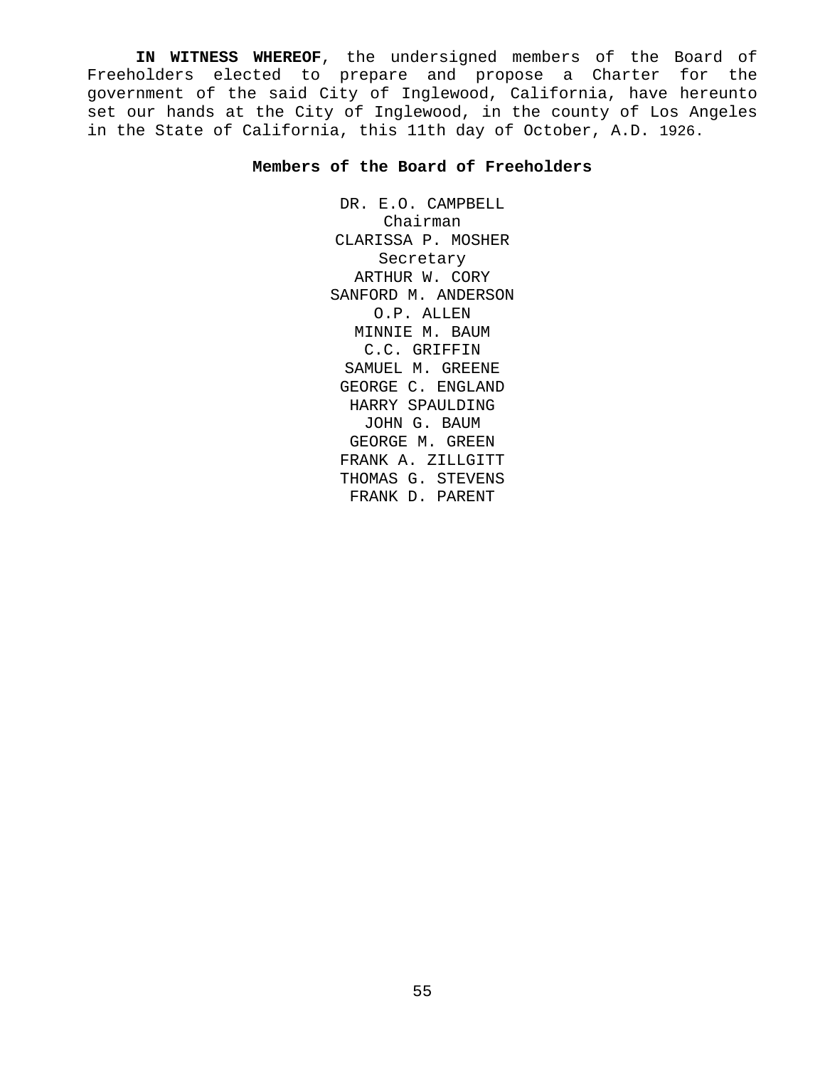**IN WITNESS WHEREOF**, the undersigned members of the Board of Freeholders elected to prepare and propose a Charter for the government of the said City of Inglewood, California, have hereunto set our hands at the City of Inglewood, in the county of Los Angeles in the State of California, this 11th day of October, A.D. 1926.

**Members of the Board of Freeholders**

DR. E.O. CAMPBELL
Chairman
CLARISSA P. MOSHER
Secretary
ARTHUR W. CORY
SANFORD M. ANDERSON
O.P. ALLEN
MINNIE M. BAUM
C.C. GRIFFIN
SAMUEL M. GREENE
GEORGE C. ENGLAND
HARRY SPAULDING
JOHN G. BAUM
GEORGE M. GREEN
FRANK A. ZILLGITT
THOMAS G. STEVENS
FRANK D. PARENT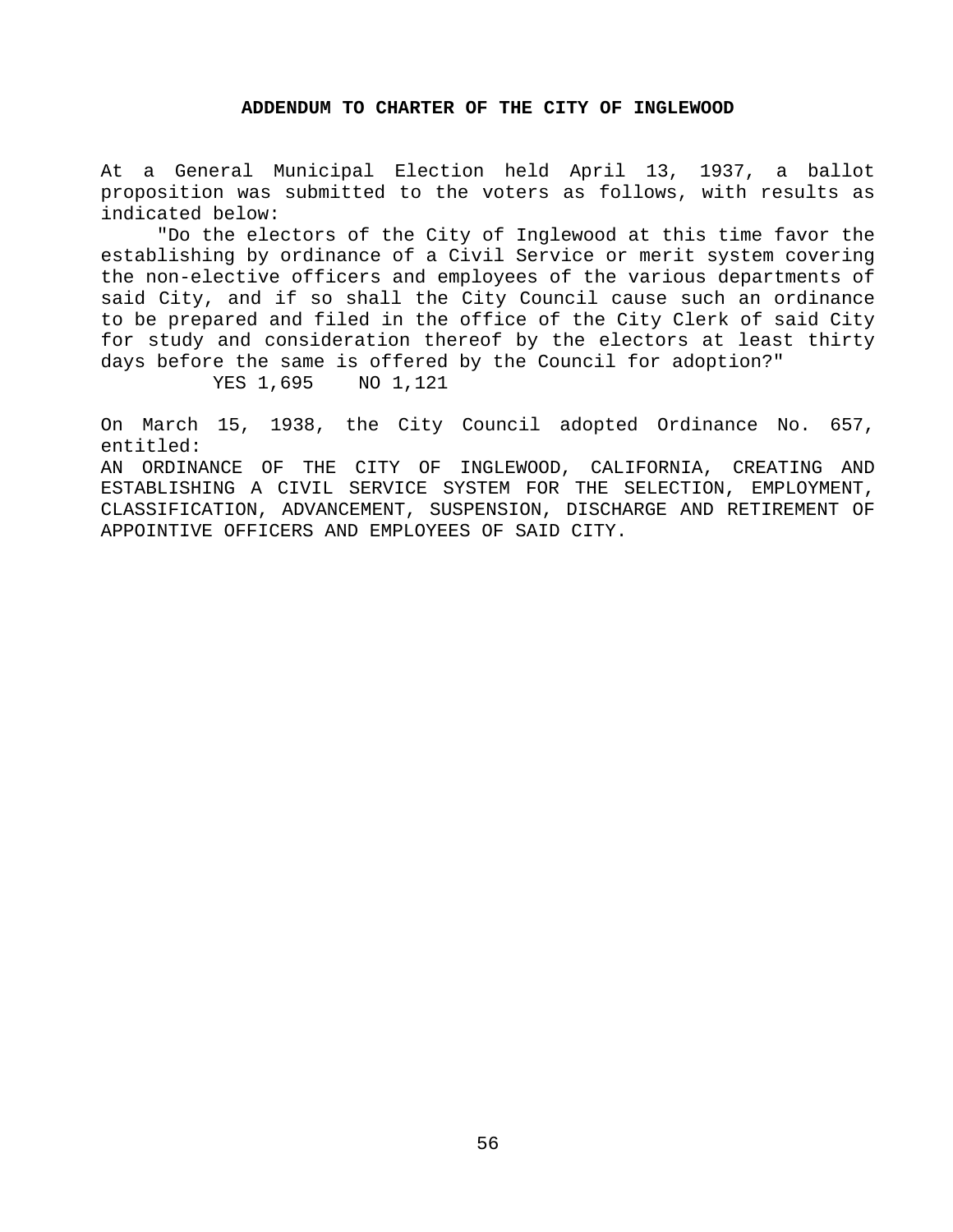## ADDENDUM TO CHARTER OF THE CITY OF INGLEWOOD

At a General Municipal Election held April 13, 1937, a ballot proposition was submitted to the voters as follows, with results as indicated below:

"Do the electors of the City of Inglewood at this time favor the establishing by ordinance of a Civil Service or merit system covering the non-elective officers and employees of the various departments of said City, and if so shall the City Council cause such an ordinance to be prepared and filed in the office of the City Clerk of said City for study and consideration thereof by the electors at least thirty days before the same is offered by the Council for adoption?"

YES 1,695    NO 1,121

On March 15, 1938, the City Council adopted Ordinance No. 657, entitled:

AN ORDINANCE OF THE CITY OF INGLEWOOD, CALIFORNIA, CREATING AND ESTABLISHING A CIVIL SERVICE SYSTEM FOR THE SELECTION, EMPLOYMENT, CLASSIFICATION, ADVANCEMENT, SUSPENSION, DISCHARGE AND RETIREMENT OF APPOINTIVE OFFICERS AND EMPLOYEES OF SAID CITY.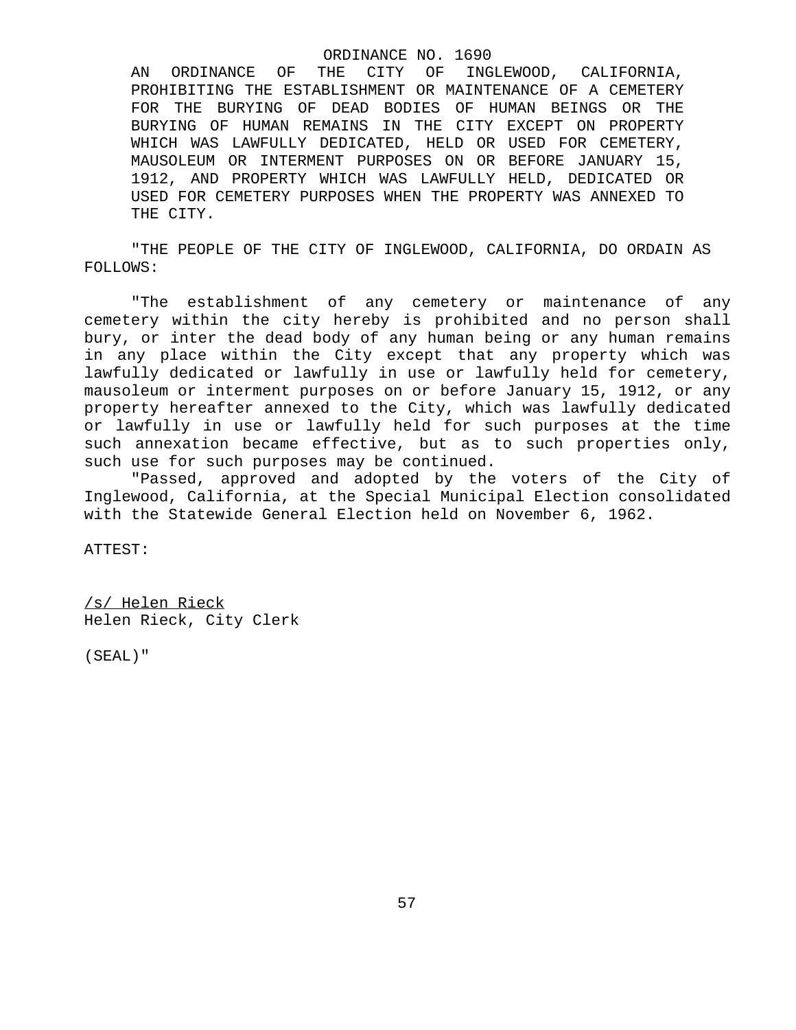ORDINANCE NO. 1690

AN ORDINANCE OF THE CITY OF INGLEWOOD, CALIFORNIA, PROHIBITING THE ESTABLISHMENT OR MAINTENANCE OF A CEMETERY FOR THE BURYING OF DEAD BODIES OF HUMAN BEINGS OR THE BURYING OF HUMAN REMAINS IN THE CITY EXCEPT ON PROPERTY WHICH WAS LAWFULLY DEDICATED, HELD OR USED FOR CEMETERY, MAUSOLEUM OR INTERMENT PURPOSES ON OR BEFORE JANUARY 15, 1912, AND PROPERTY WHICH WAS LAWFULLY HELD, DEDICATED OR USED FOR CEMETERY PURPOSES WHEN THE PROPERTY WAS ANNEXED TO THE CITY.

"THE PEOPLE OF THE CITY OF INGLEWOOD, CALIFORNIA, DO ORDAIN AS FOLLOWS:

"The establishment of any cemetery or maintenance of any cemetery within the city hereby is prohibited and no person shall bury, or inter the dead body of any human being or any human remains in any place within the City except that any property which was lawfully dedicated or lawfully in use or lawfully held for cemetery, mausoleum or interment purposes on or before January 15, 1912, or any property hereafter annexed to the City, which was lawfully dedicated or lawfully in use or lawfully held for such purposes at the time such annexation became effective, but as to such properties only, such use for such purposes may be continued.

"Passed, approved and adopted by the voters of the City of Inglewood, California, at the Special Municipal Election consolidated with the Statewide General Election held on November 6, 1962.

ATTEST:

/s/ Helen Rieck
Helen Rieck, City Clerk

(SEAL)"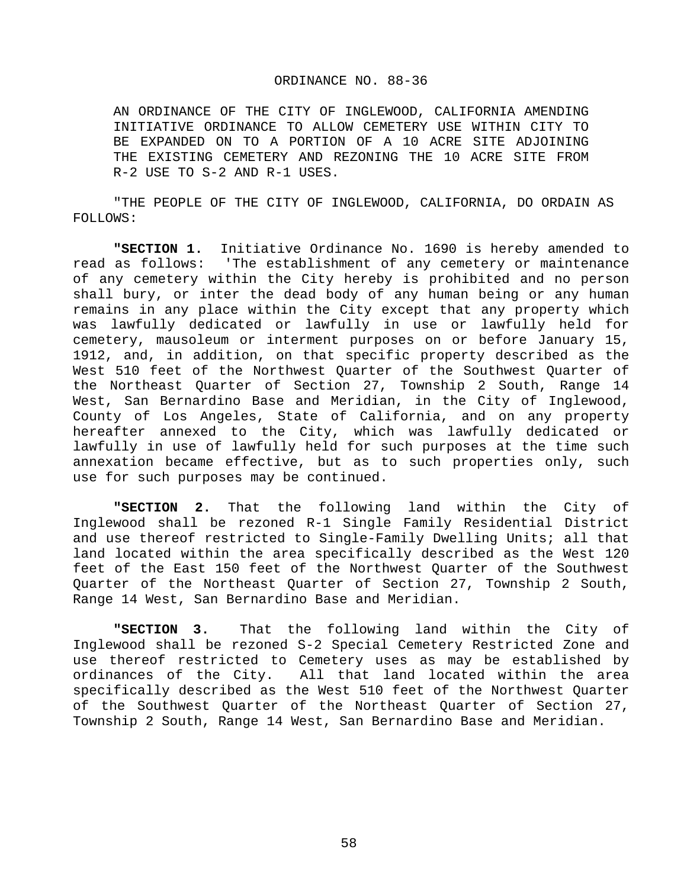ORDINANCE NO. 88-36

AN ORDINANCE OF THE CITY OF INGLEWOOD, CALIFORNIA AMENDING INITIATIVE ORDINANCE TO ALLOW CEMETERY USE WITHIN CITY TO BE EXPANDED ON TO A PORTION OF A 10 ACRE SITE ADJOINING THE EXISTING CEMETERY AND REZONING THE 10 ACRE SITE FROM R-2 USE TO S-2 AND R-1 USES.

"THE PEOPLE OF THE CITY OF INGLEWOOD, CALIFORNIA, DO ORDAIN AS FOLLOWS:

**"SECTION 1.** Initiative Ordinance No. 1690 is hereby amended to read as follows: 'The establishment of any cemetery or maintenance of any cemetery within the City hereby is prohibited and no person shall bury, or inter the dead body of any human being or any human remains in any place within the City except that any property which was lawfully dedicated or lawfully in use or lawfully held for cemetery, mausoleum or interment purposes on or before January 15, 1912, and, in addition, on that specific property described as the West 510 feet of the Northwest Quarter of the Southwest Quarter of the Northeast Quarter of Section 27, Township 2 South, Range 14 West, San Bernardino Base and Meridian, in the City of Inglewood, County of Los Angeles, State of California, and on any property hereafter annexed to the City, which was lawfully dedicated or lawfully in use of lawfully held for such purposes at the time such annexation became effective, but as to such properties only, such use for such purposes may be continued.

**"SECTION 2.** That the following land within the City of Inglewood shall be rezoned R-1 Single Family Residential District and use thereof restricted to Single-Family Dwelling Units; all that land located within the area specifically described as the West 120 feet of the East 150 feet of the Northwest Quarter of the Southwest Quarter of the Northeast Quarter of Section 27, Township 2 South, Range 14 West, San Bernardino Base and Meridian.

**"SECTION 3.** That the following land within the City of Inglewood shall be rezoned S-2 Special Cemetery Restricted Zone and use thereof restricted to Cemetery uses as may be established by ordinances of the City. All that land located within the area specifically described as the West 510 feet of the Northwest Quarter of the Southwest Quarter of the Northeast Quarter of Section 27, Township 2 South, Range 14 West, San Bernardino Base and Meridian.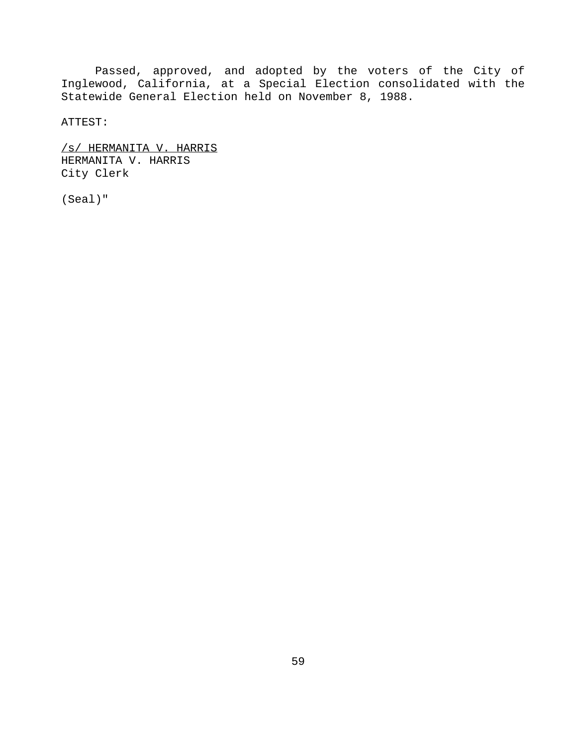Passed, approved, and adopted by the voters of the City of Inglewood, California, at a Special Election consolidated with the Statewide General Election held on November 8, 1988.

ATTEST:

/s/ HERMANITA V. HARRIS
HERMANITA V. HARRIS
City Clerk

(Seal)"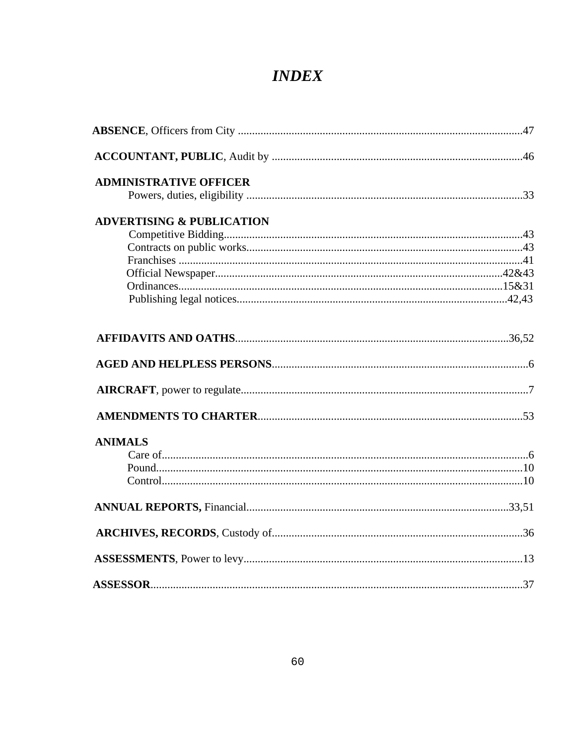# *INDEX*

**ABSENCE**, Officers from City ....................................................................................................47

**ACCOUNTANT, PUBLIC**, Audit by ........................................................................................46

**ADMINISTRATIVE OFFICER**

Powers, duties, eligibility .................................................................................................33

**ADVERTISING & PUBLICATION**

Competitive Bidding.........................................................................................................43
Contracts on public works.................................................................................................43
Franchises .........................................................................................................................41
Official Newspaper....................................................................................................42&43
Ordinances.................................................................................................................15&31
Publishing legal notices...............................................................................................42,43

**AFFIDAVITS AND OATHS**.................................................................................................36,52

**AGED AND HELPLESS PERSONS**..........................................................................................6

**AIRCRAFT**, power to regulate.....................................................................................................7

**AMENDMENTS TO CHARTER**.............................................................................................53

**ANIMALS**

Care of.................................................................................................................................6
Pound.................................................................................................................................10
Control...............................................................................................................................10

**ANNUAL REPORTS,** Financial.............................................................................................33,51

**ARCHIVES, RECORDS**, Custody of.........................................................................................36

**ASSESSMENTS**, Power to levy..................................................................................................13

**ASSESSOR**...................................................................................................................................37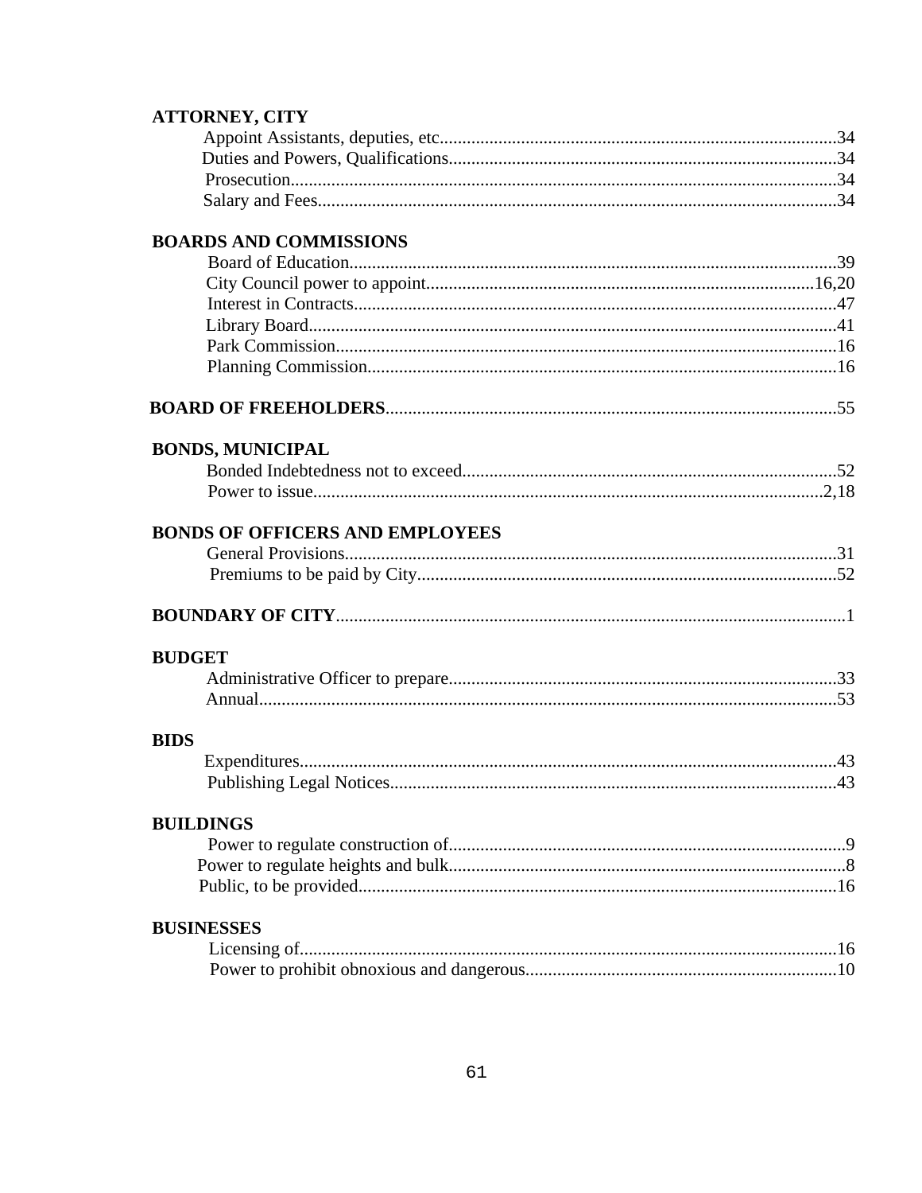**ATTORNEY, CITY**

Appoint Assistants, deputies, etc........................................................................................34
Duties and Powers, Qualifications......................................................................................34
Prosecution.........................................................................................................................34
Salary and Fees...................................................................................................................34

**BOARDS AND COMMISSIONS**

Board of Education............................................................................................................39
City Council power to appoint.......................................................................................16,20
Interest in Contracts...........................................................................................................47
Library Board.....................................................................................................................41
Park Commission...............................................................................................................16
Planning Commission........................................................................................................16

**BOARD OF FREEHOLDERS**...................................................................................................55

**BONDS, MUNICIPAL**

Bonded Indebtedness not to exceed...................................................................................52
Power to issue...................................................................................................................2,18

**BONDS OF OFFICERS AND EMPLOYEES**

General Provisions.............................................................................................................31
Premiums to be paid by City.............................................................................................52

**BOUNDARY OF CITY**...............................................................................................................1

**BUDGET**

Administrative Officer to prepare......................................................................................33
Annual................................................................................................................................53

**BIDS**

Expenditures.......................................................................................................................43
Publishing Legal Notices...................................................................................................43

**BUILDINGS**

Power to regulate construction of.......................................................................................9
Power to regulate heights and bulk......................................................................................8
Public, to be provided.........................................................................................................16

**BUSINESSES**

Licensing of.......................................................................................................................16
Power to prohibit obnoxious and dangerous.....................................................................10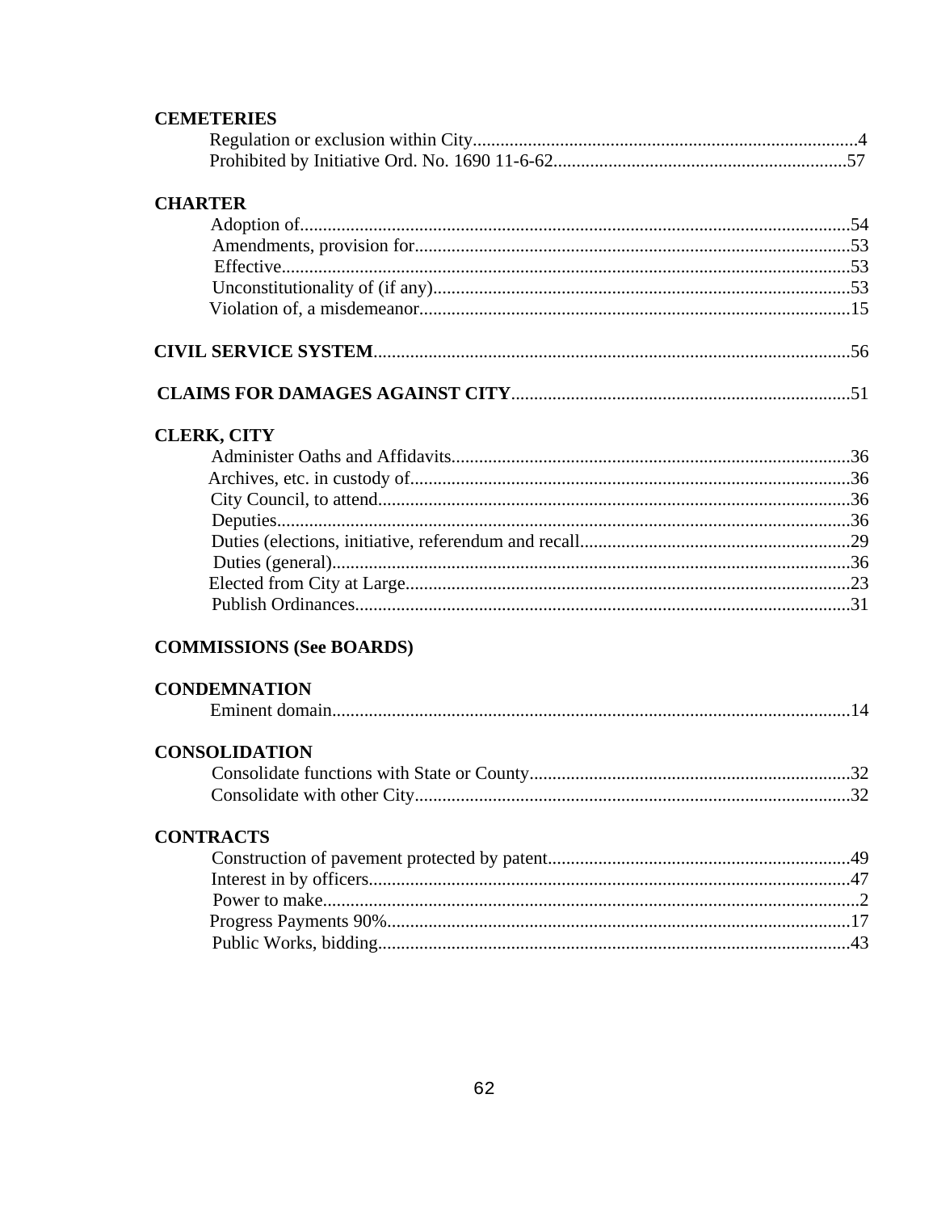**CEMETERIES**

Regulation or exclusion within City....................................................................................4
Prohibited by Initiative Ord. No. 1690 11-6-62................................................................57

**CHARTER**

Adoption of.........................................................................................................................54
Amendments, provision for...............................................................................................53
Effective.............................................................................................................................53
Unconstitutionality of (if any)............................................................................................53
Violation of, a misdemeanor..............................................................................................15

**CIVIL SERVICE SYSTEM**........................................................................................................56

**CLAIMS FOR DAMAGES AGAINST CITY**..........................................................................51

**CLERK, CITY**

Administer Oaths and Affidavits.......................................................................................36
Archives, etc. in custody of................................................................................................36
City Council, to attend.......................................................................................................36
Deputies.............................................................................................................................36
Duties (elections, initiative, referendum and recall............................................................29
Duties (general)..................................................................................................................36
Elected from City at Large.................................................................................................23
Publish Ordinances............................................................................................................31

**COMMISSIONS (See BOARDS)**

**CONDEMNATION**

Eminent domain.................................................................................................................14

**CONSOLIDATION**

Consolidate functions with State or County.......................................................................32
Consolidate with other City...............................................................................................32

**CONTRACTS**

Construction of pavement protected by patent..................................................................49
Interest in by officers..........................................................................................................47
Power to make.....................................................................................................................2
Progress Payments 90%.....................................................................................................17
Public Works, bidding........................................................................................................43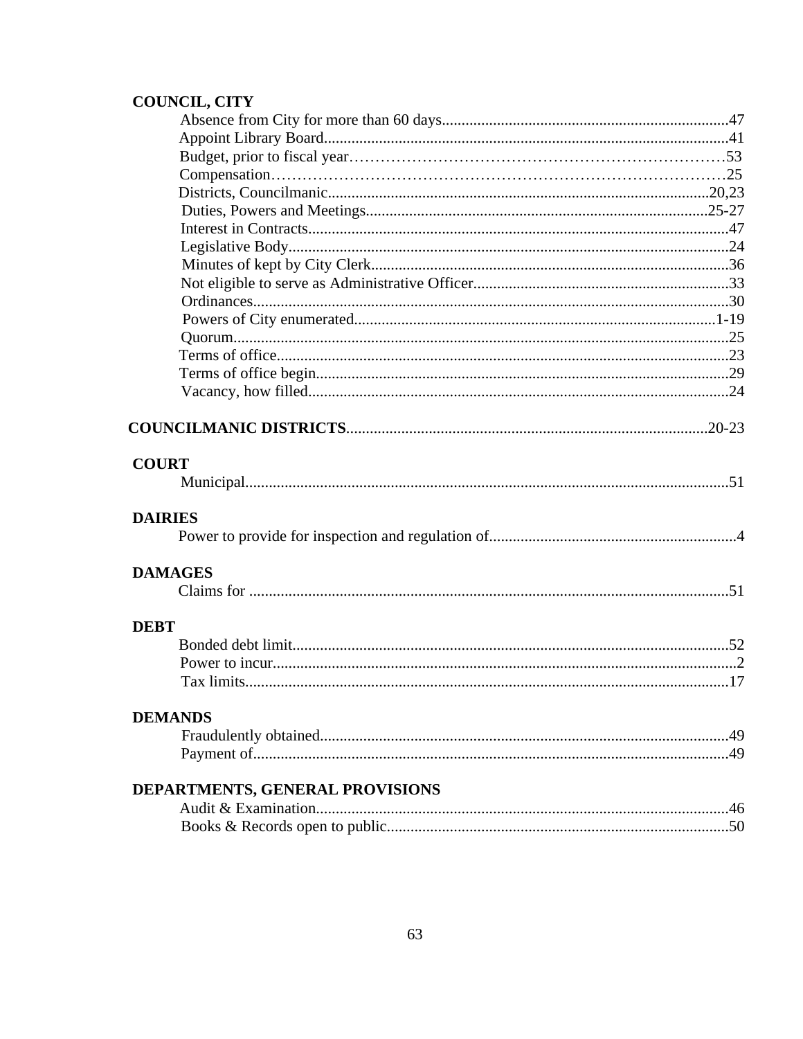**COUNCIL, CITY**

Absence from City for more than 60 days........................................................................47
Appoint Library Board......................................................................................................41
Budget, prior to fiscal year……………………………………………………………53
Compensation……………………………………………………………………………25
Districts, Councilmanic................................................................................................20,23
Duties, Powers and Meetings.......................................................................................25-27
Interest in Contracts...........................................................................................................47
Legislative Body................................................................................................................24
Minutes of kept by City Clerk...........................................................................................36
Not eligible to serve as Administrative Officer.................................................................33
Ordinances.........................................................................................................................30
Powers of City enumerated.............................................................................................1-19
Quorum..............................................................................................................................25
Terms of office...................................................................................................................23
Terms of office begin.........................................................................................................29
Vacancy, how filled...........................................................................................................24

**COUNCILMANIC DISTRICTS**............................................................................................20-23

**COURT**

Municipal...........................................................................................................................51

**DAIRIES**

Power to provide for inspection and regulation of...............................................................4

**DAMAGES**

Claims for ..........................................................................................................................51

**DEBT**

Bonded debt limit...............................................................................................................52
Power to incur......................................................................................................................2
Tax limits...........................................................................................................................17

**DEMANDS**

Fraudulently obtained........................................................................................................49
Payment of.........................................................................................................................49

**DEPARTMENTS, GENERAL PROVISIONS**

Audit & Examination.........................................................................................................46
Books & Records open to public.......................................................................................50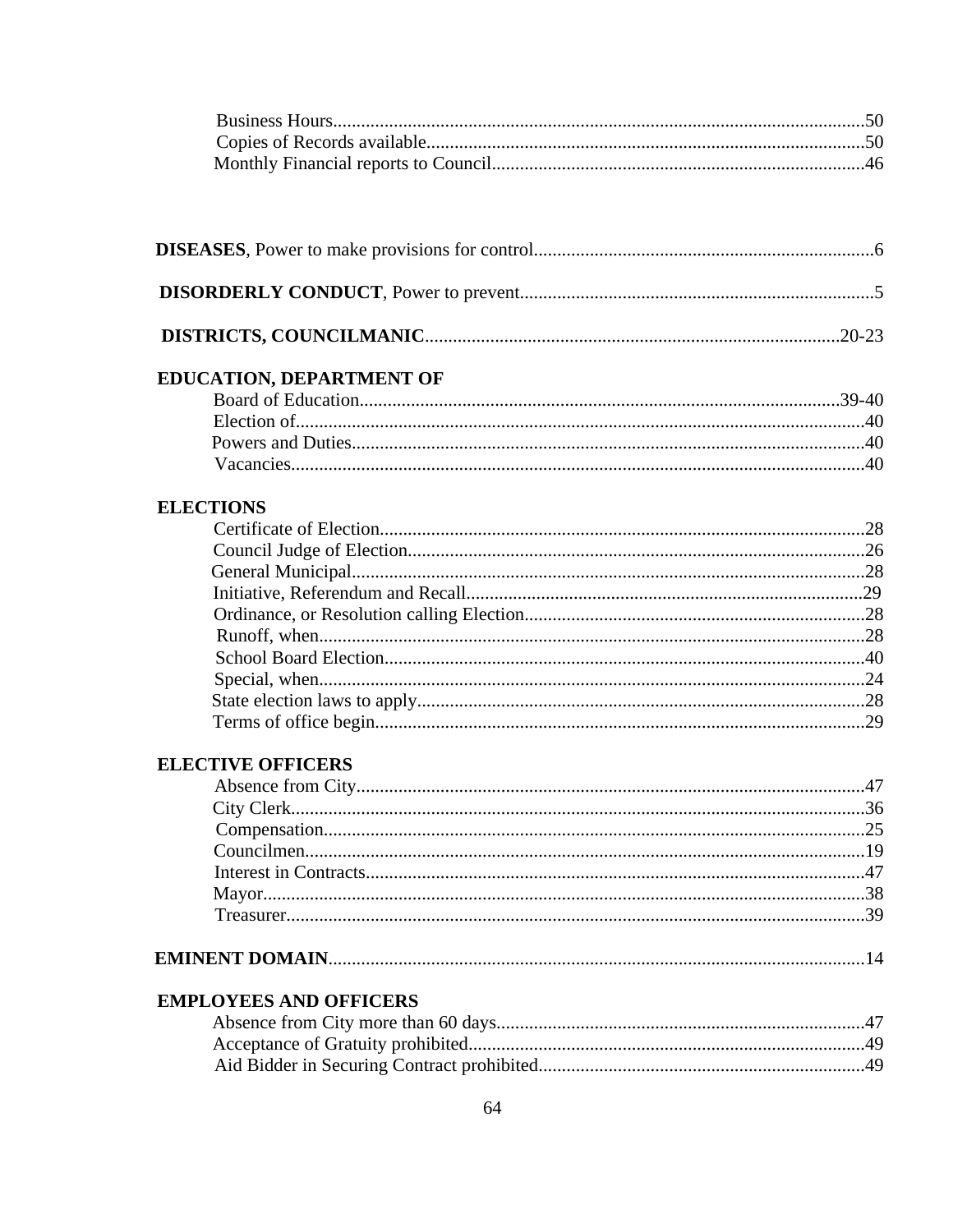Business Hours..........50
Copies of Records available..........50
Monthly Financial reports to Council..........46

**DISEASES**, Power to make provisions for control..........6

**DISORDERLY CONDUCT**, Power to prevent..........5

**DISTRICTS, COUNCILMANIC**..........20-23

**EDUCATION, DEPARTMENT OF**

Board of Education..........39-40
Election of..........40
Powers and Duties..........40
Vacancies..........40

**ELECTIONS**

Certificate of Election..........28
Council Judge of Election..........26
General Municipal..........28
Initiative, Referendum and Recall..........29
Ordinance, or Resolution calling Election..........28
Runoff, when..........28
School Board Election..........40
Special, when..........24
State election laws to apply..........28
Terms of office begin..........29

**ELECTIVE OFFICERS**

Absence from City..........47
City Clerk..........36
Compensation..........25
Councilmen..........19
Interest in Contracts..........47
Mayor..........38
Treasurer..........39

**EMINENT DOMAIN**..........14

**EMPLOYEES AND OFFICERS**

Absence from City more than 60 days..........47
Acceptance of Gratuity prohibited..........49
Aid Bidder in Securing Contract prohibited..........49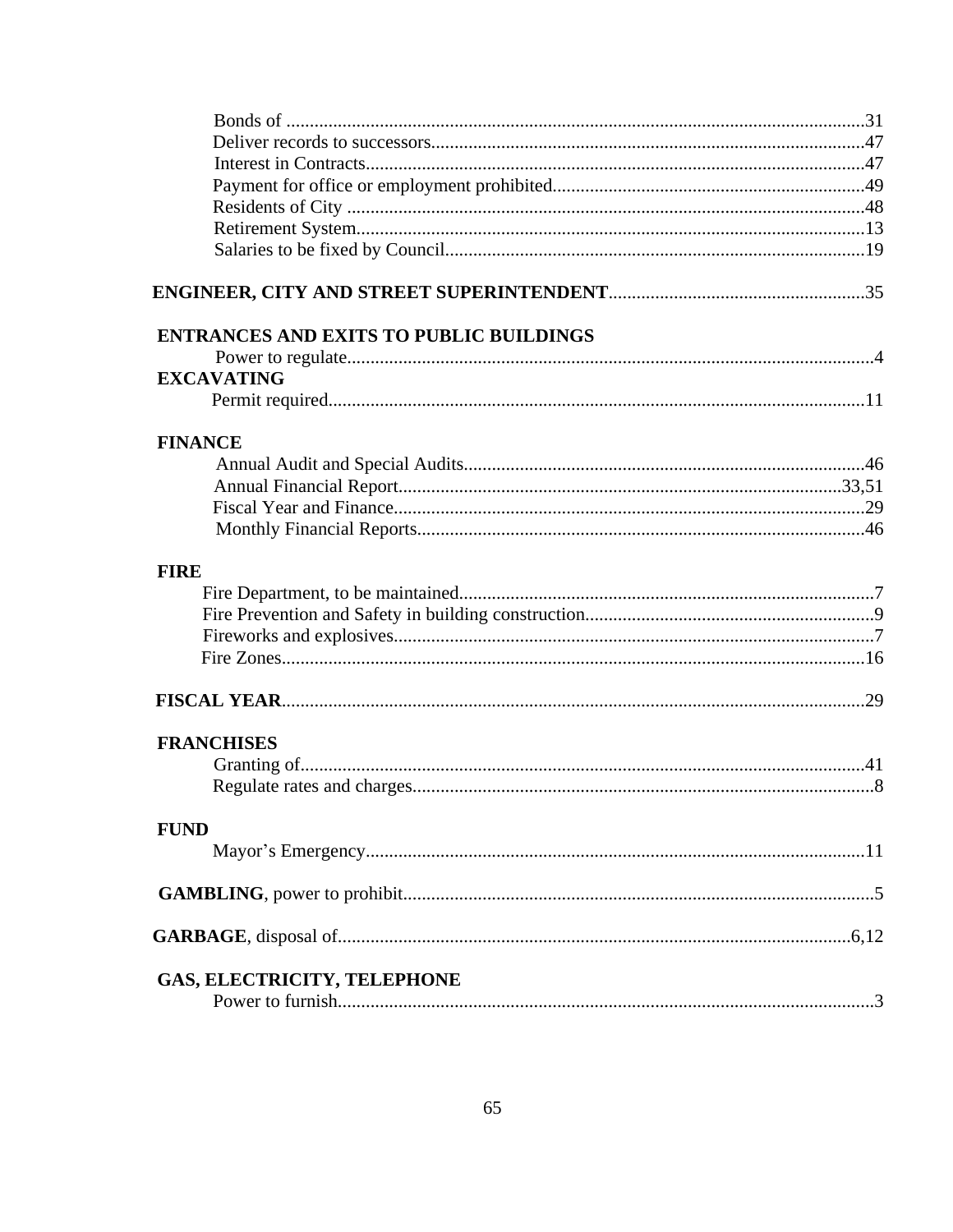Bonds of ....31
Deliver records to successors....47
Interest in Contracts....47
Payment for office or employment prohibited....49
Residents of City ....48
Retirement System....13
Salaries to be fixed by Council....19

**ENGINEER, CITY AND STREET SUPERINTENDENT**....35

**ENTRANCES AND EXITS TO PUBLIC BUILDINGS**
Power to regulate....4

**EXCAVATING**
Permit required....11

**FINANCE**
Annual Audit and Special Audits....46
Annual Financial Report....33,51
Fiscal Year and Finance....29
Monthly Financial Reports....46

**FIRE**
Fire Department, to be maintained....7
Fire Prevention and Safety in building construction....9
Fireworks and explosives....7
Fire Zones....16

**FISCAL YEAR**....29

**FRANCHISES**
Granting of....41
Regulate rates and charges....8

**FUND**
Mayor's Emergency....11

**GAMBLING**, power to prohibit....5

**GARBAGE**, disposal of....6,12

**GAS, ELECTRICITY, TELEPHONE**
Power to furnish....3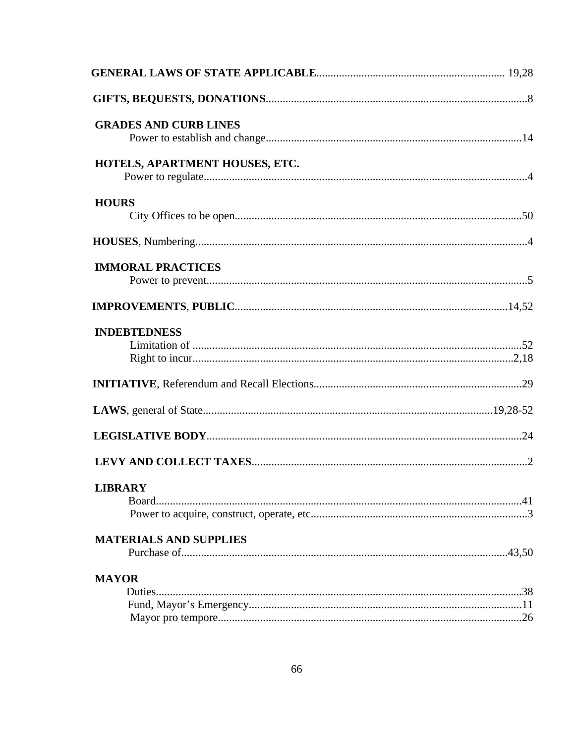**GENERAL LAWS OF STATE APPLICABLE**.................................................................. 19,28

**GIFTS, BEQUESTS, DONATIONS**............................................................................................8

**GRADES AND CURB LINES**

Power to establish and change..........................................................................................14

**HOTELS, APARTMENT HOUSES, ETC.**

Power to regulate..................................................................................................................4

**HOURS**

City Offices to be open.....................................................................................................50

**HOUSES**, Numbering.....................................................................................................................4

**IMMORAL PRACTICES**

Power to prevent.................................................................................................................5

**IMPROVEMENTS**, **PUBLIC**................................................................................................14,52

**INDEBTEDNESS**

Limitation of ....................................................................................................................52

Right to incur..................................................................................................................2,18

**INITIATIVE**, Referendum and Recall Elections.........................................................................29

**LAWS**, general of State....................................................................................................19,28-52

**LEGISLATIVE BODY**...............................................................................................................24

**LEVY AND COLLECT TAXES**.................................................................................................2

**LIBRARY**

Board.................................................................................................................................41

Power to acquire, construct, operate, etc............................................................................3

**MATERIALS AND SUPPLIES**

Purchase of...................................................................................................................43,50

**MAYOR**

Duties.................................................................................................................................38

Fund, Mayor's Emergency................................................................................................11

Mayor pro tempore...........................................................................................................26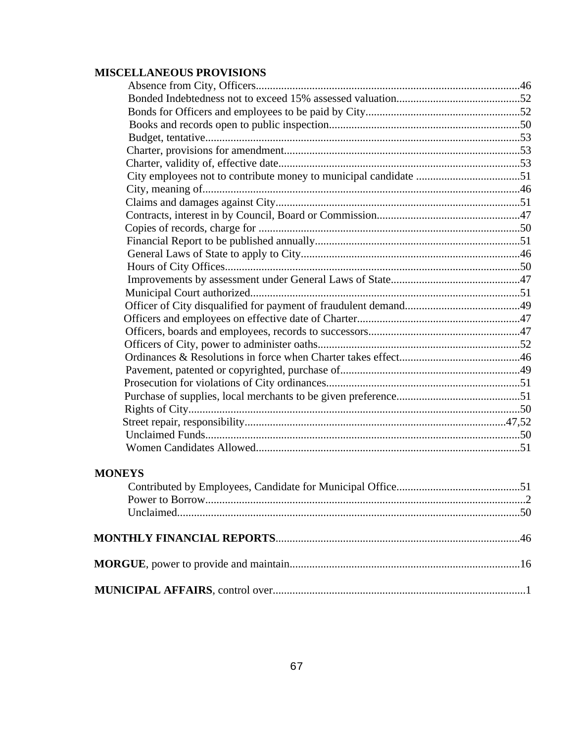**MISCELLANEOUS PROVISIONS**

- Absence from City, Officers....46
- Bonded Indebtedness not to exceed 15% assessed valuation....52
- Bonds for Officers and employees to be paid by City....52
- Books and records open to public inspection....50
- Budget, tentative....53
- Charter, provisions for amendment....53
- Charter, validity of, effective date....53
- City employees not to contribute money to municipal candidate....51
- City, meaning of....46
- Claims and damages against City....51
- Contracts, interest in by Council, Board or Commission....47
- Copies of records, charge for....50
- Financial Report to be published annually....51
- General Laws of State to apply to City....46
- Hours of City Offices....50
- Improvements by assessment under General Laws of State....47
- Municipal Court authorized....51
- Officer of City disqualified for payment of fraudulent demand....49
- Officers and employees on effective date of Charter....47
- Officers, boards and employees, records to successors....47
- Officers of City, power to administer oaths....52
- Ordinances & Resolutions in force when Charter takes effect....46
- Pavement, patented or copyrighted, purchase of....49
- Prosecution for violations of City ordinances....51
- Purchase of supplies, local merchants to be given preference....51
- Rights of City....50
- Street repair, responsibility....47,52
- Unclaimed Funds....50
- Women Candidates Allowed....51

**MONEYS**

- Contributed by Employees, Candidate for Municipal Office....51
- Power to Borrow....2
- Unclaimed....50

**MONTHLY FINANCIAL REPORTS**....46

**MORGUE**, power to provide and maintain....16

**MUNICIPAL AFFAIRS**, control over....1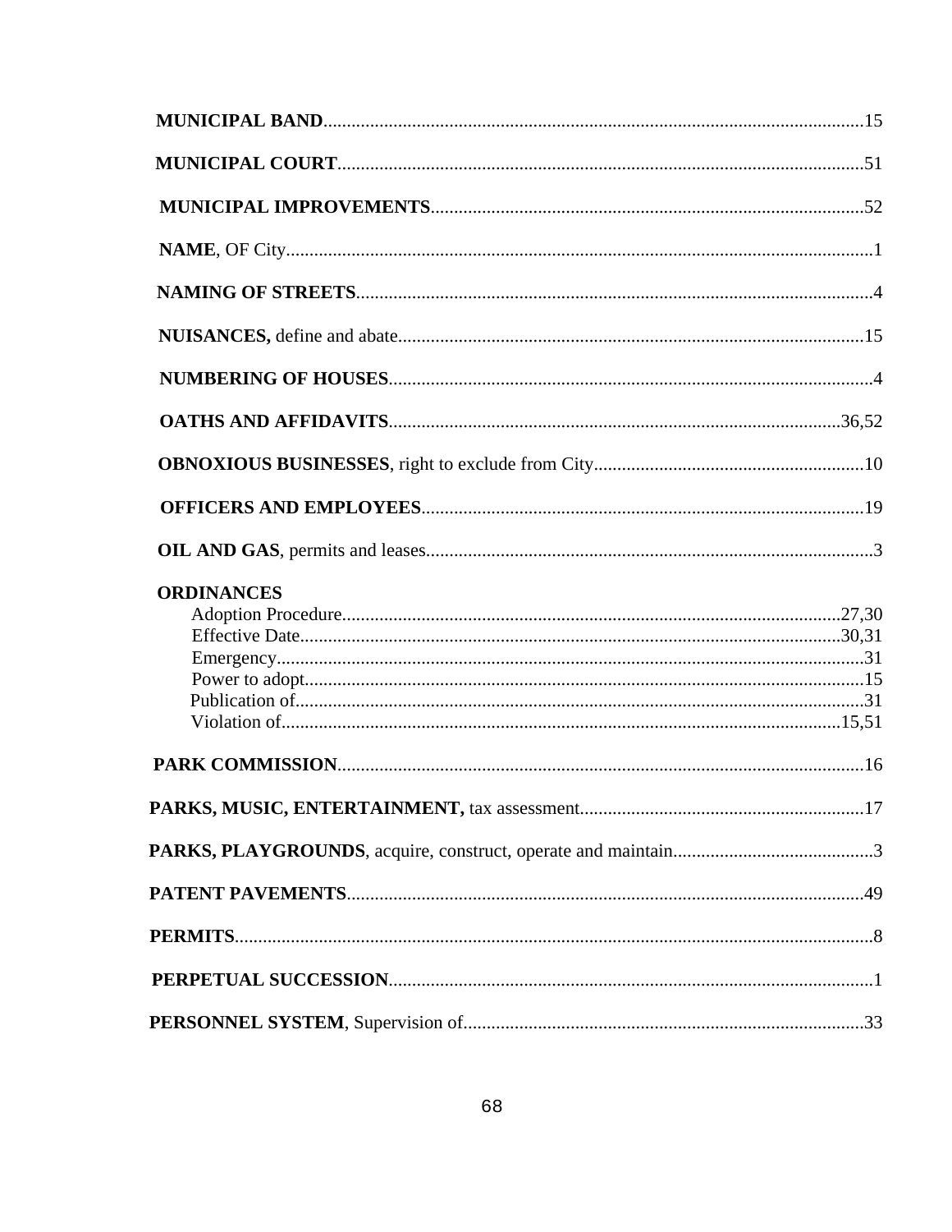**MUNICIPAL BAND**..........................................................................................................15

**MUNICIPAL COURT**......................................................................................................51

**MUNICIPAL IMPROVEMENTS**...................................................................................52

**NAME**, OF City.................................................................................................................1

**NAMING OF STREETS**...................................................................................................4

**NUISANCES,** define and abate........................................................................................15

**NUMBERING OF HOUSES**.............................................................................................4

**OATHS AND AFFIDAVITS**....................................................................................36,52

**OBNOXIOUS BUSINESSES**, right to exclude from City...............................................10

**OFFICERS AND EMPLOYEES**.....................................................................................19

**OIL AND GAS**, permits and leases.....................................................................................3

**ORDINANCES**

- Adoption Procedure.............................................................................................27,30
- Effective Date.......................................................................................................30,31
- Emergency...................................................................................................................31
- Power to adopt.............................................................................................................15
- Publication of...............................................................................................................31
- Violation of...............................................................................................................15,51

**PARK COMMISSION**........................................................................................................16

**PARKS, MUSIC, ENTERTAINMENT,** tax assessment.....................................................17

**PARKS, PLAYGROUNDS**, acquire, construct, operate and maintain....................................3

**PATENT PAVEMENTS**......................................................................................................49

**PERMITS**.................................................................................................................................8

**PERPETUAL SUCCESSION**................................................................................................1

**PERSONNEL SYSTEM**, Supervision of............................................................................33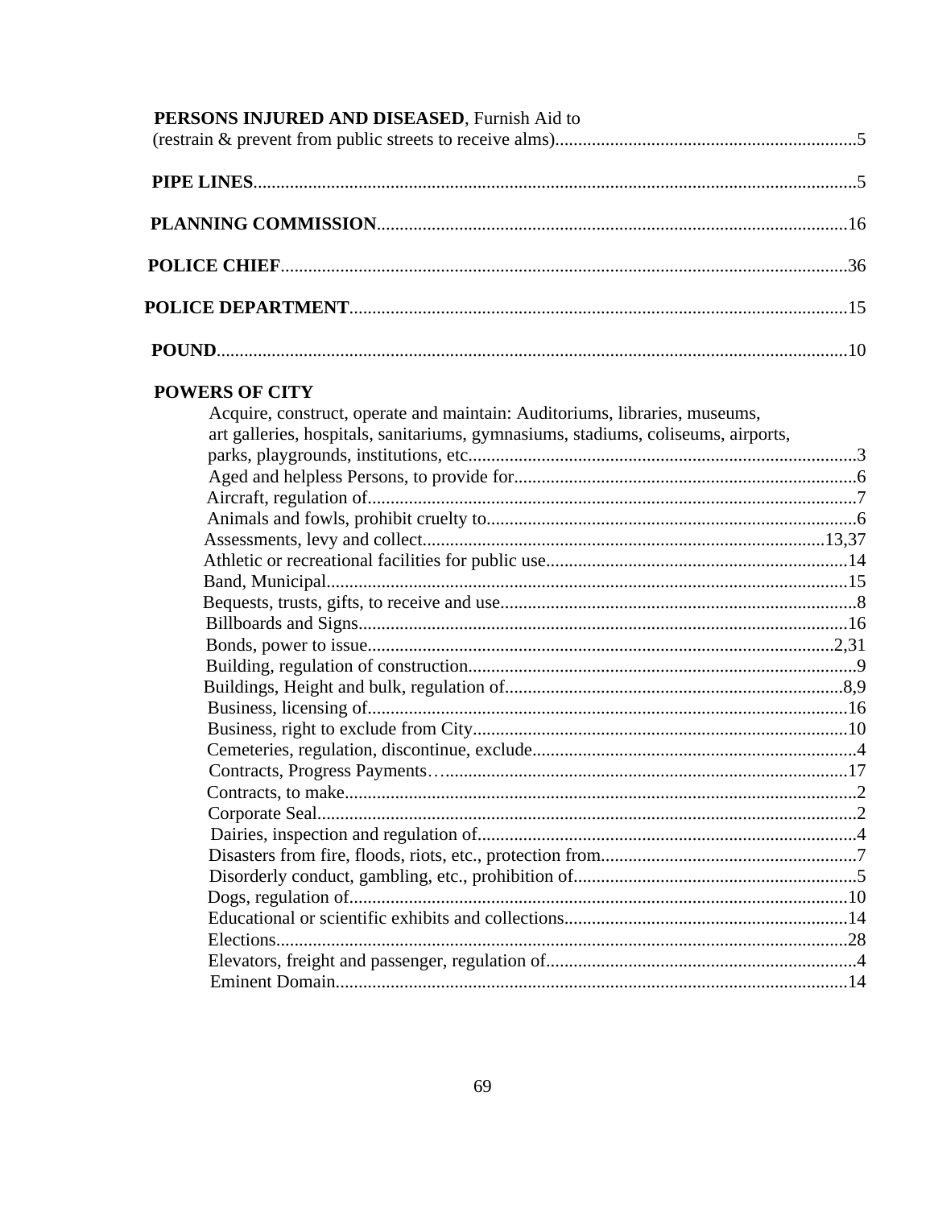**PERSONS INJURED AND DISEASED**, Furnish Aid to (restrain & prevent from public streets to receive alms)....................5

**PIPE LINES**....................5

**PLANNING COMMISSION**....................16

**POLICE CHIEF**....................36

**POLICE DEPARTMENT**....................15

**POUND**....................10

**POWERS OF CITY**

- Acquire, construct, operate and maintain: Auditoriums, libraries, museums, art galleries, hospitals, sanitariums, gymnasiums, stadiums, coliseums, airports, parks, playgrounds, institutions, etc....................3
- Aged and helpless Persons, to provide for....................6
- Aircraft, regulation of....................7
- Animals and fowls, prohibit cruelty to....................6
- Assessments, levy and collect....................13,37
- Athletic or recreational facilities for public use....................14
- Band, Municipal....................15
- Bequests, trusts, gifts, to receive and use....................8
- Billboards and Signs....................16
- Bonds, power to issue....................2,31
- Building, regulation of construction....................9
- Buildings, Height and bulk, regulation of....................8,9
- Business, licensing of....................16
- Business, right to exclude from City....................10
- Cemeteries, regulation, discontinue, exclude....................4
- Contracts, Progress Payments…....................17
- Contracts, to make....................2
- Corporate Seal....................2
- Dairies, inspection and regulation of....................4
- Disasters from fire, floods, riots, etc., protection from....................7
- Disorderly conduct, gambling, etc., prohibition of....................5
- Dogs, regulation of....................10
- Educational or scientific exhibits and collections....................14
- Elections....................28
- Elevators, freight and passenger, regulation of....................4
- Eminent Domain....................14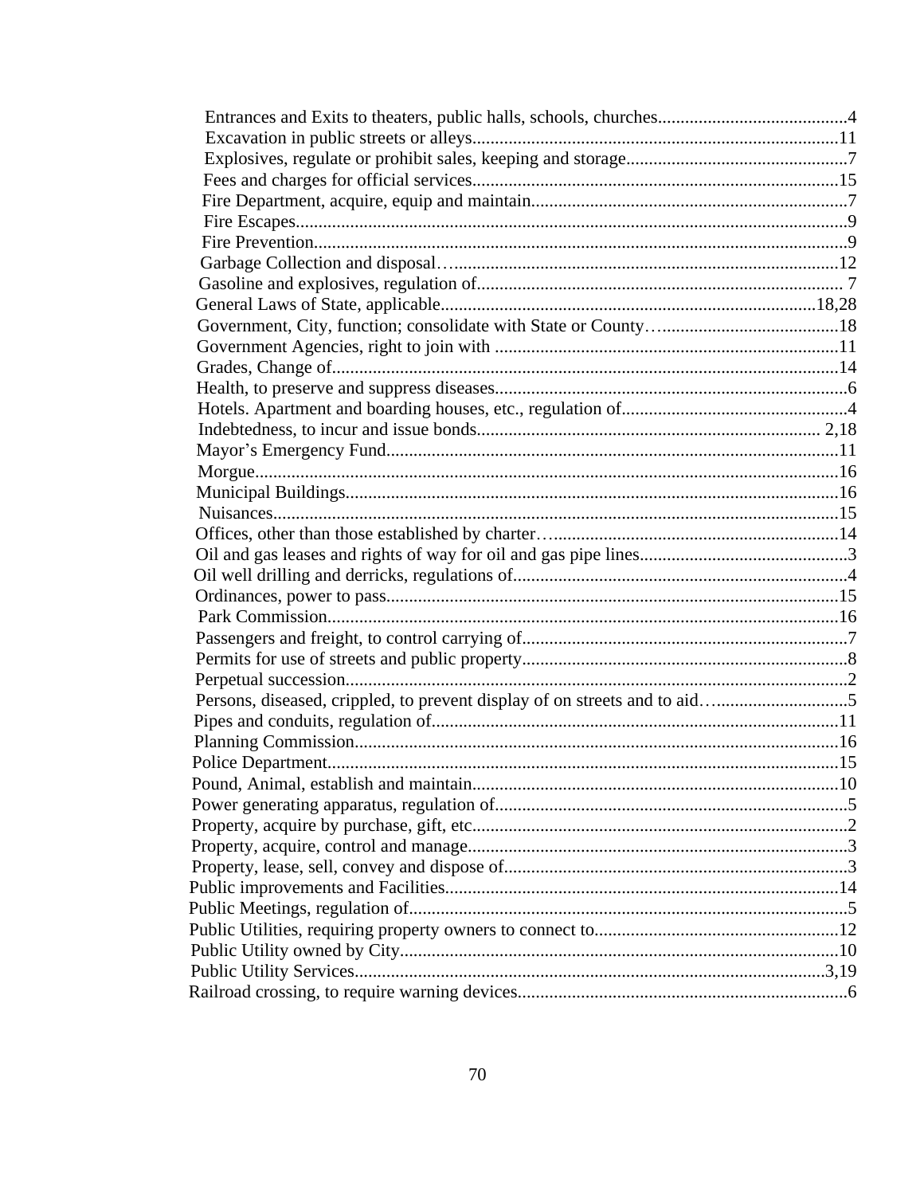Entrances and Exits to theaters, public halls, schools, churches..........................................4
Excavation in public streets or alleys.................................................................................11
Explosives, regulate or prohibit sales, keeping and storage.................................................7
Fees and charges for official services.................................................................................15
Fire Department, acquire, equip and maintain.....................................................................7
Fire Escapes.........................................................................................................................9
Fire Prevention.....................................................................................................................9
Garbage Collection and disposal…......................................................................................12
Gasoline and explosives, regulation of................................................................................ 7
General Laws of State, applicable...................................................................................18,28
Government, City, function; consolidate with State or County…........................................18
Government Agencies, right to join with ...........................................................................11
Grades, Change of...............................................................................................................14
Health, to preserve and suppress diseases.............................................................................6
Hotels. Apartment and boarding houses, etc., regulation of.................................................4
Indebtedness, to incur and issue bonds........................................................................... 2,18
Mayor's Emergency Fund...................................................................................................11
Morgue................................................................................................................................16
Municipal Buildings............................................................................................................16
Nuisances............................................................................................................................15
Offices, other than those established by charter…...............................................................14
Oil and gas leases and rights of way for oil and gas pipe lines.............................................3
Oil well drilling and derricks, regulations of.........................................................................4
Ordinances, power to pass...................................................................................................15
Park Commission................................................................................................................16
Passengers and freight, to control carrying of.......................................................................7
Permits for use of streets and public property.......................................................................8
Perpetual succession.............................................................................................................2
Persons, diseased, crippled, to prevent display of on streets and to aid…..............................5
Pipes and conduits, regulation of..........................................................................................11
Planning Commission..........................................................................................................16
Police Department................................................................................................................15
Pound, Animal, establish and maintain.................................................................................10
Power generating apparatus, regulation of.............................................................................5
Property, acquire by purchase, gift, etc..................................................................................2
Property, acquire, control and manage...................................................................................3
Property, lease, sell, convey and dispose of...........................................................................3
Public improvements and Facilities.......................................................................................14
Public Meetings, regulation of................................................................................................5
Public Utilities, requiring property owners to connect to......................................................12
Public Utility owned by City.................................................................................................10
Public Utility Services........................................................................................................3,19
Railroad crossing, to require warning devices........................................................................6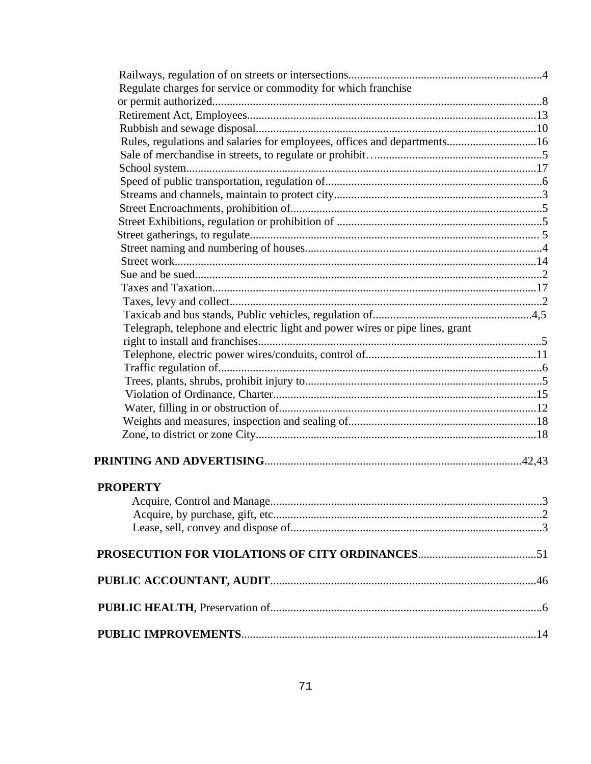Railways, regulation of on streets or intersections....................................................................4
Regulate charges for service or commodity for which franchise
or permit authorized...................................................................................................................8
Retirement Act, Employees.....................................................................................................13
Rubbish and sewage disposal..................................................................................................10
Rules, regulations and salaries for employees, offices and departments...............................16
Sale of merchandise in streets, to regulate or prohibit…..........................................................5
School system..........................................................................................................................17
Speed of public transportation, regulation of...........................................................................6
Streams and channels, maintain to protect city........................................................................3
Street Encroachments, prohibition of.......................................................................................5
Street Exhibitions, regulation or prohibition of .......................................................................5
Street gatherings, to regulate.................................................................................................... 5
Street naming and numbering of houses..................................................................................4
Street work..............................................................................................................................14
Sue and be sued.........................................................................................................................2
Taxes and Taxation.................................................................................................................17
Taxes, levy and collect..............................................................................................................2
Taxicab and bus stands, Public vehicles, regulation of.......................................................4,5
Telegraph, telephone and electric light and power wires or pipe lines, grant
right to install and franchises....................................................................................................5
Telephone, electric power wires/conduits, control of.............................................................11
Traffic regulation of...................................................................................................................6
Trees, plants, shrubs, prohibit injury to....................................................................................5
Violation of Ordinance, Charter..............................................................................................15
Water, filling in or obstruction of...........................................................................................12
Weights and measures, inspection and sealing of..................................................................18
Zone, to district or zone City...................................................................................................18

**PRINTING AND ADVERTISING**.........................................................................................42,43

**PROPERTY**

Acquire, Control and Manage...............................................................................................3
Acquire, by purchase, gift, etc..............................................................................................2
Lease, sell, convey and dispose of........................................................................................3

**PROSECUTION FOR VIOLATIONS OF CITY ORDINANCES**.........................................51

**PUBLIC ACCOUNTANT, AUDIT**..........................................................................................46

**PUBLIC HEALTH**, Preservation of............................................................................................6

**PUBLIC IMPROVEMENTS**.....................................................................................................14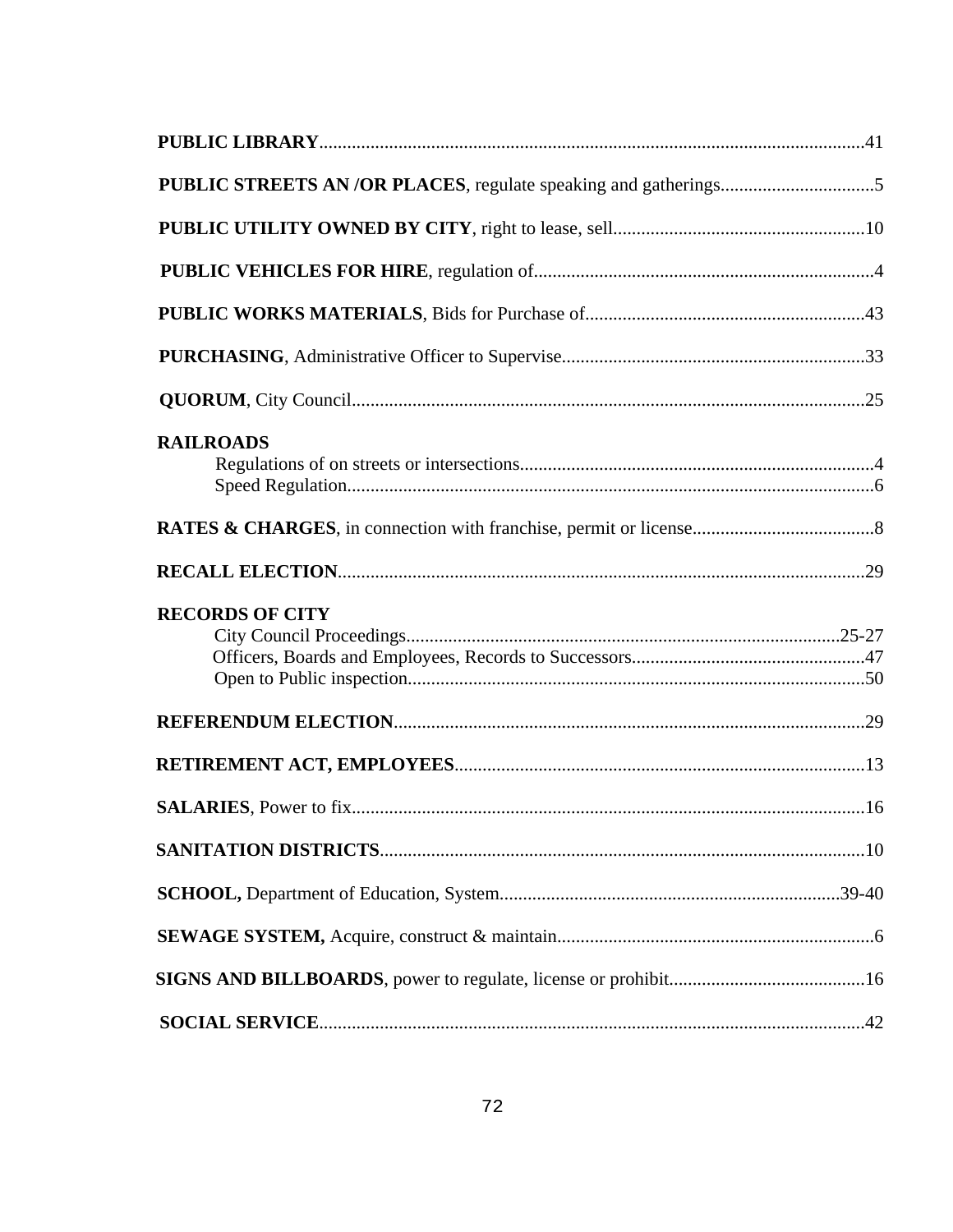**PUBLIC LIBRARY**.....................................................................................................................41

**PUBLIC STREETS AN /OR PLACES**, regulate speaking and gatherings.................................5

**PUBLIC UTILITY OWNED BY CITY**, right to lease, sell......................................................10

**PUBLIC VEHICLES FOR HIRE**, regulation of.........................................................................4

**PUBLIC WORKS MATERIALS**, Bids for Purchase of............................................................43

**PURCHASING**, Administrative Officer to Supervise.................................................................33

**QUORUM**, City Council.............................................................................................................25

**RAILROADS**
- Regulations of on streets or intersections............................................................................4
- Speed Regulation.................................................................................................................6

**RATES & CHARGES**, in connection with franchise, permit or license.......................................8

**RECALL ELECTION**.................................................................................................................29

**RECORDS OF CITY**
- City Council Proceedings.............................................................................................25-27
- Officers, Boards and Employees, Records to Successors..................................................47
- Open to Public inspection.................................................................................................50

**REFERENDUM ELECTION**.....................................................................................................29

**RETIREMENT ACT, EMPLOYEES**........................................................................................13

**SALARIES**, Power to fix.............................................................................................................16

**SANITATION DISTRICTS**........................................................................................................10

**SCHOOL,** Department of Education, System.........................................................................39-40

**SEWAGE SYSTEM,** Acquire, construct & maintain....................................................................6

**SIGNS AND BILLBOARDS**, power to regulate, license or prohibit..........................................16

**SOCIAL SERVICE**.....................................................................................................................42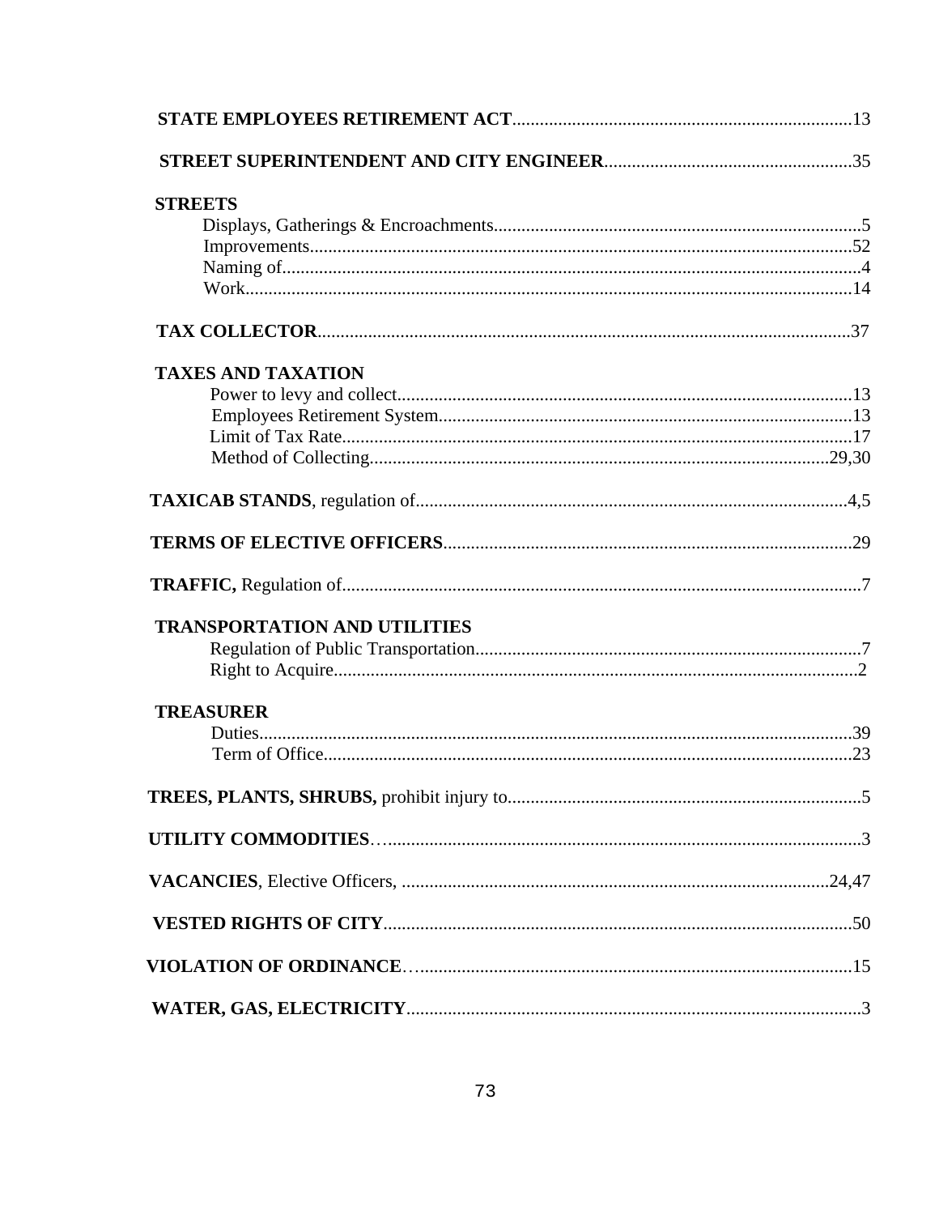**STATE EMPLOYEES RETIREMENT ACT**..........................................................................13

**STREET SUPERINTENDENT AND CITY ENGINEER**......................................................35

**STREETS**

Displays, Gatherings & Encroachments..............................................................................5
Improvements......................................................................................................................52
Naming of.............................................................................................................................4
Work....................................................................................................................................14

**TAX COLLECTOR**...................................................................................................................37

**TAXES AND TAXATION**

Power to levy and collect..................................................................................................13
Employees Retirement System..........................................................................................13
Limit of Tax Rate..............................................................................................................17
Method of Collecting....................................................................................................29,30

**TAXICAB STANDS**, regulation of.............................................................................................4,5

**TERMS OF ELECTIVE OFFICERS**.........................................................................................29

**TRAFFIC,** Regulation of.................................................................................................................7

**TRANSPORTATION AND UTILITIES**

Regulation of Public Transportation....................................................................................7
Right to Acquire..................................................................................................................2

**TREASURER**

Duties..................................................................................................................................39
Term of Office....................................................................................................................23

**TREES, PLANTS, SHRUBS,** prohibit injury to.............................................................................5

**UTILITY COMMODITIES**…......................................................................................................3

**VACANCIES**, Elective Officers, ..............................................................................................24,47

**VESTED RIGHTS OF CITY**......................................................................................................50

**VIOLATION OF ORDINANCE**…..............................................................................................15

**WATER, GAS, ELECTRICITY**...................................................................................................3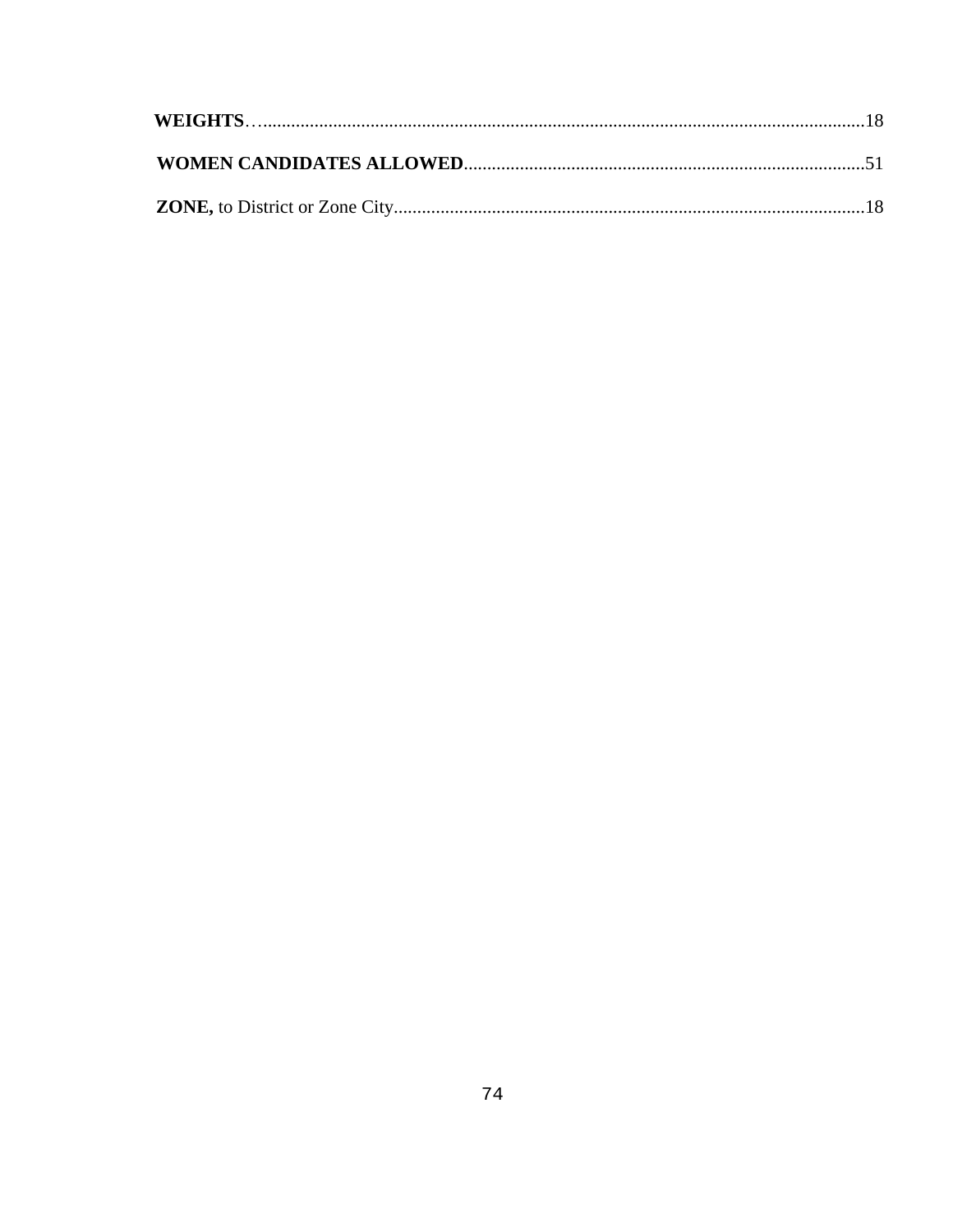**WEIGHTS**…...............................................................................................................................18

**WOMEN CANDIDATES ALLOWED**......................................................................................51

**ZONE,** to District or Zone City.....................................................................................................18